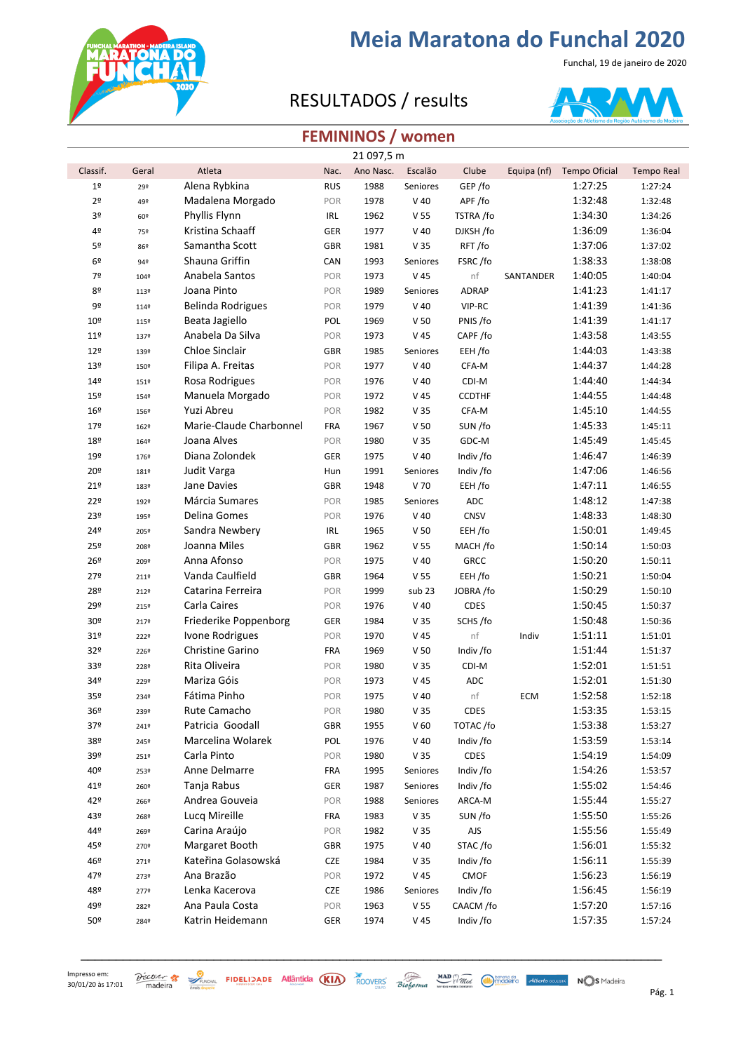# Meia Maratona do Funchal 2020

Funchal, 19 de janeiro de 2020

## RESULTADOS / results

## FEMININOS / women

21 097,5 m

| Classif. | Geral | Atleta | Nac. | Ano Nasc. | Escalão | Clube | Equipa (nf) | Tempo Oficial | Tempo Real |
|---|---|---|---|---|---|---|---|---|---|
| 1º | 29º | Alena Rybkina | RUS | 1988 | Seniores | GEP /fo | | 1:27:25 | 1:27:24 |
| 2º | 49º | Madalena Morgado | POR | 1978 | V 40 | APF /fo | | 1:32:48 | 1:32:48 |
| 3º | 60º | Phyllis Flynn | IRL | 1962 | V 55 | TSTRA /fo | | 1:34:30 | 1:34:26 |
| 4º | 75º | Kristina Schaaff | GER | 1977 | V 40 | DJKSH /fo | | 1:36:09 | 1:36:04 |
| 5º | 86º | Samantha Scott | GBR | 1981 | V 35 | RFT /fo | | 1:37:06 | 1:37:02 |
| 6º | 94º | Shauna Griffin | CAN | 1993 | Seniores | FSRC /fo | | 1:38:33 | 1:38:08 |
| 7º | 104º | Anabela Santos | POR | 1973 | V 45 | nf | SANTANDER | 1:40:05 | 1:40:04 |
| 8º | 113º | Joana Pinto | POR | 1989 | Seniores | ADRAP | | 1:41:23 | 1:41:17 |
| 9º | 114º | Belinda Rodrigues | POR | 1979 | V 40 | VIP-RC | | 1:41:39 | 1:41:36 |
| 10º | 115º | Beata Jagiello | POL | 1969 | V 50 | PNIS /fo | | 1:41:39 | 1:41:17 |
| 11º | 137º | Anabela Da Silva | POR | 1973 | V 45 | CAPF /fo | | 1:43:58 | 1:43:55 |
| 12º | 139º | Chloe Sinclair | GBR | 1985 | Seniores | EEH /fo | | 1:44:03 | 1:43:38 |
| 13º | 150º | Filipa A. Freitas | POR | 1977 | V 40 | CFA-M | | 1:44:37 | 1:44:28 |
| 14º | 151º | Rosa Rodrigues | POR | 1976 | V 40 | CDI-M | | 1:44:40 | 1:44:34 |
| 15º | 154º | Manuela Morgado | POR | 1972 | V 45 | CCDTHF | | 1:44:55 | 1:44:48 |
| 16º | 156º | Yuzi Abreu | POR | 1982 | V 35 | CFA-M | | 1:45:10 | 1:44:55 |
| 17º | 162º | Marie-Claude Charbonnel | FRA | 1967 | V 50 | SUN /fo | | 1:45:33 | 1:45:11 |
| 18º | 164º | Joana Alves | POR | 1980 | V 35 | GDC-M | | 1:45:49 | 1:45:45 |
| 19º | 176º | Diana Zolondek | GER | 1975 | V 40 | Indiv /fo | | 1:46:47 | 1:46:39 |
| 20º | 181º | Judit Varga | Hun | 1991 | Seniores | Indiv /fo | | 1:47:06 | 1:46:56 |
| 21º | 183º | Jane Davies | GBR | 1948 | V 70 | EEH /fo | | 1:47:11 | 1:46:55 |
| 22º | 192º | Márcia Sumares | POR | 1985 | Seniores | ADC | | 1:48:12 | 1:47:38 |
| 23º | 195º | Delina Gomes | POR | 1976 | V 40 | CNSV | | 1:48:33 | 1:48:30 |
| 24º | 205º | Sandra Newbery | IRL | 1965 | V 50 | EEH /fo | | 1:50:01 | 1:49:45 |
| 25º | 208º | Joanna Miles | GBR | 1962 | V 55 | MACH /fo | | 1:50:14 | 1:50:03 |
| 26º | 209º | Anna Afonso | POR | 1975 | V 40 | GRCC | | 1:50:20 | 1:50:11 |
| 27º | 211º | Vanda Caulfield | GBR | 1964 | V 55 | EEH /fo | | 1:50:21 | 1:50:04 |
| 28º | 212º | Catarina Ferreira | POR | 1999 | sub 23 | JOBRA /fo | | 1:50:29 | 1:50:10 |
| 29º | 215º | Carla Caires | POR | 1976 | V 40 | CDES | | 1:50:45 | 1:50:37 |
| 30º | 217º | Friederike Poppenborg | GER | 1984 | V 35 | SCHS /fo | | 1:50:48 | 1:50:36 |
| 31º | 222º | Ivone Rodrigues | POR | 1970 | V 45 | nf | Indiv | 1:51:11 | 1:51:01 |
| 32º | 226º | Christine Garino | FRA | 1969 | V 50 | Indiv /fo | | 1:51:44 | 1:51:37 |
| 33º | 228º | Rita Oliveira | POR | 1980 | V 35 | CDI-M | | 1:52:01 | 1:51:51 |
| 34º | 229º | Mariza Góis | POR | 1973 | V 45 | ADC | | 1:52:01 | 1:51:30 |
| 35º | 234º | Fátima Pinho | POR | 1975 | V 40 | nf | ECM | 1:52:58 | 1:52:18 |
| 36º | 239º | Rute Camacho | POR | 1980 | V 35 | CDES | | 1:53:35 | 1:53:15 |
| 37º | 241º | Patricia Goodall | GBR | 1955 | V 60 | TOTAC /fo | | 1:53:38 | 1:53:27 |
| 38º | 245º | Marcelina Wolarek | POL | 1976 | V 40 | Indiv /fo | | 1:53:59 | 1:53:14 |
| 39º | 251º | Carla Pinto | POR | 1980 | V 35 | CDES | | 1:54:19 | 1:54:09 |
| 40º | 253º | Anne Delmarre | FRA | 1995 | Seniores | Indiv /fo | | 1:54:26 | 1:53:57 |
| 41º | 260º | Tanja Rabus | GER | 1987 | Seniores | Indiv /fo | | 1:55:02 | 1:54:46 |
| 42º | 266º | Andrea Gouveia | POR | 1988 | Seniores | ARCA-M | | 1:55:44 | 1:55:27 |
| 43º | 268º | Lucq Mireille | FRA | 1983 | V 35 | SUN /fo | | 1:55:50 | 1:55:26 |
| 44º | 269º | Carina Araújo | POR | 1982 | V 35 | AJS | | 1:55:56 | 1:55:49 |
| 45º | 270º | Margaret Booth | GBR | 1975 | V 40 | STAC /fo | | 1:56:01 | 1:55:32 |
| 46º | 271º | Kateřina Golasowská | CZE | 1984 | V 35 | Indiv /fo | | 1:56:11 | 1:55:39 |
| 47º | 273º | Ana Brazão | POR | 1972 | V 45 | CMOF | | 1:56:23 | 1:56:19 |
| 48º | 277º | Lenka Kacerova | CZE | 1986 | Seniores | Indiv /fo | | 1:56:45 | 1:56:19 |
| 49º | 282º | Ana Paula Costa | POR | 1963 | V 55 | CAACM /fo | | 1:57:20 | 1:57:16 |
| 50º | 284º | Katrin Heidemann | GER | 1974 | V 45 | Indiv /fo | | 1:57:35 | 1:57:24 |

Impresso em: 30/01/20 às 17:01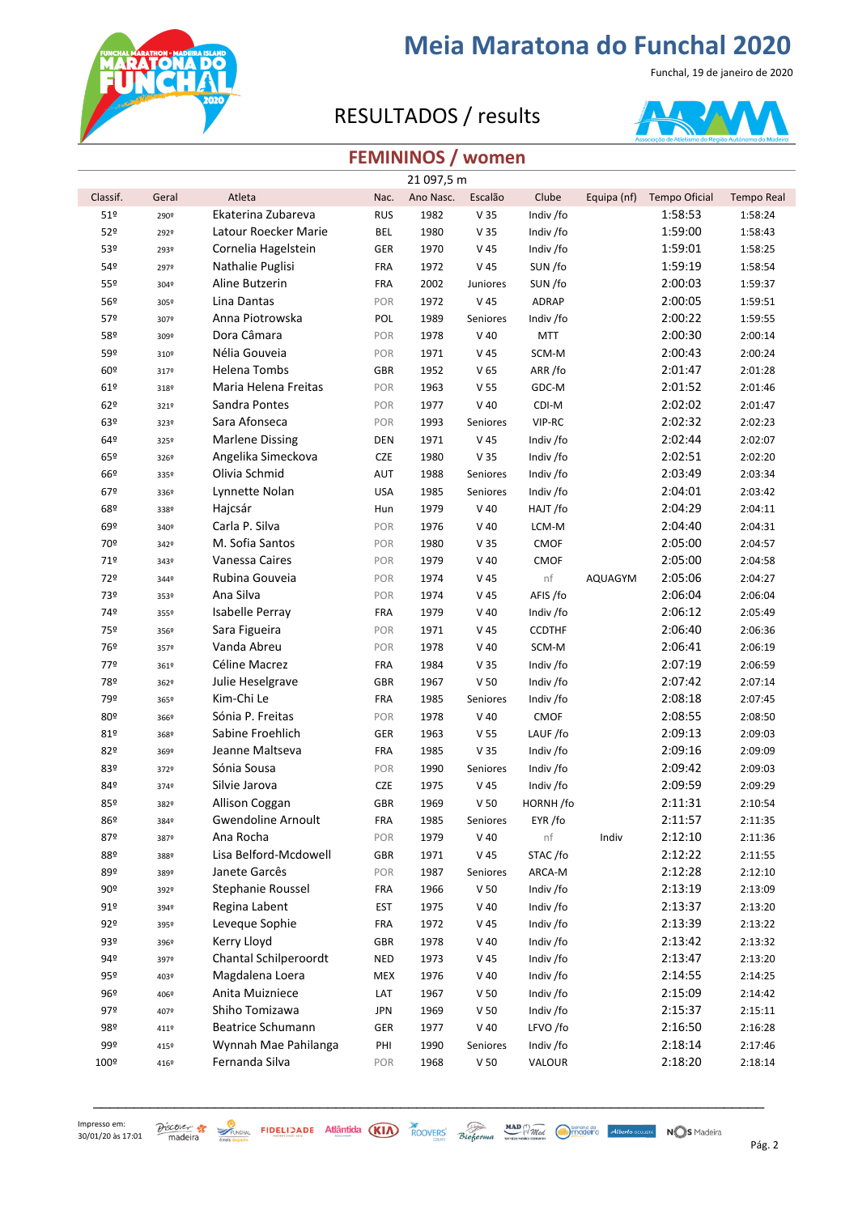# Meia Maratona do Funchal 2020

Funchal, 19 de janeiro de 2020

## RESULTADOS / results

### FEMININOS / women

21 097,5 m

| Classif. | Geral | Atleta | Nac. | Ano Nasc. | Escalão | Clube | Equipa (nf) | Tempo Oficial | Tempo Real |
|---|---|---|---|---|---|---|---|---|---|
| 51º | 290º | Ekaterina Zubareva | RUS | 1982 | V 35 | Indiv /fo | | 1:58:53 | 1:58:24 |
| 52º | 292º | Latour Roecker Marie | BEL | 1980 | V 35 | Indiv /fo | | 1:59:00 | 1:58:43 |
| 53º | 293º | Cornelia Hagelstein | GER | 1970 | V 45 | Indiv /fo | | 1:59:01 | 1:58:25 |
| 54º | 297º | Nathalie Puglisi | FRA | 1972 | V 45 | SUN /fo | | 1:59:19 | 1:58:54 |
| 55º | 304º | Aline Butzerin | FRA | 2002 | Juniores | SUN /fo | | 2:00:03 | 1:59:37 |
| 56º | 305º | Lina Dantas | POR | 1972 | V 45 | ADRAP | | 2:00:05 | 1:59:51 |
| 57º | 307º | Anna Piotrowska | POL | 1989 | Seniores | Indiv /fo | | 2:00:22 | 1:59:55 |
| 58º | 309º | Dora Câmara | POR | 1978 | V 40 | MTT | | 2:00:30 | 2:00:14 |
| 59º | 310º | Nélia Gouveia | POR | 1971 | V 45 | SCM-M | | 2:00:43 | 2:00:24 |
| 60º | 317º | Helena Tombs | GBR | 1952 | V 65 | ARR /fo | | 2:01:47 | 2:01:28 |
| 61º | 318º | Maria Helena Freitas | POR | 1963 | V 55 | GDC-M | | 2:01:52 | 2:01:46 |
| 62º | 321º | Sandra Pontes | POR | 1977 | V 40 | CDI-M | | 2:02:02 | 2:01:47 |
| 63º | 323º | Sara Afonseca | POR | 1993 | Seniores | VIP-RC | | 2:02:32 | 2:02:23 |
| 64º | 325º | Marlene Dissing | DEN | 1971 | V 45 | Indiv /fo | | 2:02:44 | 2:02:07 |
| 65º | 326º | Angelika Simeckova | CZE | 1980 | V 35 | Indiv /fo | | 2:02:51 | 2:02:20 |
| 66º | 335º | Olivia Schmid | AUT | 1988 | Seniores | Indiv /fo | | 2:03:49 | 2:03:34 |
| 67º | 336º | Lynnette Nolan | USA | 1985 | Seniores | Indiv /fo | | 2:04:01 | 2:03:42 |
| 68º | 338º | Hajcsár | Hun | 1979 | V 40 | HAJT /fo | | 2:04:29 | 2:04:11 |
| 69º | 340º | Carla P. Silva | POR | 1976 | V 40 | LCM-M | | 2:04:40 | 2:04:31 |
| 70º | 342º | M. Sofia Santos | POR | 1980 | V 35 | CMOF | | 2:05:00 | 2:04:57 |
| 71º | 343º | Vanessa Caires | POR | 1979 | V 40 | CMOF | | 2:05:00 | 2:04:58 |
| 72º | 344º | Rubina Gouveia | POR | 1974 | V 45 | nf | AQUAGYM | 2:05:06 | 2:04:27 |
| 73º | 353º | Ana Silva | POR | 1974 | V 45 | AFIS /fo | | 2:06:04 | 2:06:04 |
| 74º | 355º | Isabelle Perray | FRA | 1979 | V 40 | Indiv /fo | | 2:06:12 | 2:05:49 |
| 75º | 356º | Sara Figueira | POR | 1971 | V 45 | CCDTHF | | 2:06:40 | 2:06:36 |
| 76º | 357º | Vanda Abreu | POR | 1978 | V 40 | SCM-M | | 2:06:41 | 2:06:19 |
| 77º | 361º | Céline Macrez | FRA | 1984 | V 35 | Indiv /fo | | 2:07:19 | 2:06:59 |
| 78º | 362º | Julie Heselgrave | GBR | 1967 | V 50 | Indiv /fo | | 2:07:42 | 2:07:14 |
| 79º | 365º | Kim-Chi Le | FRA | 1985 | Seniores | Indiv /fo | | 2:08:18 | 2:07:45 |
| 80º | 366º | Sónia P. Freitas | POR | 1978 | V 40 | CMOF | | 2:08:55 | 2:08:50 |
| 81º | 368º | Sabine Froehlich | GER | 1963 | V 55 | LAUF /fo | | 2:09:13 | 2:09:03 |
| 82º | 369º | Jeanne Maltseva | FRA | 1985 | V 35 | Indiv /fo | | 2:09:16 | 2:09:09 |
| 83º | 372º | Sónia Sousa | POR | 1990 | Seniores | Indiv /fo | | 2:09:42 | 2:09:03 |
| 84º | 374º | Silvie Jarova | CZE | 1975 | V 45 | Indiv /fo | | 2:09:59 | 2:09:29 |
| 85º | 382º | Allison Coggan | GBR | 1969 | V 50 | HORNH /fo | | 2:11:31 | 2:10:54 |
| 86º | 384º | Gwendoline Arnoult | FRA | 1985 | Seniores | EYR /fo | | 2:11:57 | 2:11:35 |
| 87º | 387º | Ana Rocha | POR | 1979 | V 40 | nf | Indiv | 2:12:10 | 2:11:36 |
| 88º | 388º | Lisa Belford-Mcdowell | GBR | 1971 | V 45 | STAC /fo | | 2:12:22 | 2:11:55 |
| 89º | 389º | Janete Garcês | POR | 1987 | Seniores | ARCA-M | | 2:12:28 | 2:12:10 |
| 90º | 392º | Stephanie Roussel | FRA | 1966 | V 50 | Indiv /fo | | 2:13:19 | 2:13:09 |
| 91º | 394º | Regina Labent | EST | 1975 | V 40 | Indiv /fo | | 2:13:37 | 2:13:20 |
| 92º | 395º | Leveque Sophie | FRA | 1972 | V 45 | Indiv /fo | | 2:13:39 | 2:13:22 |
| 93º | 396º | Kerry Lloyd | GBR | 1978 | V 40 | Indiv /fo | | 2:13:42 | 2:13:32 |
| 94º | 397º | Chantal Schilperoordt | NED | 1973 | V 45 | Indiv /fo | | 2:13:47 | 2:13:20 |
| 95º | 403º | Magdalena Loera | MEX | 1976 | V 40 | Indiv /fo | | 2:14:55 | 2:14:25 |
| 96º | 406º | Anita Muizniece | LAT | 1967 | V 50 | Indiv /fo | | 2:15:09 | 2:14:42 |
| 97º | 407º | Shiho Tomizawa | JPN | 1969 | V 50 | Indiv /fo | | 2:15:37 | 2:15:11 |
| 98º | 411º | Beatrice Schumann | GER | 1977 | V 40 | LFVO /fo | | 2:16:50 | 2:16:28 |
| 99º | 415º | Wynnah Mae Pahilanga | PHI | 1990 | Seniores | Indiv /fo | | 2:18:14 | 2:17:46 |
| 100º | 416º | Fernanda Silva | POR | 1968 | V 50 | VALOUR | | 2:18:20 | 2:18:14 |

Impresso em: 30/01/20 às 17:01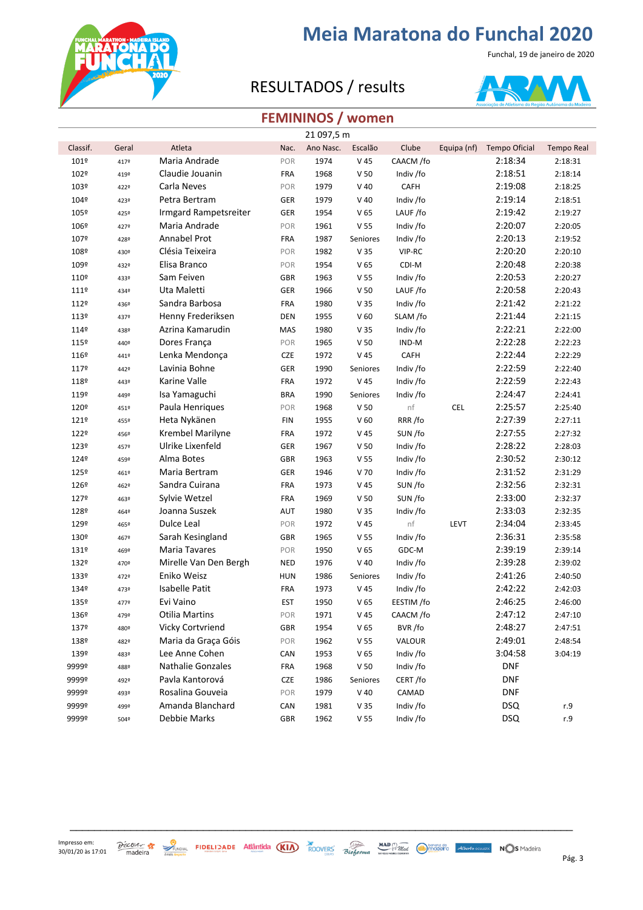# Meia Maratona do Funchal 2020

Funchal, 19 de janeiro de 2020

## RESULTADOS / results

### FEMININOS / women

21 097,5 m

| Classif. | Geral | Atleta | Nac. | Ano Nasc. | Escalão | Clube | Equipa (nf) | Tempo Oficial | Tempo Real |
|---|---|---|---|---|---|---|---|---|---|
| 101º | 417º | Maria Andrade | POR | 1974 | V 45 | CAACM /fo | | 2:18:34 | 2:18:31 |
| 102º | 419º | Claudie Jouanin | FRA | 1968 | V 50 | Indiv /fo | | 2:18:51 | 2:18:14 |
| 103º | 422º | Carla Neves | POR | 1979 | V 40 | CAFH | | 2:19:08 | 2:18:25 |
| 104º | 423º | Petra Bertram | GER | 1979 | V 40 | Indiv /fo | | 2:19:14 | 2:18:51 |
| 105º | 425º | Irmgard Rampetsreiter | GER | 1954 | V 65 | LAUF /fo | | 2:19:42 | 2:19:27 |
| 106º | 427º | Maria Andrade | POR | 1961 | V 55 | Indiv /fo | | 2:20:07 | 2:20:05 |
| 107º | 428º | Annabel Prot | FRA | 1987 | Seniores | Indiv /fo | | 2:20:13 | 2:19:52 |
| 108º | 430º | Clésia Teixeira | POR | 1982 | V 35 | VIP-RC | | 2:20:20 | 2:20:10 |
| 109º | 432º | Elisa Branco | POR | 1954 | V 65 | CDI-M | | 2:20:48 | 2:20:38 |
| 110º | 433º | Sam Feiven | GBR | 1963 | V 55 | Indiv /fo | | 2:20:53 | 2:20:27 |
| 111º | 434º | Uta Maletti | GER | 1966 | V 50 | LAUF /fo | | 2:20:58 | 2:20:43 |
| 112º | 436º | Sandra Barbosa | FRA | 1980 | V 35 | Indiv /fo | | 2:21:42 | 2:21:22 |
| 113º | 437º | Henny Frederiksen | DEN | 1955 | V 60 | SLAM /fo | | 2:21:44 | 2:21:15 |
| 114º | 438º | Azrina Kamarudin | MAS | 1980 | V 35 | Indiv /fo | | 2:22:21 | 2:22:00 |
| 115º | 440º | Dores França | POR | 1965 | V 50 | IND-M | | 2:22:28 | 2:22:23 |
| 116º | 441º | Lenka Mendonça | CZE | 1972 | V 45 | CAFH | | 2:22:44 | 2:22:29 |
| 117º | 442º | Lavinia Bohne | GER | 1990 | Seniores | Indiv /fo | | 2:22:59 | 2:22:40 |
| 118º | 443º | Karine Valle | FRA | 1972 | V 45 | Indiv /fo | | 2:22:59 | 2:22:43 |
| 119º | 449º | Isa Yamaguchi | BRA | 1990 | Seniores | Indiv /fo | | 2:24:47 | 2:24:41 |
| 120º | 451º | Paula Henriques | POR | 1968 | V 50 | nf | CEL | 2:25:57 | 2:25:40 |
| 121º | 455º | Heta Nykänen | FIN | 1955 | V 60 | RRR /fo | | 2:27:39 | 2:27:11 |
| 122º | 456º | Krembel Marilyne | FRA | 1972 | V 45 | SUN /fo | | 2:27:55 | 2:27:32 |
| 123º | 457º | Ulrike Lixenfeld | GER | 1967 | V 50 | Indiv /fo | | 2:28:22 | 2:28:03 |
| 124º | 459º | Alma Botes | GBR | 1963 | V 55 | Indiv /fo | | 2:30:52 | 2:30:12 |
| 125º | 461º | Maria Bertram | GER | 1946 | V 70 | Indiv /fo | | 2:31:52 | 2:31:29 |
| 126º | 462º | Sandra Cuirana | FRA | 1973 | V 45 | SUN /fo | | 2:32:56 | 2:32:31 |
| 127º | 463º | Sylvie Wetzel | FRA | 1969 | V 50 | SUN /fo | | 2:33:00 | 2:32:37 |
| 128º | 464º | Joanna Suszek | AUT | 1980 | V 35 | Indiv /fo | | 2:33:03 | 2:32:35 |
| 129º | 465º | Dulce Leal | POR | 1972 | V 45 | nf | LEVT | 2:34:04 | 2:33:45 |
| 130º | 467º | Sarah Kesingland | GBR | 1965 | V 55 | Indiv /fo | | 2:36:31 | 2:35:58 |
| 131º | 469º | Maria Tavares | POR | 1950 | V 65 | GDC-M | | 2:39:19 | 2:39:14 |
| 132º | 470º | Mirelle Van Den Bergh | NED | 1976 | V 40 | Indiv /fo | | 2:39:28 | 2:39:02 |
| 133º | 472º | Eniko Weisz | HUN | 1986 | Seniores | Indiv /fo | | 2:41:26 | 2:40:50 |
| 134º | 473º | Isabelle Patit | FRA | 1973 | V 45 | Indiv /fo | | 2:42:22 | 2:42:03 |
| 135º | 477º | Evi Vaino | EST | 1950 | V 65 | EESTIM /fo | | 2:46:25 | 2:46:00 |
| 136º | 479º | Otilia Martins | POR | 1971 | V 45 | CAACM /fo | | 2:47:12 | 2:47:10 |
| 137º | 480º | Vicky Cortvriend | GBR | 1954 | V 65 | BVR /fo | | 2:48:27 | 2:47:51 |
| 138º | 482º | Maria da Graça Góis | POR | 1962 | V 55 | VALOUR | | 2:49:01 | 2:48:54 |
| 139º | 483º | Lee Anne Cohen | CAN | 1953 | V 65 | Indiv /fo | | 3:04:58 | 3:04:19 |
| 9999º | 488º | Nathalie Gonzales | FRA | 1968 | V 50 | Indiv /fo | | DNF | |
| 9999º | 492º | Pavla Kantorová | CZE | 1986 | Seniores | CERT /fo | | DNF | |
| 9999º | 493º | Rosalina Gouveia | POR | 1979 | V 40 | CAMAD | | DNF | |
| 9999º | 499º | Amanda Blanchard | CAN | 1981 | V 35 | Indiv /fo | | DSQ | r.9 |
| 9999º | 504º | Debbie Marks | GBR | 1962 | V 55 | Indiv /fo | | DSQ | r.9 |

Impresso em: 30/01/20 às 17:01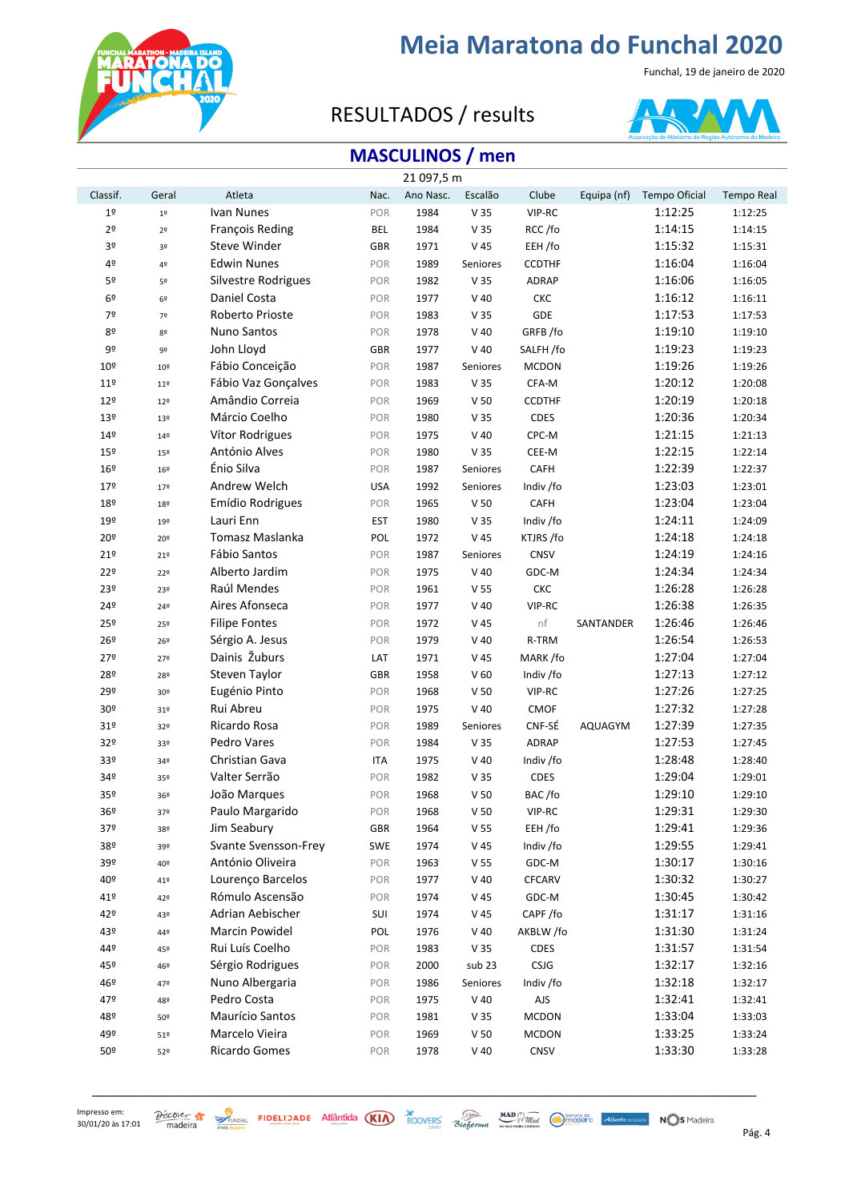# Meia Maratona do Funchal 2020

Funchal, 19 de janeiro de 2020

## RESULTADOS / results

### MASCULINOS / men

21 097,5 m

| Classif. | Geral | Atleta | Nac. | Ano Nasc. | Escalão | Clube | Equipa (nf) | Tempo Oficial | Tempo Real |
|---|---|---|---|---|---|---|---|---|---|
| 1º | 1º | Ivan Nunes | POR | 1984 | V 35 | VIP-RC | | 1:12:25 | 1:12:25 |
| 2º | 2º | François Reding | BEL | 1984 | V 35 | RCC /fo | | 1:14:15 | 1:14:15 |
| 3º | 3º | Steve Winder | GBR | 1971 | V 45 | EEH /fo | | 1:15:32 | 1:15:31 |
| 4º | 4º | Edwin Nunes | POR | 1989 | Seniores | CCDTHF | | 1:16:04 | 1:16:04 |
| 5º | 5º | Silvestre Rodrigues | POR | 1982 | V 35 | ADRAP | | 1:16:06 | 1:16:05 |
| 6º | 6º | Daniel Costa | POR | 1977 | V 40 | CKC | | 1:16:12 | 1:16:11 |
| 7º | 7º | Roberto Prioste | POR | 1983 | V 35 | GDE | | 1:17:53 | 1:17:53 |
| 8º | 8º | Nuno Santos | POR | 1978 | V 40 | GRFB /fo | | 1:19:10 | 1:19:10 |
| 9º | 9º | John Lloyd | GBR | 1977 | V 40 | SALFH /fo | | 1:19:23 | 1:19:23 |
| 10º | 10º | Fábio Conceição | POR | 1987 | Seniores | MCDON | | 1:19:26 | 1:19:26 |
| 11º | 11º | Fábio Vaz Gonçalves | POR | 1983 | V 35 | CFA-M | | 1:20:12 | 1:20:08 |
| 12º | 12º | Amândio Correia | POR | 1969 | V 50 | CCDTHF | | 1:20:19 | 1:20:18 |
| 13º | 13º | Márcio Coelho | POR | 1980 | V 35 | CDES | | 1:20:36 | 1:20:34 |
| 14º | 14º | Vítor Rodrigues | POR | 1975 | V 40 | CPC-M | | 1:21:15 | 1:21:13 |
| 15º | 15º | António Alves | POR | 1980 | V 35 | CEE-M | | 1:22:15 | 1:22:14 |
| 16º | 16º | Énio Silva | POR | 1987 | Seniores | CAFH | | 1:22:39 | 1:22:37 |
| 17º | 17º | Andrew Welch | USA | 1992 | Seniores | Indiv /fo | | 1:23:03 | 1:23:01 |
| 18º | 18º | Emídio Rodrigues | POR | 1965 | V 50 | CAFH | | 1:23:04 | 1:23:04 |
| 19º | 19º | Lauri Enn | EST | 1980 | V 35 | Indiv /fo | | 1:24:11 | 1:24:09 |
| 20º | 20º | Tomasz Maslanka | POL | 1972 | V 45 | KTJRS /fo | | 1:24:18 | 1:24:18 |
| 21º | 21º | Fábio Santos | POR | 1987 | Seniores | CNSV | | 1:24:19 | 1:24:16 |
| 22º | 22º | Alberto Jardim | POR | 1975 | V 40 | GDC-M | | 1:24:34 | 1:24:34 |
| 23º | 23º | Raúl Mendes | POR | 1961 | V 55 | CKC | | 1:26:28 | 1:26:28 |
| 24º | 24º | Aires Afonseca | POR | 1977 | V 40 | VIP-RC | | 1:26:38 | 1:26:35 |
| 25º | 25º | Filipe Fontes | POR | 1972 | V 45 | nf | SANTANDER | 1:26:46 | 1:26:46 |
| 26º | 26º | Sérgio A. Jesus | POR | 1979 | V 40 | R-TRM | | 1:26:54 | 1:26:53 |
| 27º | 27º | Dainis Žuburs | LAT | 1971 | V 45 | MARK /fo | | 1:27:04 | 1:27:04 |
| 28º | 28º | Steven Taylor | GBR | 1958 | V 60 | Indiv /fo | | 1:27:13 | 1:27:12 |
| 29º | 30º | Eugénio Pinto | POR | 1968 | V 50 | VIP-RC | | 1:27:26 | 1:27:25 |
| 30º | 31º | Rui Abreu | POR | 1975 | V 40 | CMOF | | 1:27:32 | 1:27:28 |
| 31º | 32º | Ricardo Rosa | POR | 1989 | Seniores | CNF-SÉ | AQUAGYM | 1:27:39 | 1:27:35 |
| 32º | 33º | Pedro Vares | POR | 1984 | V 35 | ADRAP | | 1:27:53 | 1:27:45 |
| 33º | 34º | Christian Gava | ITA | 1975 | V 40 | Indiv /fo | | 1:28:48 | 1:28:40 |
| 34º | 35º | Valter Serrão | POR | 1982 | V 35 | CDES | | 1:29:04 | 1:29:01 |
| 35º | 36º | João Marques | POR | 1968 | V 50 | BAC /fo | | 1:29:10 | 1:29:10 |
| 36º | 37º | Paulo Margarido | POR | 1968 | V 50 | VIP-RC | | 1:29:31 | 1:29:30 |
| 37º | 38º | Jim Seabury | GBR | 1964 | V 55 | EEH /fo | | 1:29:41 | 1:29:36 |
| 38º | 39º | Svante Svensson-Frey | SWE | 1974 | V 45 | Indiv /fo | | 1:29:55 | 1:29:41 |
| 39º | 40º | António Oliveira | POR | 1963 | V 55 | GDC-M | | 1:30:17 | 1:30:16 |
| 40º | 41º | Lourenço Barcelos | POR | 1977 | V 40 | CFCARV | | 1:30:32 | 1:30:27 |
| 41º | 42º | Rómulo Ascensão | POR | 1974 | V 45 | GDC-M | | 1:30:45 | 1:30:42 |
| 42º | 43º | Adrian Aebischer | SUI | 1974 | V 45 | CAPF /fo | | 1:31:17 | 1:31:16 |
| 43º | 44º | Marcin Powidel | POL | 1976 | V 40 | AKBLW /fo | | 1:31:30 | 1:31:24 |
| 44º | 45º | Rui Luís Coelho | POR | 1983 | V 35 | CDES | | 1:31:57 | 1:31:54 |
| 45º | 46º | Sérgio Rodrigues | POR | 2000 | sub 23 | CSJG | | 1:32:17 | 1:32:16 |
| 46º | 47º | Nuno Albergaria | POR | 1986 | Seniores | Indiv /fo | | 1:32:18 | 1:32:17 |
| 47º | 48º | Pedro Costa | POR | 1975 | V 40 | AJS | | 1:32:41 | 1:32:41 |
| 48º | 50º | Maurício Santos | POR | 1981 | V 35 | MCDON | | 1:33:04 | 1:33:03 |
| 49º | 51º | Marcelo Vieira | POR | 1969 | V 50 | MCDON | | 1:33:25 | 1:33:24 |
| 50º | 52º | Ricardo Gomes | POR | 1978 | V 40 | CNSV | | 1:33:30 | 1:33:28 |

Impresso em: 30/01/20 às 17:01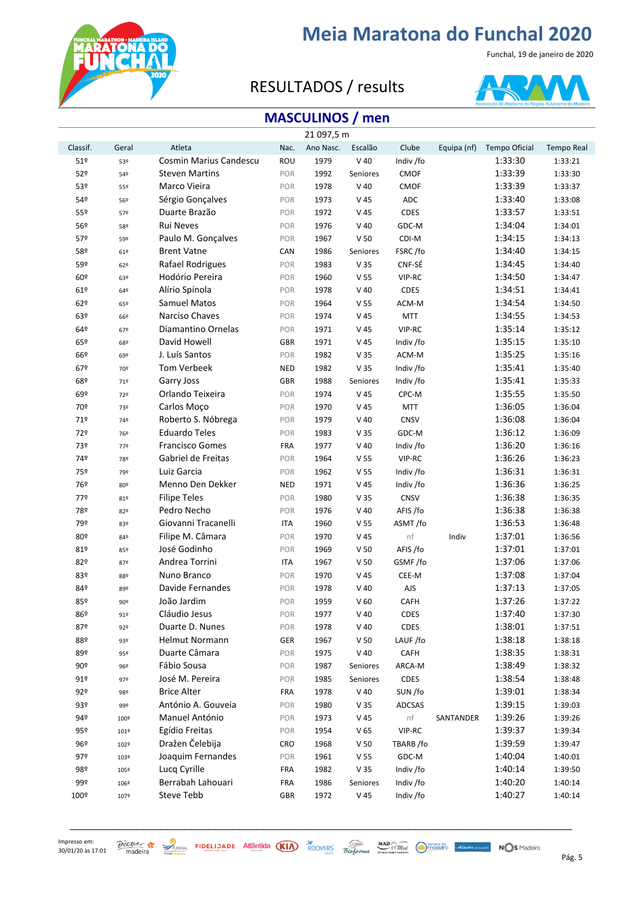# Meia Maratona do Funchal 2020

Funchal, 19 de janeiro de 2020

RESULTADOS / results

## MASCULINOS / men

21 097,5 m

| Classif. | Geral | Atleta | Nac. | Ano Nasc. | Escalão | Clube | Equipa (nf) | Tempo Oficial | Tempo Real |
|---|---|---|---|---|---|---|---|---|---|
| 51º | 53º | Cosmin Marius Candescu | ROU | 1979 | V 40 | Indiv /fo | | 1:33:30 | 1:33:21 |
| 52º | 54º | Steven Martins | POR | 1992 | Seniores | CMOF | | 1:33:39 | 1:33:30 |
| 53º | 55º | Marco Vieira | POR | 1978 | V 40 | CMOF | | 1:33:39 | 1:33:37 |
| 54º | 56º | Sérgio Gonçalves | POR | 1973 | V 45 | ADC | | 1:33:40 | 1:33:08 |
| 55º | 57º | Duarte Brazão | POR | 1972 | V 45 | CDES | | 1:33:57 | 1:33:51 |
| 56º | 58º | Rui Neves | POR | 1976 | V 40 | GDC-M | | 1:34:04 | 1:34:01 |
| 57º | 59º | Paulo M. Gonçalves | POR | 1967 | V 50 | CDI-M | | 1:34:15 | 1:34:13 |
| 58º | 61º | Brent Vatne | CAN | 1986 | Seniores | FSRC /fo | | 1:34:40 | 1:34:15 |
| 59º | 62º | Rafael Rodrigues | POR | 1983 | V 35 | CNF-SÉ | | 1:34:45 | 1:34:40 |
| 60º | 63º | Hodório Pereira | POR | 1960 | V 55 | VIP-RC | | 1:34:50 | 1:34:47 |
| 61º | 64º | Alírio Spínola | POR | 1978 | V 40 | CDES | | 1:34:51 | 1:34:41 |
| 62º | 65º | Samuel Matos | POR | 1964 | V 55 | ACM-M | | 1:34:54 | 1:34:50 |
| 63º | 66º | Narciso Chaves | POR | 1974 | V 45 | MTT | | 1:34:55 | 1:34:53 |
| 64º | 67º | Diamantino Ornelas | POR | 1971 | V 45 | VIP-RC | | 1:35:14 | 1:35:12 |
| 65º | 68º | David Howell | GBR | 1971 | V 45 | Indiv /fo | | 1:35:15 | 1:35:10 |
| 66º | 69º | J. Luís Santos | POR | 1982 | V 35 | ACM-M | | 1:35:25 | 1:35:16 |
| 67º | 70º | Tom Verbeek | NED | 1982 | V 35 | Indiv /fo | | 1:35:41 | 1:35:40 |
| 68º | 71º | Garry Joss | GBR | 1988 | Seniores | Indiv /fo | | 1:35:41 | 1:35:33 |
| 69º | 72º | Orlando Teixeira | POR | 1974 | V 45 | CPC-M | | 1:35:55 | 1:35:50 |
| 70º | 73º | Carlos Moço | POR | 1970 | V 45 | MTT | | 1:36:05 | 1:36:04 |
| 71º | 74º | Roberto S. Nóbrega | POR | 1979 | V 40 | CNSV | | 1:36:08 | 1:36:04 |
| 72º | 76º | Eduardo Teles | POR | 1983 | V 35 | GDC-M | | 1:36:12 | 1:36:09 |
| 73º | 77º | Francisco Gomes | FRA | 1977 | V 40 | Indiv /fo | | 1:36:20 | 1:36:16 |
| 74º | 78º | Gabriel de Freitas | POR | 1964 | V 55 | VIP-RC | | 1:36:26 | 1:36:23 |
| 75º | 79º | Luiz Garcia | POR | 1962 | V 55 | Indiv /fo | | 1:36:31 | 1:36:31 |
| 76º | 80º | Menno Den Dekker | NED | 1971 | V 45 | Indiv /fo | | 1:36:36 | 1:36:25 |
| 77º | 81º | Filipe Teles | POR | 1980 | V 35 | CNSV | | 1:36:38 | 1:36:35 |
| 78º | 82º | Pedro Necho | POR | 1976 | V 40 | AFIS /fo | | 1:36:38 | 1:36:38 |
| 79º | 83º | Giovanni Tracanelli | ITA | 1960 | V 55 | ASMT /fo | | 1:36:53 | 1:36:48 |
| 80º | 84º | Filipe M. Câmara | POR | 1970 | V 45 | nf | Indiv | 1:37:01 | 1:36:56 |
| 81º | 85º | José Godinho | POR | 1969 | V 50 | AFIS /fo | | 1:37:01 | 1:37:01 |
| 82º | 87º | Andrea Torrini | ITA | 1967 | V 50 | GSMF /fo | | 1:37:06 | 1:37:06 |
| 83º | 88º | Nuno Branco | POR | 1970 | V 45 | CEE-M | | 1:37:08 | 1:37:04 |
| 84º | 89º | Davide Fernandes | POR | 1978 | V 40 | AJS | | 1:37:13 | 1:37:05 |
| 85º | 90º | João Jardim | POR | 1959 | V 60 | CAFH | | 1:37:26 | 1:37:22 |
| 86º | 91º | Cláudio Jesus | POR | 1977 | V 40 | CDES | | 1:37:40 | 1:37:30 |
| 87º | 92º | Duarte D. Nunes | POR | 1978 | V 40 | CDES | | 1:38:01 | 1:37:51 |
| 88º | 93º | Helmut Normann | GER | 1967 | V 50 | LAUF /fo | | 1:38:18 | 1:38:18 |
| 89º | 95º | Duarte Câmara | POR | 1975 | V 40 | CAFH | | 1:38:35 | 1:38:31 |
| 90º | 96º | Fábio Sousa | POR | 1987 | Seniores | ARCA-M | | 1:38:49 | 1:38:32 |
| 91º | 97º | José M. Pereira | POR | 1985 | Seniores | CDES | | 1:38:54 | 1:38:48 |
| 92º | 98º | Brice Alter | FRA | 1978 | V 40 | SUN /fo | | 1:39:01 | 1:38:34 |
| 93º | 99º | António A. Gouveia | POR | 1980 | V 35 | ADCSAS | | 1:39:15 | 1:39:03 |
| 94º | 100º | Manuel António | POR | 1973 | V 45 | nf | SANTANDER | 1:39:26 | 1:39:26 |
| 95º | 101º | Egídio Freitas | POR | 1954 | V 65 | VIP-RC | | 1:39:37 | 1:39:34 |
| 96º | 102º | Dražen Čelebija | CRO | 1968 | V 50 | TBARB /fo | | 1:39:59 | 1:39:47 |
| 97º | 103º | Joaquim Fernandes | POR | 1961 | V 55 | GDC-M | | 1:40:04 | 1:40:01 |
| 98º | 105º | Lucq Cyrille | FRA | 1982 | V 35 | Indiv /fo | | 1:40:14 | 1:39:50 |
| 99º | 106º | Berrabah Lahouari | FRA | 1986 | Seniores | Indiv /fo | | 1:40:20 | 1:40:14 |
| 100º | 107º | Steve Tebb | GBR | 1972 | V 45 | Indiv /fo | | 1:40:27 | 1:40:14 |

Impresso em: 30/01/20 às 17:01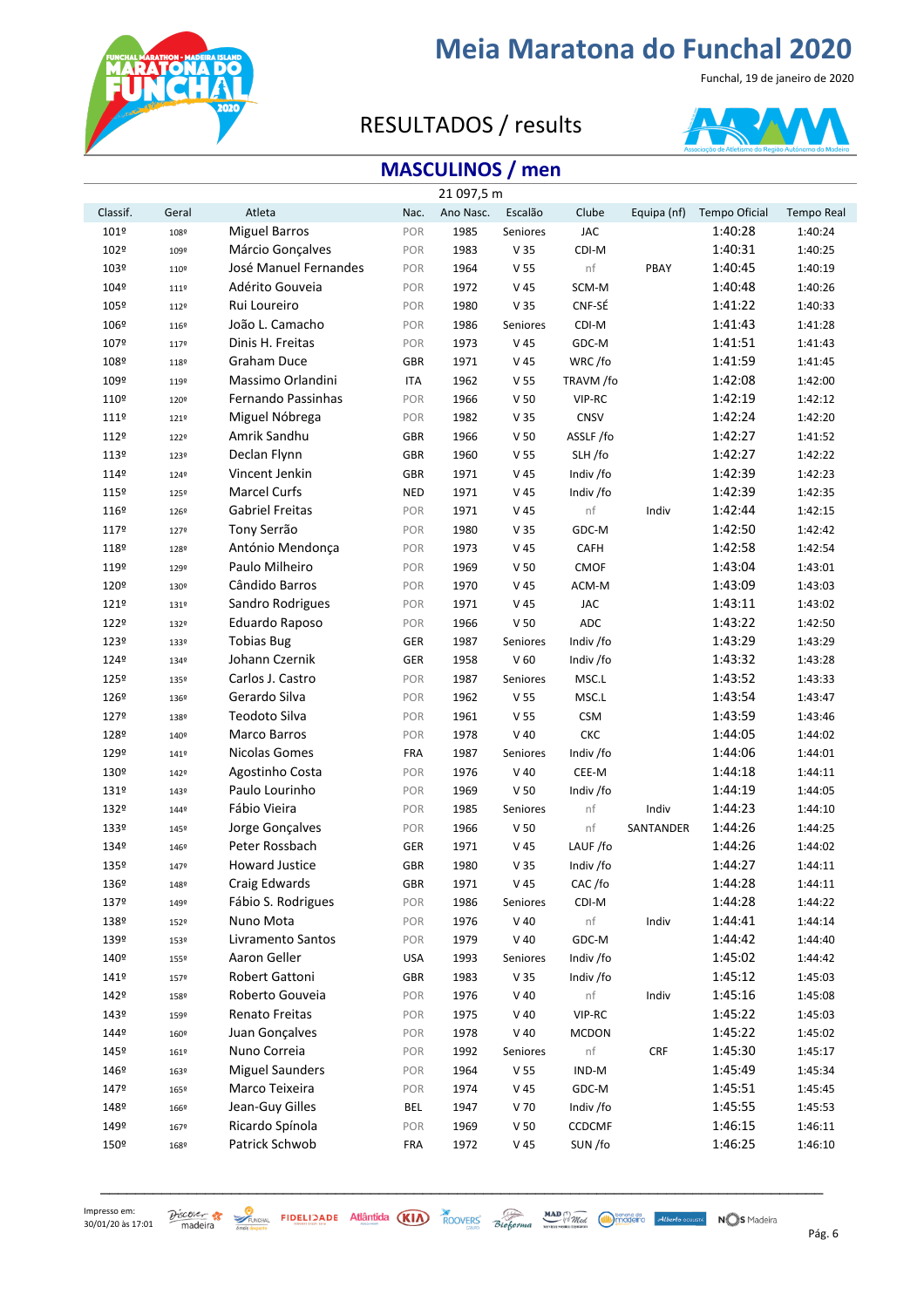# Meia Maratona do Funchal 2020

Funchal, 19 de janeiro de 2020

## RESULTADOS / results

## MASCULINOS / men

21 097,5 m

| Classif. | Geral | Atleta | Nac. | Ano Nasc. | Escalão | Clube | Equipa (nf) | Tempo Oficial | Tempo Real |
|---|---|---|---|---|---|---|---|---|---|
| 101º | 108º | Miguel Barros | POR | 1985 | Seniores | JAC | | 1:40:28 | 1:40:24 |
| 102º | 109º | Márcio Gonçalves | POR | 1983 | V 35 | CDI-M | | 1:40:31 | 1:40:25 |
| 103º | 110º | José Manuel Fernandes | POR | 1964 | V 55 | nf | PBAY | 1:40:45 | 1:40:19 |
| 104º | 111º | Adérito Gouveia | POR | 1972 | V 45 | SCM-M | | 1:40:48 | 1:40:26 |
| 105º | 112º | Rui Loureiro | POR | 1980 | V 35 | CNF-SÉ | | 1:41:22 | 1:40:33 |
| 106º | 116º | João L. Camacho | POR | 1986 | Seniores | CDI-M | | 1:41:43 | 1:41:28 |
| 107º | 117º | Dinis H. Freitas | POR | 1973 | V 45 | GDC-M | | 1:41:51 | 1:41:43 |
| 108º | 118º | Graham Duce | GBR | 1971 | V 45 | WRC /fo | | 1:41:59 | 1:41:45 |
| 109º | 119º | Massimo Orlandini | ITA | 1962 | V 55 | TRAVM /fo | | 1:42:08 | 1:42:00 |
| 110º | 120º | Fernando Passinhas | POR | 1966 | V 50 | VIP-RC | | 1:42:19 | 1:42:12 |
| 111º | 121º | Miguel Nóbrega | POR | 1982 | V 35 | CNSV | | 1:42:24 | 1:42:20 |
| 112º | 122º | Amrik Sandhu | GBR | 1966 | V 50 | ASSLF /fo | | 1:42:27 | 1:41:52 |
| 113º | 123º | Declan Flynn | GBR | 1960 | V 55 | SLH /fo | | 1:42:27 | 1:42:22 |
| 114º | 124º | Vincent Jenkin | GBR | 1971 | V 45 | Indiv /fo | | 1:42:39 | 1:42:23 |
| 115º | 125º | Marcel Curfs | NED | 1971 | V 45 | Indiv /fo | | 1:42:39 | 1:42:35 |
| 116º | 126º | Gabriel Freitas | POR | 1971 | V 45 | nf | Indiv | 1:42:44 | 1:42:15 |
| 117º | 127º | Tony Serrão | POR | 1980 | V 35 | GDC-M | | 1:42:50 | 1:42:42 |
| 118º | 128º | António Mendonça | POR | 1973 | V 45 | CAFH | | 1:42:58 | 1:42:54 |
| 119º | 129º | Paulo Milheiro | POR | 1969 | V 50 | CMOF | | 1:43:04 | 1:43:01 |
| 120º | 130º | Cândido Barros | POR | 1970 | V 45 | ACM-M | | 1:43:09 | 1:43:03 |
| 121º | 131º | Sandro Rodrigues | POR | 1971 | V 45 | JAC | | 1:43:11 | 1:43:02 |
| 122º | 132º | Eduardo Raposo | POR | 1966 | V 50 | ADC | | 1:43:22 | 1:42:50 |
| 123º | 133º | Tobias Bug | GER | 1987 | Seniores | Indiv /fo | | 1:43:29 | 1:43:29 |
| 124º | 134º | Johann Czernik | GER | 1958 | V 60 | Indiv /fo | | 1:43:32 | 1:43:28 |
| 125º | 135º | Carlos J. Castro | POR | 1987 | Seniores | MSC.L | | 1:43:52 | 1:43:33 |
| 126º | 136º | Gerardo Silva | POR | 1962 | V 55 | MSC.L | | 1:43:54 | 1:43:47 |
| 127º | 138º | Teodoto Silva | POR | 1961 | V 55 | CSM | | 1:43:59 | 1:43:46 |
| 128º | 140º | Marco Barros | POR | 1978 | V 40 | CKC | | 1:44:05 | 1:44:02 |
| 129º | 141º | Nicolas Gomes | FRA | 1987 | Seniores | Indiv /fo | | 1:44:06 | 1:44:01 |
| 130º | 142º | Agostinho Costa | POR | 1976 | V 40 | CEE-M | | 1:44:18 | 1:44:11 |
| 131º | 143º | Paulo Lourinho | POR | 1969 | V 50 | Indiv /fo | | 1:44:19 | 1:44:05 |
| 132º | 144º | Fábio Vieira | POR | 1985 | Seniores | nf | Indiv | 1:44:23 | 1:44:10 |
| 133º | 145º | Jorge Gonçalves | POR | 1966 | V 50 | nf | SANTANDER | 1:44:26 | 1:44:25 |
| 134º | 146º | Peter Rossbach | GER | 1971 | V 45 | LAUF /fo | | 1:44:26 | 1:44:02 |
| 135º | 147º | Howard Justice | GBR | 1980 | V 35 | Indiv /fo | | 1:44:27 | 1:44:11 |
| 136º | 148º | Craig Edwards | GBR | 1971 | V 45 | CAC /fo | | 1:44:28 | 1:44:11 |
| 137º | 149º | Fábio S. Rodrigues | POR | 1986 | Seniores | CDI-M | | 1:44:28 | 1:44:22 |
| 138º | 152º | Nuno Mota | POR | 1976 | V 40 | nf | Indiv | 1:44:41 | 1:44:14 |
| 139º | 153º | Livramento Santos | POR | 1979 | V 40 | GDC-M | | 1:44:42 | 1:44:40 |
| 140º | 155º | Aaron Geller | USA | 1993 | Seniores | Indiv /fo | | 1:45:02 | 1:44:42 |
| 141º | 157º | Robert Gattoni | GBR | 1983 | V 35 | Indiv /fo | | 1:45:12 | 1:45:03 |
| 142º | 158º | Roberto Gouveia | POR | 1976 | V 40 | nf | Indiv | 1:45:16 | 1:45:08 |
| 143º | 159º | Renato Freitas | POR | 1975 | V 40 | VIP-RC | | 1:45:22 | 1:45:03 |
| 144º | 160º | Juan Gonçalves | POR | 1978 | V 40 | MCDON | | 1:45:22 | 1:45:02 |
| 145º | 161º | Nuno Correia | POR | 1992 | Seniores | nf | CRF | 1:45:30 | 1:45:17 |
| 146º | 163º | Miguel Saunders | POR | 1964 | V 55 | IND-M | | 1:45:49 | 1:45:34 |
| 147º | 165º | Marco Teixeira | POR | 1974 | V 45 | GDC-M | | 1:45:51 | 1:45:45 |
| 148º | 166º | Jean-Guy Gilles | BEL | 1947 | V 70 | Indiv /fo | | 1:45:55 | 1:45:53 |
| 149º | 167º | Ricardo Spínola | POR | 1969 | V 50 | CCDCMF | | 1:46:15 | 1:46:11 |
| 150º | 168º | Patrick Schwob | FRA | 1972 | V 45 | SUN /fo | | 1:46:25 | 1:46:10 |

Impresso em: 30/01/20 às 17:01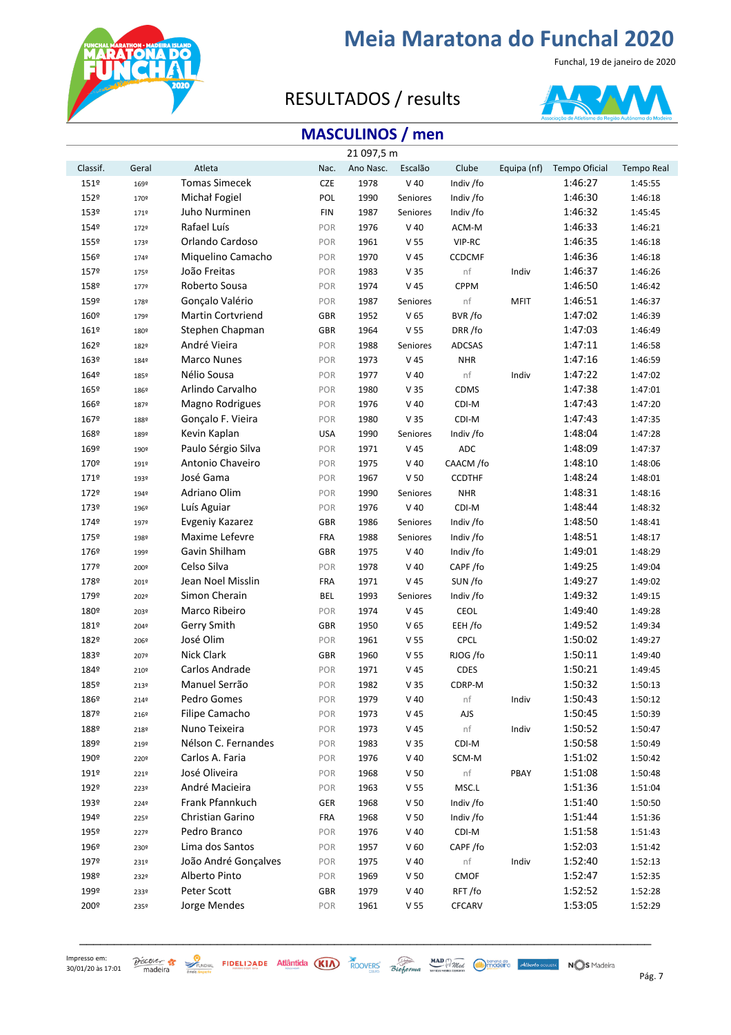# Meia Maratona do Funchal 2020

Funchal, 19 de janeiro de 2020

## RESULTADOS / results

## MASCULINOS / men

21 097,5 m

| Classif. | Geral | Atleta | Nac. | Ano Nasc. | Escalão | Clube | Equipa (nf) | Tempo Oficial | Tempo Real |
|---|---|---|---|---|---|---|---|---|---|
| 151º | 169º | Tomas Simecek | CZE | 1978 | V 40 | Indiv /fo | | 1:46:27 | 1:45:55 |
| 152º | 170º | Michał Fogiel | POL | 1990 | Seniores | Indiv /fo | | 1:46:30 | 1:46:18 |
| 153º | 171º | Juho Nurminen | FIN | 1987 | Seniores | Indiv /fo | | 1:46:32 | 1:45:45 |
| 154º | 172º | Rafael Luís | POR | 1976 | V 40 | ACM-M | | 1:46:33 | 1:46:21 |
| 155º | 173º | Orlando Cardoso | POR | 1961 | V 55 | VIP-RC | | 1:46:35 | 1:46:18 |
| 156º | 174º | Miquelino Camacho | POR | 1970 | V 45 | CCDCMF | | 1:46:36 | 1:46:18 |
| 157º | 175º | João Freitas | POR | 1983 | V 35 | nf | Indiv | 1:46:37 | 1:46:26 |
| 158º | 177º | Roberto Sousa | POR | 1974 | V 45 | CPPM | | 1:46:50 | 1:46:42 |
| 159º | 178º | Gonçalo Valério | POR | 1987 | Seniores | nf | MFIT | 1:46:51 | 1:46:37 |
| 160º | 179º | Martin Cortvriend | GBR | 1952 | V 65 | BVR /fo | | 1:47:02 | 1:46:39 |
| 161º | 180º | Stephen Chapman | GBR | 1964 | V 55 | DRR /fo | | 1:47:03 | 1:46:49 |
| 162º | 182º | André Vieira | POR | 1988 | Seniores | ADCSAS | | 1:47:11 | 1:46:58 |
| 163º | 184º | Marco Nunes | POR | 1973 | V 45 | NHR | | 1:47:16 | 1:46:59 |
| 164º | 185º | Nélio Sousa | POR | 1977 | V 40 | nf | Indiv | 1:47:22 | 1:47:02 |
| 165º | 186º | Arlindo Carvalho | POR | 1980 | V 35 | CDMS | | 1:47:38 | 1:47:01 |
| 166º | 187º | Magno Rodrigues | POR | 1976 | V 40 | CDI-M | | 1:47:43 | 1:47:20 |
| 167º | 188º | Gonçalo F. Vieira | POR | 1980 | V 35 | CDI-M | | 1:47:43 | 1:47:35 |
| 168º | 189º | Kevin Kaplan | USA | 1990 | Seniores | Indiv /fo | | 1:48:04 | 1:47:28 |
| 169º | 190º | Paulo Sérgio Silva | POR | 1971 | V 45 | ADC | | 1:48:09 | 1:47:37 |
| 170º | 191º | Antonio Chaveiro | POR | 1975 | V 40 | CAACM /fo | | 1:48:10 | 1:48:06 |
| 171º | 193º | José Gama | POR | 1967 | V 50 | CCDTHF | | 1:48:24 | 1:48:01 |
| 172º | 194º | Adriano Olim | POR | 1990 | Seniores | NHR | | 1:48:31 | 1:48:16 |
| 173º | 196º | Luís Aguiar | POR | 1976 | V 40 | CDI-M | | 1:48:44 | 1:48:32 |
| 174º | 197º | Evgeniy Kazarez | GBR | 1986 | Seniores | Indiv /fo | | 1:48:50 | 1:48:41 |
| 175º | 198º | Maxime Lefevre | FRA | 1988 | Seniores | Indiv /fo | | 1:48:51 | 1:48:17 |
| 176º | 199º | Gavin Shilham | GBR | 1975 | V 40 | Indiv /fo | | 1:49:01 | 1:48:29 |
| 177º | 200º | Celso Silva | POR | 1978 | V 40 | CAPF /fo | | 1:49:25 | 1:49:04 |
| 178º | 201º | Jean Noel Misslin | FRA | 1971 | V 45 | SUN /fo | | 1:49:27 | 1:49:02 |
| 179º | 202º | Simon Cherain | BEL | 1993 | Seniores | Indiv /fo | | 1:49:32 | 1:49:15 |
| 180º | 203º | Marco Ribeiro | POR | 1974 | V 45 | CEOL | | 1:49:40 | 1:49:28 |
| 181º | 204º | Gerry Smith | GBR | 1950 | V 65 | EEH /fo | | 1:49:52 | 1:49:34 |
| 182º | 206º | José Olim | POR | 1961 | V 55 | CPCL | | 1:50:02 | 1:49:27 |
| 183º | 207º | Nick Clark | GBR | 1960 | V 55 | RJOG /fo | | 1:50:11 | 1:49:40 |
| 184º | 210º | Carlos Andrade | POR | 1971 | V 45 | CDES | | 1:50:21 | 1:49:45 |
| 185º | 213º | Manuel Serrão | POR | 1982 | V 35 | CDRP-M | | 1:50:32 | 1:50:13 |
| 186º | 214º | Pedro Gomes | POR | 1979 | V 40 | nf | Indiv | 1:50:43 | 1:50:12 |
| 187º | 216º | Filipe Camacho | POR | 1973 | V 45 | AJS | | 1:50:45 | 1:50:39 |
| 188º | 218º | Nuno Teixeira | POR | 1973 | V 45 | nf | Indiv | 1:50:52 | 1:50:47 |
| 189º | 219º | Nélson C. Fernandes | POR | 1983 | V 35 | CDI-M | | 1:50:58 | 1:50:49 |
| 190º | 220º | Carlos A. Faria | POR | 1976 | V 40 | SCM-M | | 1:51:02 | 1:50:42 |
| 191º | 221º | José Oliveira | POR | 1968 | V 50 | nf | PBAY | 1:51:08 | 1:50:48 |
| 192º | 223º | André Macieira | POR | 1963 | V 55 | MSC.L | | 1:51:36 | 1:51:04 |
| 193º | 224º | Frank Pfannkuch | GER | 1968 | V 50 | Indiv /fo | | 1:51:40 | 1:50:50 |
| 194º | 225º | Christian Garino | FRA | 1968 | V 50 | Indiv /fo | | 1:51:44 | 1:51:36 |
| 195º | 227º | Pedro Branco | POR | 1976 | V 40 | CDI-M | | 1:51:58 | 1:51:43 |
| 196º | 230º | Lima dos Santos | POR | 1957 | V 60 | CAPF /fo | | 1:52:03 | 1:51:42 |
| 197º | 231º | João André Gonçalves | POR | 1975 | V 40 | nf | Indiv | 1:52:40 | 1:52:13 |
| 198º | 232º | Alberto Pinto | POR | 1969 | V 50 | CMOF | | 1:52:47 | 1:52:35 |
| 199º | 233º | Peter Scott | GBR | 1979 | V 40 | RFT /fo | | 1:52:52 | 1:52:28 |
| 200º | 235º | Jorge Mendes | POR | 1961 | V 55 | CFCARV | | 1:53:05 | 1:52:29 |

Impresso em: 30/01/20 às 17:01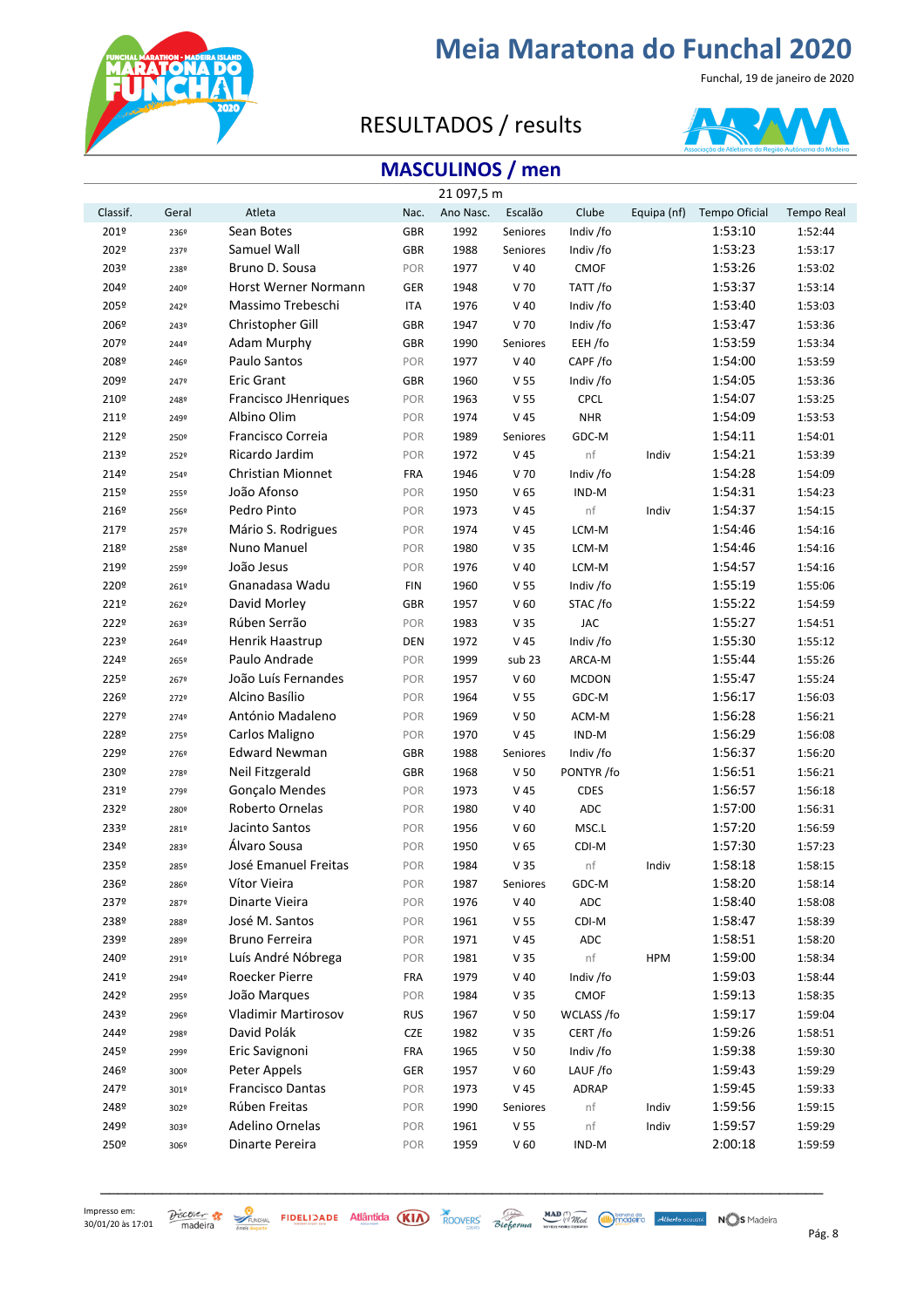# Meia Maratona do Funchal 2020

Funchal, 19 de janeiro de 2020

RESULTADOS / results

## MASCULINOS / men

21 097,5 m

| Classif. | Geral | Atleta | Nac. | Ano Nasc. | Escalão | Clube | Equipa (nf) | Tempo Oficial | Tempo Real |
|---|---|---|---|---|---|---|---|---|---|
| 201º | 236º | Sean Botes | GBR | 1992 | Seniores | Indiv /fo | | 1:53:10 | 1:52:44 |
| 202º | 237º | Samuel Wall | GBR | 1988 | Seniores | Indiv /fo | | 1:53:23 | 1:53:17 |
| 203º | 238º | Bruno D. Sousa | POR | 1977 | V 40 | CMOF | | 1:53:26 | 1:53:02 |
| 204º | 240º | Horst Werner Normann | GER | 1948 | V 70 | TATT /fo | | 1:53:37 | 1:53:14 |
| 205º | 242º | Massimo Trebeschi | ITA | 1976 | V 40 | Indiv /fo | | 1:53:40 | 1:53:03 |
| 206º | 243º | Christopher Gill | GBR | 1947 | V 70 | Indiv /fo | | 1:53:47 | 1:53:36 |
| 207º | 244º | Adam Murphy | GBR | 1990 | Seniores | EEH /fo | | 1:53:59 | 1:53:34 |
| 208º | 246º | Paulo Santos | POR | 1977 | V 40 | CAPF /fo | | 1:54:00 | 1:53:59 |
| 209º | 247º | Eric Grant | GBR | 1960 | V 55 | Indiv /fo | | 1:54:05 | 1:53:36 |
| 210º | 248º | Francisco JHenriques | POR | 1963 | V 55 | CPCL | | 1:54:07 | 1:53:25 |
| 211º | 249º | Albino Olim | POR | 1974 | V 45 | NHR | | 1:54:09 | 1:53:53 |
| 212º | 250º | Francisco Correia | POR | 1989 | Seniores | GDC-M | | 1:54:11 | 1:54:01 |
| 213º | 252º | Ricardo Jardim | POR | 1972 | V 45 | nf | Indiv | 1:54:21 | 1:53:39 |
| 214º | 254º | Christian Mionnet | FRA | 1946 | V 70 | Indiv /fo | | 1:54:28 | 1:54:09 |
| 215º | 255º | João Afonso | POR | 1950 | V 65 | IND-M | | 1:54:31 | 1:54:23 |
| 216º | 256º | Pedro Pinto | POR | 1973 | V 45 | nf | Indiv | 1:54:37 | 1:54:15 |
| 217º | 257º | Mário S. Rodrigues | POR | 1974 | V 45 | LCM-M | | 1:54:46 | 1:54:16 |
| 218º | 258º | Nuno Manuel | POR | 1980 | V 35 | LCM-M | | 1:54:46 | 1:54:16 |
| 219º | 259º | João Jesus | POR | 1976 | V 40 | LCM-M | | 1:54:57 | 1:54:16 |
| 220º | 261º | Gnanadasa Wadu | FIN | 1960 | V 55 | Indiv /fo | | 1:55:19 | 1:55:06 |
| 221º | 262º | David Morley | GBR | 1957 | V 60 | STAC /fo | | 1:55:22 | 1:54:59 |
| 222º | 263º | Rúben Serrão | POR | 1983 | V 35 | JAC | | 1:55:27 | 1:54:51 |
| 223º | 264º | Henrik Haastrup | DEN | 1972 | V 45 | Indiv /fo | | 1:55:30 | 1:55:12 |
| 224º | 265º | Paulo Andrade | POR | 1999 | sub 23 | ARCA-M | | 1:55:44 | 1:55:26 |
| 225º | 267º | João Luís Fernandes | POR | 1957 | V 60 | MCDON | | 1:55:47 | 1:55:24 |
| 226º | 272º | Alcino Basílio | POR | 1964 | V 55 | GDC-M | | 1:56:17 | 1:56:03 |
| 227º | 274º | António Madaleno | POR | 1969 | V 50 | ACM-M | | 1:56:28 | 1:56:21 |
| 228º | 275º | Carlos Maligno | POR | 1970 | V 45 | IND-M | | 1:56:29 | 1:56:08 |
| 229º | 276º | Edward Newman | GBR | 1988 | Seniores | Indiv /fo | | 1:56:37 | 1:56:20 |
| 230º | 278º | Neil Fitzgerald | GBR | 1968 | V 50 | PONTYR /fo | | 1:56:51 | 1:56:21 |
| 231º | 279º | Gonçalo Mendes | POR | 1973 | V 45 | CDES | | 1:56:57 | 1:56:18 |
| 232º | 280º | Roberto Ornelas | POR | 1980 | V 40 | ADC | | 1:57:00 | 1:56:31 |
| 233º | 281º | Jacinto Santos | POR | 1956 | V 60 | MSC.L | | 1:57:20 | 1:56:59 |
| 234º | 283º | Álvaro Sousa | POR | 1950 | V 65 | CDI-M | | 1:57:30 | 1:57:23 |
| 235º | 285º | José Emanuel Freitas | POR | 1984 | V 35 | nf | Indiv | 1:58:18 | 1:58:15 |
| 236º | 286º | Vítor Vieira | POR | 1987 | Seniores | GDC-M | | 1:58:20 | 1:58:14 |
| 237º | 287º | Dinarte Vieira | POR | 1976 | V 40 | ADC | | 1:58:40 | 1:58:08 |
| 238º | 288º | José M. Santos | POR | 1961 | V 55 | CDI-M | | 1:58:47 | 1:58:39 |
| 239º | 289º | Bruno Ferreira | POR | 1971 | V 45 | ADC | | 1:58:51 | 1:58:20 |
| 240º | 291º | Luís André Nóbrega | POR | 1981 | V 35 | nf | HPM | 1:59:00 | 1:58:34 |
| 241º | 294º | Roecker Pierre | FRA | 1979 | V 40 | Indiv /fo | | 1:59:03 | 1:58:44 |
| 242º | 295º | João Marques | POR | 1984 | V 35 | CMOF | | 1:59:13 | 1:58:35 |
| 243º | 296º | Vladimir Martirosov | RUS | 1967 | V 50 | WCLASS /fo | | 1:59:17 | 1:59:04 |
| 244º | 298º | David Polák | CZE | 1982 | V 35 | CERT /fo | | 1:59:26 | 1:58:51 |
| 245º | 299º | Eric Savignoni | FRA | 1965 | V 50 | Indiv /fo | | 1:59:38 | 1:59:30 |
| 246º | 300º | Peter Appels | GER | 1957 | V 60 | LAUF /fo | | 1:59:43 | 1:59:29 |
| 247º | 301º | Francisco Dantas | POR | 1973 | V 45 | ADRAP | | 1:59:45 | 1:59:33 |
| 248º | 302º | Rúben Freitas | POR | 1990 | Seniores | nf | Indiv | 1:59:56 | 1:59:15 |
| 249º | 303º | Adelino Ornelas | POR | 1961 | V 55 | nf | Indiv | 1:59:57 | 1:59:29 |
| 250º | 306º | Dinarte Pereira | POR | 1959 | V 60 | IND-M | | 2:00:18 | 1:59:59 |

Impresso em: 30/01/20 às 17:01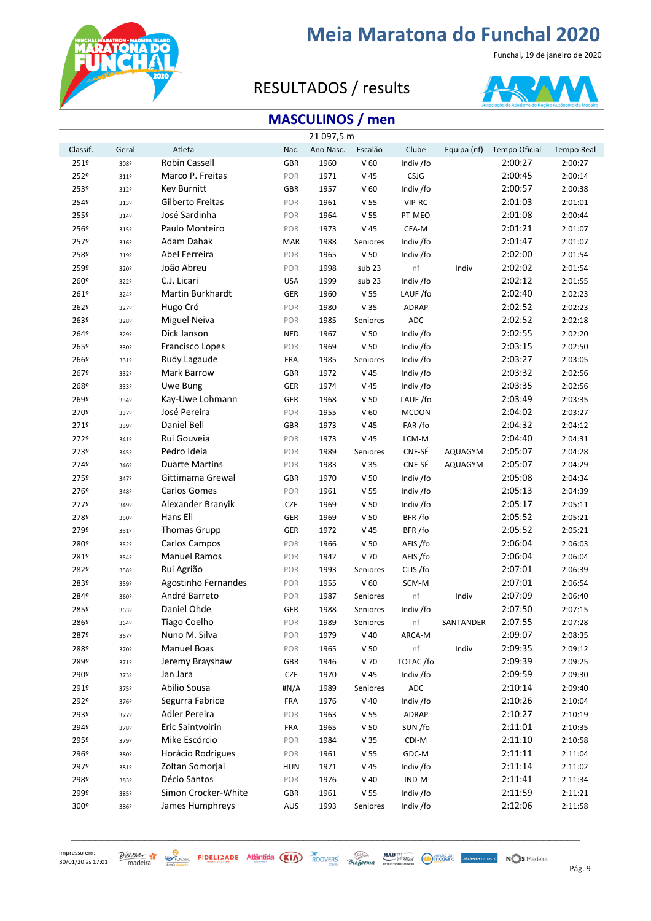# Meia Maratona do Funchal 2020

Funchal, 19 de janeiro de 2020

## RESULTADOS / results

## MASCULINOS / men

21 097,5 m

| Classif. | Geral | Atleta | Nac. | Ano Nasc. | Escalão | Clube | Equipa (nf) | Tempo Oficial | Tempo Real |
|---|---|---|---|---|---|---|---|---|---|
| 251º | 308º | Robin Cassell | GBR | 1960 | V 60 | Indiv /fo | | 2:00:27 | 2:00:27 |
| 252º | 311º | Marco P. Freitas | POR | 1971 | V 45 | CSJG | | 2:00:45 | 2:00:14 |
| 253º | 312º | Kev Burnitt | GBR | 1957 | V 60 | Indiv /fo | | 2:00:57 | 2:00:38 |
| 254º | 313º | Gilberto Freitas | POR | 1961 | V 55 | VIP-RC | | 2:01:03 | 2:01:01 |
| 255º | 314º | José Sardinha | POR | 1964 | V 55 | PT-MEO | | 2:01:08 | 2:00:44 |
| 256º | 315º | Paulo Monteiro | POR | 1973 | V 45 | CFA-M | | 2:01:21 | 2:01:07 |
| 257º | 316º | Adam Dahak | MAR | 1988 | Seniores | Indiv /fo | | 2:01:47 | 2:01:07 |
| 258º | 319º | Abel Ferreira | POR | 1965 | V 50 | Indiv /fo | | 2:02:00 | 2:01:54 |
| 259º | 320º | João Abreu | POR | 1998 | sub 23 | nf | Indiv | 2:02:02 | 2:01:54 |
| 260º | 322º | C.J. Licari | USA | 1999 | sub 23 | Indiv /fo | | 2:02:12 | 2:01:55 |
| 261º | 324º | Martin Burkhardt | GER | 1960 | V 55 | LAUF /fo | | 2:02:40 | 2:02:23 |
| 262º | 327º | Hugo Cró | POR | 1980 | V 35 | ADRAP | | 2:02:52 | 2:02:23 |
| 263º | 328º | Miguel Neiva | POR | 1985 | Seniores | ADC | | 2:02:52 | 2:02:18 |
| 264º | 329º | Dick Janson | NED | 1967 | V 50 | Indiv /fo | | 2:02:55 | 2:02:20 |
| 265º | 330º | Francisco Lopes | POR | 1969 | V 50 | Indiv /fo | | 2:03:15 | 2:02:50 |
| 266º | 331º | Rudy Lagaude | FRA | 1985 | Seniores | Indiv /fo | | 2:03:27 | 2:03:05 |
| 267º | 332º | Mark Barrow | GBR | 1972 | V 45 | Indiv /fo | | 2:03:32 | 2:02:56 |
| 268º | 333º | Uwe Bung | GER | 1974 | V 45 | Indiv /fo | | 2:03:35 | 2:02:56 |
| 269º | 334º | Kay-Uwe Lohmann | GER | 1968 | V 50 | LAUF /fo | | 2:03:49 | 2:03:35 |
| 270º | 337º | José Pereira | POR | 1955 | V 60 | MCDON | | 2:04:02 | 2:03:27 |
| 271º | 339º | Daniel Bell | GBR | 1973 | V 45 | FAR /fo | | 2:04:32 | 2:04:12 |
| 272º | 341º | Rui Gouveia | POR | 1973 | V 45 | LCM-M | | 2:04:40 | 2:04:31 |
| 273º | 345º | Pedro Ideia | POR | 1989 | Seniores | CNF-SÉ | AQUAGYM | 2:05:07 | 2:04:28 |
| 274º | 346º | Duarte Martins | POR | 1983 | V 35 | CNF-SÉ | AQUAGYM | 2:05:07 | 2:04:29 |
| 275º | 347º | Gittimama Grewal | GBR | 1970 | V 50 | Indiv /fo | | 2:05:08 | 2:04:34 |
| 276º | 348º | Carlos Gomes | POR | 1961 | V 55 | Indiv /fo | | 2:05:13 | 2:04:39 |
| 277º | 349º | Alexander Branyik | CZE | 1969 | V 50 | Indiv /fo | | 2:05:17 | 2:05:11 |
| 278º | 350º | Hans Ell | GER | 1969 | V 50 | BFR /fo | | 2:05:52 | 2:05:21 |
| 279º | 351º | Thomas Grupp | GER | 1972 | V 45 | BFR /fo | | 2:05:52 | 2:05:21 |
| 280º | 352º | Carlos Campos | POR | 1966 | V 50 | AFIS /fo | | 2:06:04 | 2:06:03 |
| 281º | 354º | Manuel Ramos | POR | 1942 | V 70 | AFIS /fo | | 2:06:04 | 2:06:04 |
| 282º | 358º | Rui Agrião | POR | 1993 | Seniores | CLIS /fo | | 2:07:01 | 2:06:39 |
| 283º | 359º | Agostinho Fernandes | POR | 1955 | V 60 | SCM-M | | 2:07:01 | 2:06:54 |
| 284º | 360º | André Barreto | POR | 1987 | Seniores | nf | Indiv | 2:07:09 | 2:06:40 |
| 285º | 363º | Daniel Ohde | GER | 1988 | Seniores | Indiv /fo | | 2:07:50 | 2:07:15 |
| 286º | 364º | Tiago Coelho | POR | 1989 | Seniores | nf | SANTANDER | 2:07:55 | 2:07:28 |
| 287º | 367º | Nuno M. Silva | POR | 1979 | V 40 | ARCA-M | | 2:09:07 | 2:08:35 |
| 288º | 370º | Manuel Boas | POR | 1965 | V 50 | nf | Indiv | 2:09:35 | 2:09:12 |
| 289º | 371º | Jeremy Brayshaw | GBR | 1946 | V 70 | TOTAC /fo | | 2:09:39 | 2:09:25 |
| 290º | 373º | Jan Jara | CZE | 1970 | V 45 | Indiv /fo | | 2:09:59 | 2:09:30 |
| 291º | 375º | Abílio Sousa | #N/A | 1989 | Seniores | ADC | | 2:10:14 | 2:09:40 |
| 292º | 376º | Segurra Fabrice | FRA | 1976 | V 40 | Indiv /fo | | 2:10:26 | 2:10:04 |
| 293º | 377º | Adler Pereira | POR | 1963 | V 55 | ADRAP | | 2:10:27 | 2:10:19 |
| 294º | 378º | Eric Saintvoirin | FRA | 1965 | V 50 | SUN /fo | | 2:11:01 | 2:10:35 |
| 295º | 379º | Mike Escórcio | POR | 1984 | V 35 | CDI-M | | 2:11:10 | 2:10:58 |
| 296º | 380º | Horácio Rodrigues | POR | 1961 | V 55 | GDC-M | | 2:11:11 | 2:11:04 |
| 297º | 381º | Zoltan Somorjai | HUN | 1971 | V 45 | Indiv /fo | | 2:11:14 | 2:11:02 |
| 298º | 383º | Décio Santos | POR | 1976 | V 40 | IND-M | | 2:11:41 | 2:11:34 |
| 299º | 385º | Simon Crocker-White | GBR | 1961 | V 55 | Indiv /fo | | 2:11:59 | 2:11:21 |
| 300º | 386º | James Humphreys | AUS | 1993 | Seniores | Indiv /fo | | 2:12:06 | 2:11:58 |

Impresso em: 30/01/20 às 17:01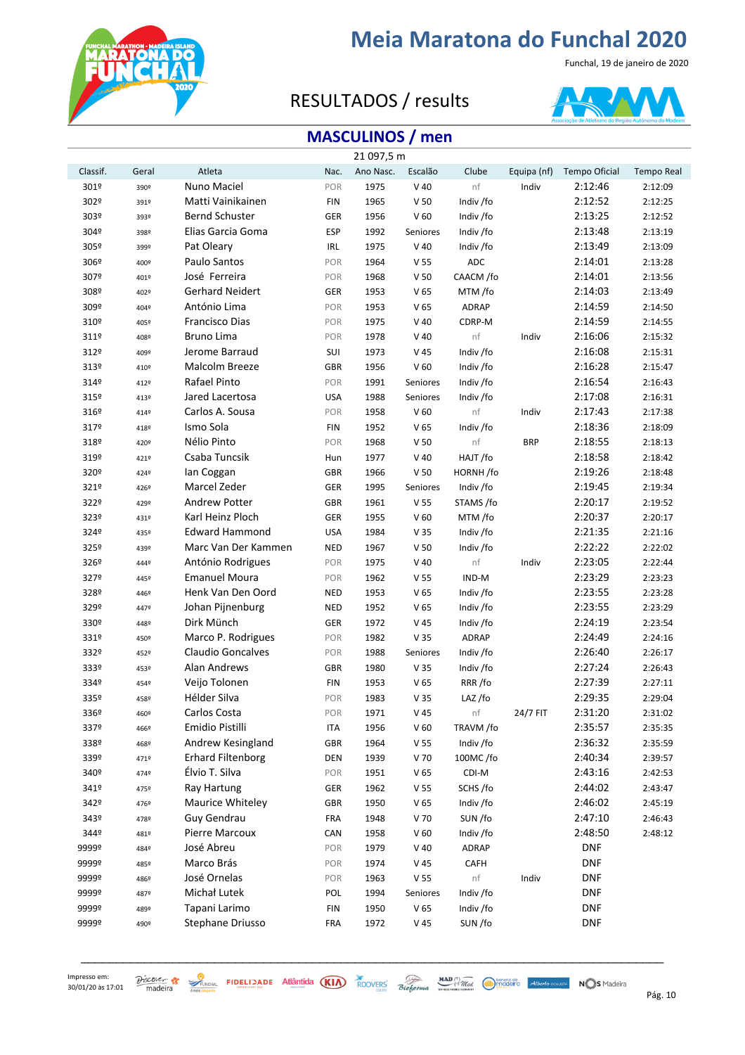# Meia Maratona do Funchal 2020

Funchal, 19 de janeiro de 2020

## RESULTADOS / results

## MASCULINOS / men

21 097,5 m

| Classif. | Geral | Atleta | Nac. | Ano Nasc. | Escalão | Clube | Equipa (nf) | Tempo Oficial | Tempo Real |
|---|---|---|---|---|---|---|---|---|---|
| 301º | 390º | Nuno Maciel | POR | 1975 | V 40 | nf | Indiv | 2:12:46 | 2:12:09 |
| 302º | 391º | Matti Vainikainen | FIN | 1965 | V 50 | Indiv /fo | | 2:12:52 | 2:12:25 |
| 303º | 393º | Bernd Schuster | GER | 1956 | V 60 | Indiv /fo | | 2:13:25 | 2:12:52 |
| 304º | 398º | Elias Garcia Goma | ESP | 1992 | Seniores | Indiv /fo | | 2:13:48 | 2:13:19 |
| 305º | 399º | Pat Oleary | IRL | 1975 | V 40 | Indiv /fo | | 2:13:49 | 2:13:09 |
| 306º | 400º | Paulo Santos | POR | 1964 | V 55 | ADC | | 2:14:01 | 2:13:28 |
| 307º | 401º | José Ferreira | POR | 1968 | V 50 | CAACM /fo | | 2:14:01 | 2:13:56 |
| 308º | 402º | Gerhard Neidert | GER | 1953 | V 65 | MTM /fo | | 2:14:03 | 2:13:49 |
| 309º | 404º | António Lima | POR | 1953 | V 65 | ADRAP | | 2:14:59 | 2:14:50 |
| 310º | 405º | Francisco Dias | POR | 1975 | V 40 | CDRP-M | | 2:14:59 | 2:14:55 |
| 311º | 408º | Bruno Lima | POR | 1978 | V 40 | nf | Indiv | 2:16:06 | 2:15:32 |
| 312º | 409º | Jerome Barraud | SUI | 1973 | V 45 | Indiv /fo | | 2:16:08 | 2:15:31 |
| 313º | 410º | Malcolm Breeze | GBR | 1956 | V 60 | Indiv /fo | | 2:16:28 | 2:15:47 |
| 314º | 412º | Rafael Pinto | POR | 1991 | Seniores | Indiv /fo | | 2:16:54 | 2:16:43 |
| 315º | 413º | Jared Lacertosa | USA | 1988 | Seniores | Indiv /fo | | 2:17:08 | 2:16:31 |
| 316º | 414º | Carlos A. Sousa | POR | 1958 | V 60 | nf | Indiv | 2:17:43 | 2:17:38 |
| 317º | 418º | Ismo Sola | FIN | 1952 | V 65 | Indiv /fo | | 2:18:36 | 2:18:09 |
| 318º | 420º | Nélio Pinto | POR | 1968 | V 50 | nf | BRP | 2:18:55 | 2:18:13 |
| 319º | 421º | Csaba Tuncsik | Hun | 1977 | V 40 | HAJT /fo | | 2:18:58 | 2:18:42 |
| 320º | 424º | Ian Coggan | GBR | 1966 | V 50 | HORNH /fo | | 2:19:26 | 2:18:48 |
| 321º | 426º | Marcel Zeder | GER | 1995 | Seniores | Indiv /fo | | 2:19:45 | 2:19:34 |
| 322º | 429º | Andrew Potter | GBR | 1961 | V 55 | STAMS /fo | | 2:20:17 | 2:19:52 |
| 323º | 431º | Karl Heinz Ploch | GER | 1955 | V 60 | MTM /fo | | 2:20:37 | 2:20:17 |
| 324º | 435º | Edward Hammond | USA | 1984 | V 35 | Indiv /fo | | 2:21:35 | 2:21:16 |
| 325º | 439º | Marc Van Der Kammen | NED | 1967 | V 50 | Indiv /fo | | 2:22:22 | 2:22:02 |
| 326º | 444º | António Rodrigues | POR | 1975 | V 40 | nf | Indiv | 2:23:05 | 2:22:44 |
| 327º | 445º | Emanuel Moura | POR | 1962 | V 55 | IND-M | | 2:23:29 | 2:23:23 |
| 328º | 446º | Henk Van Den Oord | NED | 1953 | V 65 | Indiv /fo | | 2:23:55 | 2:23:28 |
| 329º | 447º | Johan Pijnenburg | NED | 1952 | V 65 | Indiv /fo | | 2:23:55 | 2:23:29 |
| 330º | 448º | Dirk Münch | GER | 1972 | V 45 | Indiv /fo | | 2:24:19 | 2:23:54 |
| 331º | 450º | Marco P. Rodrigues | POR | 1982 | V 35 | ADRAP | | 2:24:49 | 2:24:16 |
| 332º | 452º | Claudio Goncalves | POR | 1988 | Seniores | Indiv /fo | | 2:26:40 | 2:26:17 |
| 333º | 453º | Alan Andrews | GBR | 1980 | V 35 | Indiv /fo | | 2:27:24 | 2:26:43 |
| 334º | 454º | Veijo Tolonen | FIN | 1953 | V 65 | RRR /fo | | 2:27:39 | 2:27:11 |
| 335º | 458º | Hélder Silva | POR | 1983 | V 35 | LAZ /fo | | 2:29:35 | 2:29:04 |
| 336º | 460º | Carlos Costa | POR | 1971 | V 45 | nf | 24/7 FIT | 2:31:20 | 2:31:02 |
| 337º | 466º | Emidio Pistilli | ITA | 1956 | V 60 | TRAVM /fo | | 2:35:57 | 2:35:35 |
| 338º | 468º | Andrew Kesingland | GBR | 1964 | V 55 | Indiv /fo | | 2:36:32 | 2:35:59 |
| 339º | 471º | Erhard Filtenborg | DEN | 1939 | V 70 | 100MC /fo | | 2:40:34 | 2:39:57 |
| 340º | 474º | Élvio T. Silva | POR | 1951 | V 65 | CDI-M | | 2:43:16 | 2:42:53 |
| 341º | 475º | Ray Hartung | GER | 1962 | V 55 | SCHS /fo | | 2:44:02 | 2:43:47 |
| 342º | 476º | Maurice Whiteley | GBR | 1950 | V 65 | Indiv /fo | | 2:46:02 | 2:45:19 |
| 343º | 478º | Guy Gendrau | FRA | 1948 | V 70 | SUN /fo | | 2:47:10 | 2:46:43 |
| 344º | 481º | Pierre Marcoux | CAN | 1958 | V 60 | Indiv /fo | | 2:48:50 | 2:48:12 |
| 9999º | 484º | José Abreu | POR | 1979 | V 40 | ADRAP | | DNF | |
| 9999º | 485º | Marco Brás | POR | 1974 | V 45 | CAFH | | DNF | |
| 9999º | 486º | José Ornelas | POR | 1963 | V 55 | nf | Indiv | DNF | |
| 9999º | 487º | Michał Lutek | POL | 1994 | Seniores | Indiv /fo | | DNF | |
| 9999º | 489º | Tapani Larimo | FIN | 1950 | V 65 | Indiv /fo | | DNF | |
| 9999º | 490º | Stephane Driusso | FRA | 1972 | V 45 | SUN /fo | | DNF | |

Impresso em: 30/01/20 às 17:01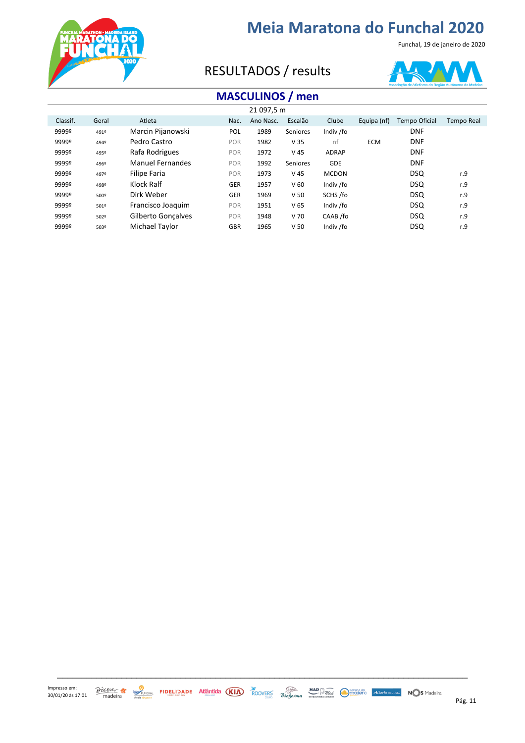# Meia Maratona do Funchal 2020

Funchal, 19 de janeiro de 2020

## RESULTADOS / results

## MASCULINOS / men

21 097,5 m

| Classif. | Geral | Atleta | Nac. | Ano Nasc. | Escalão | Clube | Equipa (nf) | Tempo Oficial | Tempo Real |
|---|---|---|---|---|---|---|---|---|---|
| 9999º | 491º | Marcin Pijanowski | POL | 1989 | Seniores | Indiv /fo | | DNF | |
| 9999º | 494º | Pedro Castro | POR | 1982 | V 35 | nf | ECM | DNF | |
| 9999º | 495º | Rafa Rodrigues | POR | 1972 | V 45 | ADRAP | | DNF | |
| 9999º | 496º | Manuel Fernandes | POR | 1992 | Seniores | GDE | | DNF | |
| 9999º | 497º | Filipe Faria | POR | 1973 | V 45 | MCDON | | DSQ | r.9 |
| 9999º | 498º | Klock Ralf | GER | 1957 | V 60 | Indiv /fo | | DSQ | r.9 |
| 9999º | 500º | Dirk Weber | GER | 1969 | V 50 | SCHS /fo | | DSQ | r.9 |
| 9999º | 501º | Francisco Joaquim | POR | 1951 | V 65 | Indiv /fo | | DSQ | r.9 |
| 9999º | 502º | Gilberto Gonçalves | POR | 1948 | V 70 | CAAB /fo | | DSQ | r.9 |
| 9999º | 503º | Michael Taylor | GBR | 1965 | V 50 | Indiv /fo | | DSQ | r.9 |

Impresso em: 30/01/20 às 17:01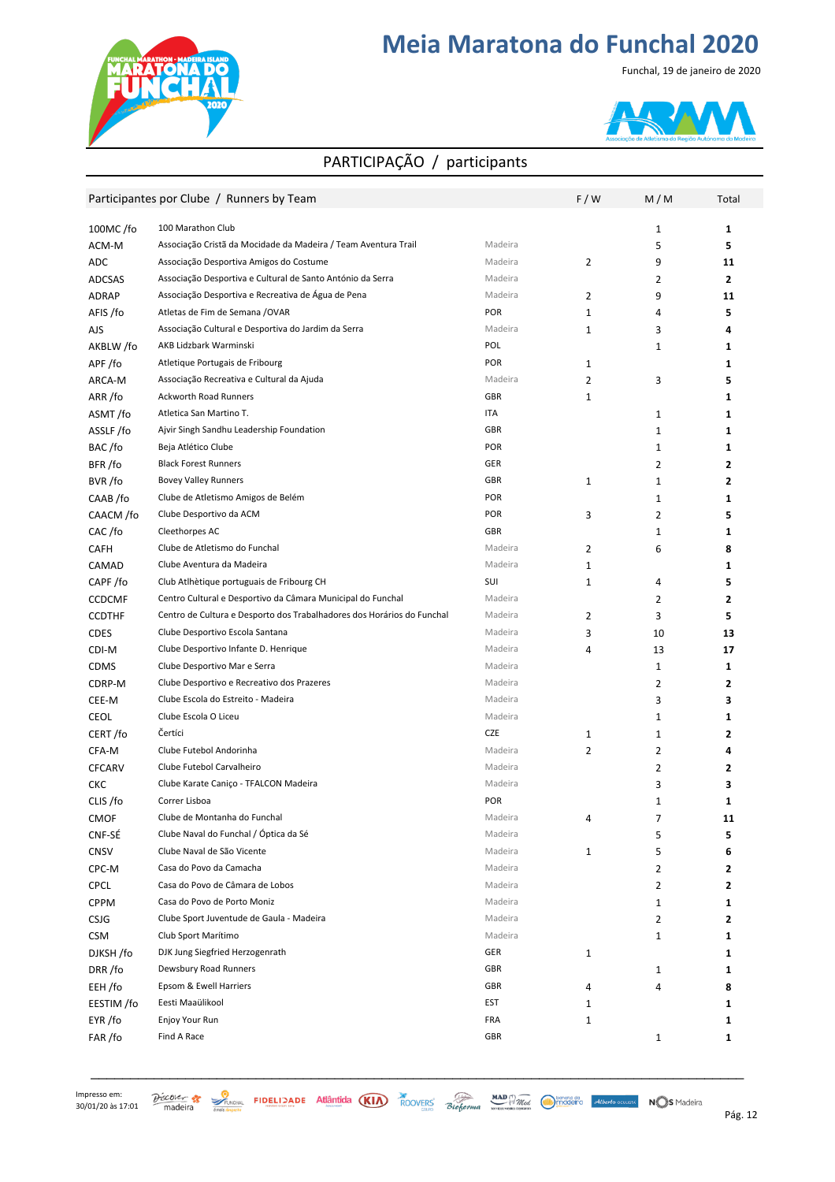# Meia Maratona do Funchal 2020

Funchal, 19 de janeiro de 2020

## PARTICIPAÇÃO / participants

| Participantes por Clube / Runners by Team | | | F / W | M / M | Total |
|---|---|---|---|---|---|
| 100MC /fo | 100 Marathon Club | | | 1 | **1** |
| ACM-M | Associação Cristã da Mocidade da Madeira / Team Aventura Trail | Madeira | | 5 | **5** |
| ADC | Associação Desportiva Amigos do Costume | Madeira | 2 | 9 | **11** |
| ADCSAS | Associação Desportiva e Cultural de Santo António da Serra | Madeira | | 2 | **2** |
| ADRAP | Associação Desportiva e Recreativa de Água de Pena | Madeira | 2 | 9 | **11** |
| AFIS /fo | Atletas de Fim de Semana /OVAR | POR | 1 | 4 | **5** |
| AJS | Associação Cultural e Desportiva do Jardim da Serra | Madeira | 1 | 3 | **4** |
| AKBLW /fo | AKB Lidzbark Warminski | POL | | 1 | **1** |
| APF /fo | Atletique Portugais de Fribourg | POR | 1 | | **1** |
| ARCA-M | Associação Recreativa e Cultural da Ajuda | Madeira | 2 | 3 | **5** |
| ARR /fo | Ackworth Road Runners | GBR | 1 | | **1** |
| ASMT /fo | Atletica San Martino T. | ITA | | 1 | **1** |
| ASSLF /fo | Ajvir Singh Sandhu Leadership Foundation | GBR | | 1 | **1** |
| BAC /fo | Beja Atlético Clube | POR | | 1 | **1** |
| BFR /fo | Black Forest Runners | GER | | 2 | **2** |
| BVR /fo | Bovey Valley Runners | GBR | 1 | 1 | **2** |
| CAAB /fo | Clube de Atletismo Amigos de Belém | POR | | 1 | **1** |
| CAACM /fo | Clube Desportivo da ACM | POR | 3 | 2 | **5** |
| CAC /fo | Cleethorpes AC | GBR | | 1 | **1** |
| CAFH | Clube de Atletismo do Funchal | Madeira | 2 | 6 | **8** |
| CAMAD | Clube Aventura da Madeira | Madeira | 1 | | **1** |
| CAPF /fo | Club Athlètique portuguais de Fribourg CH | SUI | 1 | 4 | **5** |
| CCDCMF | Centro Cultural e Desportivo da Câmara Municipal do Funchal | Madeira | | 2 | **2** |
| CCDTHF | Centro de Cultura e Desporto dos Trabalhadores dos Horários do Funchal | Madeira | 2 | 3 | **5** |
| CDES | Clube Desportivo Escola Santana | Madeira | 3 | 10 | **13** |
| CDI-M | Clube Desportivo Infante D. Henrique | Madeira | 4 | 13 | **17** |
| CDMS | Clube Desportivo Mar e Serra | Madeira | | 1 | **1** |
| CDRP-M | Clube Desportivo e Recreativo dos Prazeres | Madeira | | 2 | **2** |
| CEE-M | Clube Escola do Estreito - Madeira | Madeira | | 3 | **3** |
| CEOL | Clube Escola O Liceu | Madeira | | 1 | **1** |
| CERT /fo | Čertíci | CZE | 1 | 1 | **2** |
| CFA-M | Clube Futebol Andorinha | Madeira | 2 | 2 | **4** |
| CFCARV | Clube Futebol Carvalheiro | Madeira | | 2 | **2** |
| CKC | Clube Karate Caniço - TFALCON Madeira | Madeira | | 3 | **3** |
| CLIS /fo | Correr Lisboa | POR | | 1 | **1** |
| CMOF | Clube de Montanha do Funchal | Madeira | 4 | 7 | **11** |
| CNF-SÉ | Clube Naval do Funchal / Óptica da Sé | Madeira | | 5 | **5** |
| CNSV | Clube Naval de São Vicente | Madeira | 1 | 5 | **6** |
| CPC-M | Casa do Povo da Camacha | Madeira | | 2 | **2** |
| CPCL | Casa do Povo de Câmara de Lobos | Madeira | | 2 | **2** |
| CPPM | Casa do Povo de Porto Moniz | Madeira | | 1 | **1** |
| CSJG | Clube Sport Juventude de Gaula - Madeira | Madeira | | 2 | **2** |
| CSM | Club Sport Marítimo | Madeira | | 1 | **1** |
| DJKSH /fo | DJK Jung Siegfried Herzogenrath | GER | 1 | | **1** |
| DRR /fo | Dewsbury Road Runners | GBR | | 1 | **1** |
| EEH /fo | Epsom & Ewell Harriers | GBR | 4 | 4 | **8** |
| EESTIM /fo | Eesti Maaülikool | EST | 1 | | **1** |
| EYR /fo | Enjoy Your Run | FRA | 1 | | **1** |
| FAR /fo | Find A Race | GBR | | 1 | **1** |

Impresso em: 30/01/20 às 17:01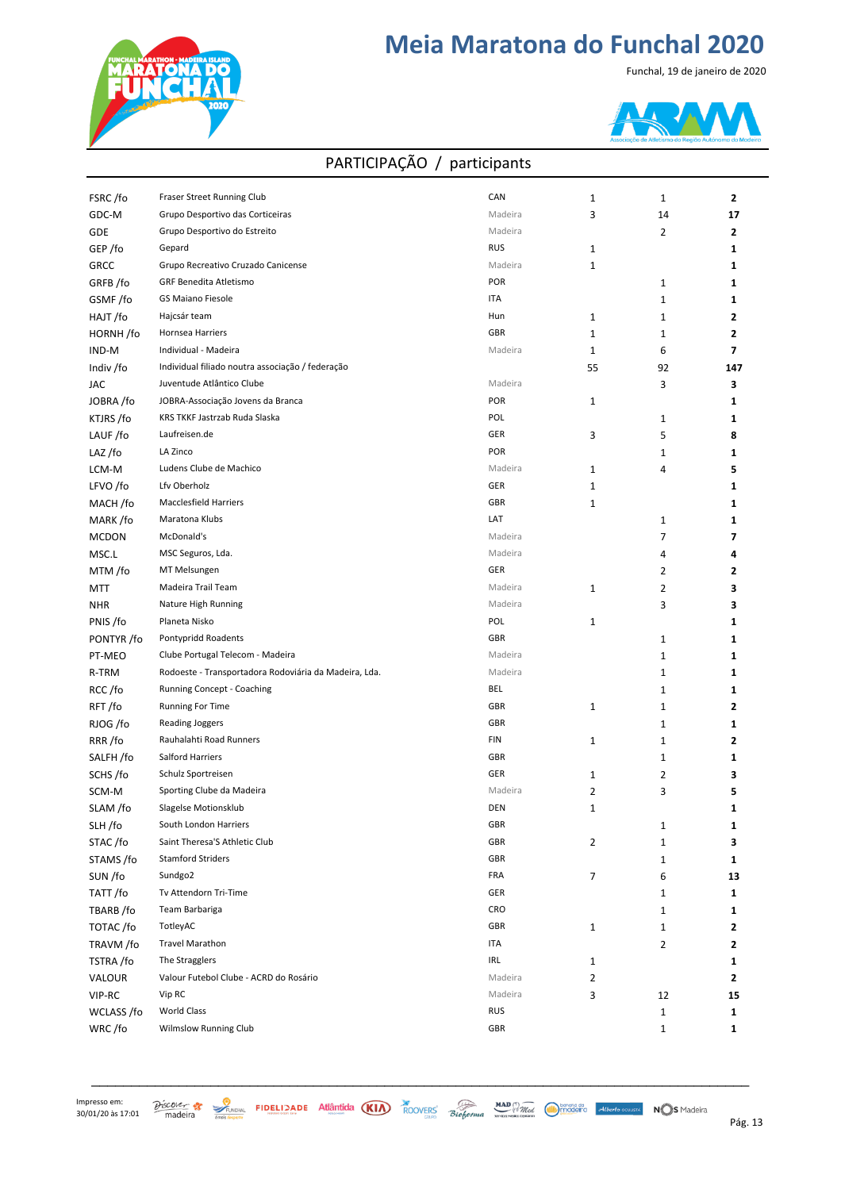# Meia Maratona do Funchal 2020

Funchal, 19 de janeiro de 2020

## PARTICIPAÇÃO / participants

| | | | | | |
|---|---|---|---|---|---|
| FSRC /fo | Fraser Street Running Club | CAN | 1 | 1 | **2** |
| GDC-M | Grupo Desportivo das Corticeiras | Madeira | 3 | 14 | **17** |
| GDE | Grupo Desportivo do Estreito | Madeira | | 2 | **2** |
| GEP /fo | Gepard | RUS | 1 | | **1** |
| GRCC | Grupo Recreativo Cruzado Canicense | Madeira | 1 | | **1** |
| GRFB /fo | GRF Benedita Atletismo | POR | | 1 | **1** |
| GSMF /fo | GS Maiano Fiesole | ITA | | 1 | **1** |
| HAJT /fo | Hajcsár team | Hun | 1 | 1 | **2** |
| HORNH /fo | Hornsea Harriers | GBR | 1 | 1 | **2** |
| IND-M | Individual - Madeira | Madeira | 1 | 6 | **7** |
| Indiv /fo | Individual filiado noutra associação / federação | | 55 | 92 | **147** |
| JAC | Juventude Atlântico Clube | Madeira | | 3 | **3** |
| JOBRA /fo | JOBRA-Associação Jovens da Branca | POR | 1 | | **1** |
| KTJRS /fo | KRS TKKF Jastrzab Ruda Slaska | POL | | 1 | **1** |
| LAUF /fo | Laufreisen.de | GER | 3 | 5 | **8** |
| LAZ /fo | LA Zinco | POR | | 1 | **1** |
| LCM-M | Ludens Clube de Machico | Madeira | 1 | 4 | **5** |
| LFVO /fo | Lfv Oberholz | GER | 1 | | **1** |
| MACH /fo | Macclesfield Harriers | GBR | 1 | | **1** |
| MARK /fo | Maratona Klubs | LAT | | 1 | **1** |
| MCDON | McDonald's | Madeira | | 7 | **7** |
| MSC.L | MSC Seguros, Lda. | Madeira | | 4 | **4** |
| MTM /fo | MT Melsungen | GER | | 2 | **2** |
| MTT | Madeira Trail Team | Madeira | 1 | 2 | **3** |
| NHR | Nature High Running | Madeira | | 3 | **3** |
| PNIS /fo | Planeta Nisko | POL | 1 | | **1** |
| PONTYR /fo | Pontypridd Roadents | GBR | | 1 | **1** |
| PT-MEO | Clube Portugal Telecom - Madeira | Madeira | | 1 | **1** |
| R-TRM | Rodoeste - Transportadora Rodoviária da Madeira, Lda. | Madeira | | 1 | **1** |
| RCC /fo | Running Concept - Coaching | BEL | | 1 | **1** |
| RFT /fo | Running For Time | GBR | 1 | 1 | **2** |
| RJOG /fo | Reading Joggers | GBR | | 1 | **1** |
| RRR /fo | Rauhalahti Road Runners | FIN | 1 | 1 | **2** |
| SALFH /fo | Salford Harriers | GBR | | 1 | **1** |
| SCHS /fo | Schulz Sportreisen | GER | 1 | 2 | **3** |
| SCM-M | Sporting Clube da Madeira | Madeira | 2 | 3 | **5** |
| SLAM /fo | Slagelse Motionsklub | DEN | 1 | | **1** |
| SLH /fo | South London Harriers | GBR | | 1 | **1** |
| STAC /fo | Saint Theresa'S Athletic Club | GBR | 2 | 1 | **3** |
| STAMS /fo | Stamford Striders | GBR | | 1 | **1** |
| SUN /fo | Sundgo2 | FRA | 7 | 6 | **13** |
| TATT /fo | Tv Attendorn Tri-Time | GER | | 1 | **1** |
| TBARB /fo | Team Barbariga | CRO | | 1 | **1** |
| TOTAC /fo | TotleyAC | GBR | 1 | 1 | **2** |
| TRAVM /fo | Travel Marathon | ITA | | 2 | **2** |
| TSTRA /fo | The Stragglers | IRL | 1 | | **1** |
| VALOUR | Valour Futebol Clube - ACRD do Rosário | Madeira | 2 | | **2** |
| VIP-RC | Vip RC | Madeira | 3 | 12 | **15** |
| WCLASS /fo | World Class | RUS | | 1 | **1** |
| WRC /fo | Wilmslow Running Club | GBR | | 1 | **1** |

Impresso em: 30/01/20 às 17:01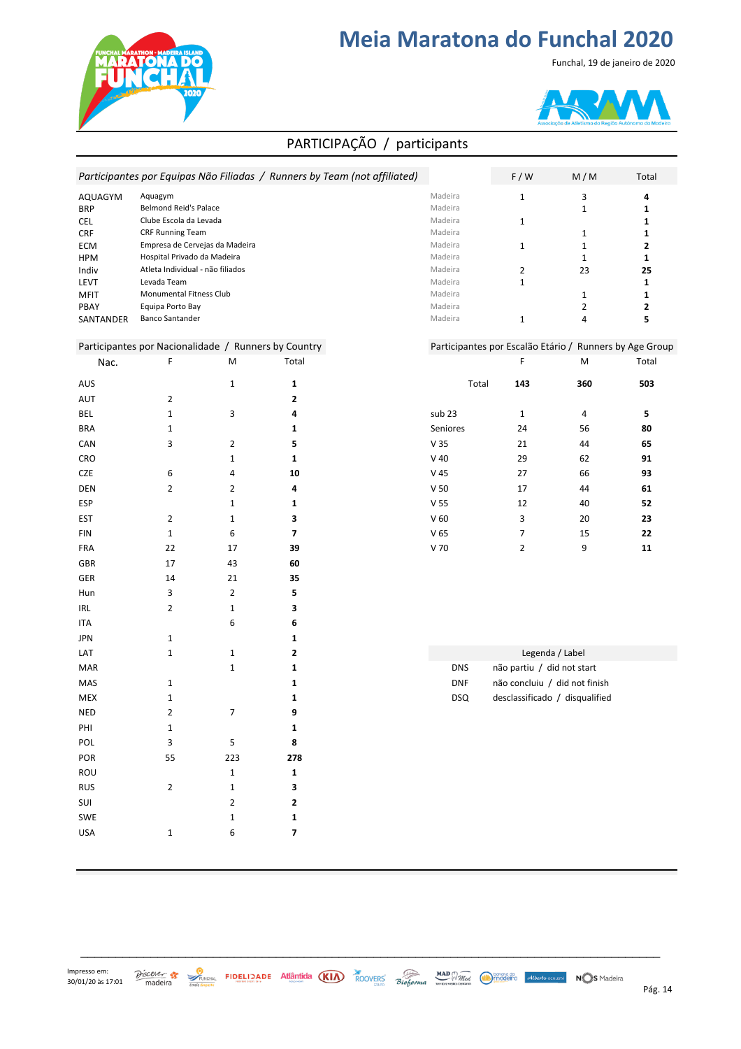# Meia Maratona do Funchal 2020

Funchal, 19 de janeiro de 2020

## PARTICIPAÇÃO / participants

| *Participantes por Equipas Não Filiadas / Runners by Team (not affiliated)* | | | F / W | M / M | Total |
|---|---|---|---|---|---|
| AQUAGYM | Aquagym | Madeira | 1 | 3 | **4** |
| BRP | Belmond Reid's Palace | Madeira | | 1 | **1** |
| CEL | Clube Escola da Levada | Madeira | 1 | | **1** |
| CRF | CRF Running Team | Madeira | | 1 | **1** |
| ECM | Empresa de Cervejas da Madeira | Madeira | 1 | 1 | **2** |
| HPM | Hospital Privado da Madeira | Madeira | | 1 | **1** |
| Indiv | Atleta Individual - não filiados | Madeira | 2 | 23 | **25** |
| LEVT | Levada Team | Madeira | 1 | | **1** |
| MFIT | Monumental Fitness Club | Madeira | | 1 | **1** |
| PBAY | Equipa Porto Bay | Madeira | | 2 | **2** |
| SANTANDER | Banco Santander | Madeira | 1 | 4 | **5** |

### Participantes por Nacionalidade / Runners by Country

| Nac. | F | M | Total |
|---|---|---|---|
| AUS | | 1 | **1** |
| AUT | 2 | | **2** |
| BEL | 1 | 3 | **4** |
| BRA | 1 | | **1** |
| CAN | 3 | 2 | **5** |
| CRO | | 1 | **1** |
| CZE | 6 | 4 | **10** |
| DEN | 2 | 2 | **4** |
| ESP | | 1 | **1** |
| EST | 2 | 1 | **3** |
| FIN | 1 | 6 | **7** |
| FRA | 22 | 17 | **39** |
| GBR | 17 | 43 | **60** |
| GER | 14 | 21 | **35** |
| Hun | 3 | 2 | **5** |
| IRL | 2 | 1 | **3** |
| ITA | | 6 | **6** |
| JPN | 1 | | **1** |
| LAT | 1 | 1 | **2** |
| MAR | | 1 | **1** |
| MAS | 1 | | **1** |
| MEX | 1 | | **1** |
| NED | 2 | 7 | **9** |
| PHI | 1 | | **1** |
| POL | 3 | 5 | **8** |
| POR | 55 | 223 | **278** |
| ROU | | 1 | **1** |
| RUS | 2 | 1 | **3** |
| SUI | | 2 | **2** |
| SWE | | 1 | **1** |
| USA | 1 | 6 | **7** |

### Participantes por Escalão Etário / Runners by Age Group

| | F | M | Total |
|---|---|---|---|
| Total | **143** | **360** | **503** |
| sub 23 | 1 | 4 | **5** |
| Seniores | 24 | 56 | **80** |
| V 35 | 21 | 44 | **65** |
| V 40 | 29 | 62 | **91** |
| V 45 | 27 | 66 | **93** |
| V 50 | 17 | 44 | **61** |
| V 55 | 12 | 40 | **52** |
| V 60 | 3 | 20 | **23** |
| V 65 | 7 | 15 | **22** |
| V 70 | 2 | 9 | **11** |

| Legenda / Label | |
|---|---|
| DNS | não partiu / did not start |
| DNF | não concluiu / did not finish |
| DSQ | desclassificado / disqualified |

Impresso em: 30/01/20 às 17:01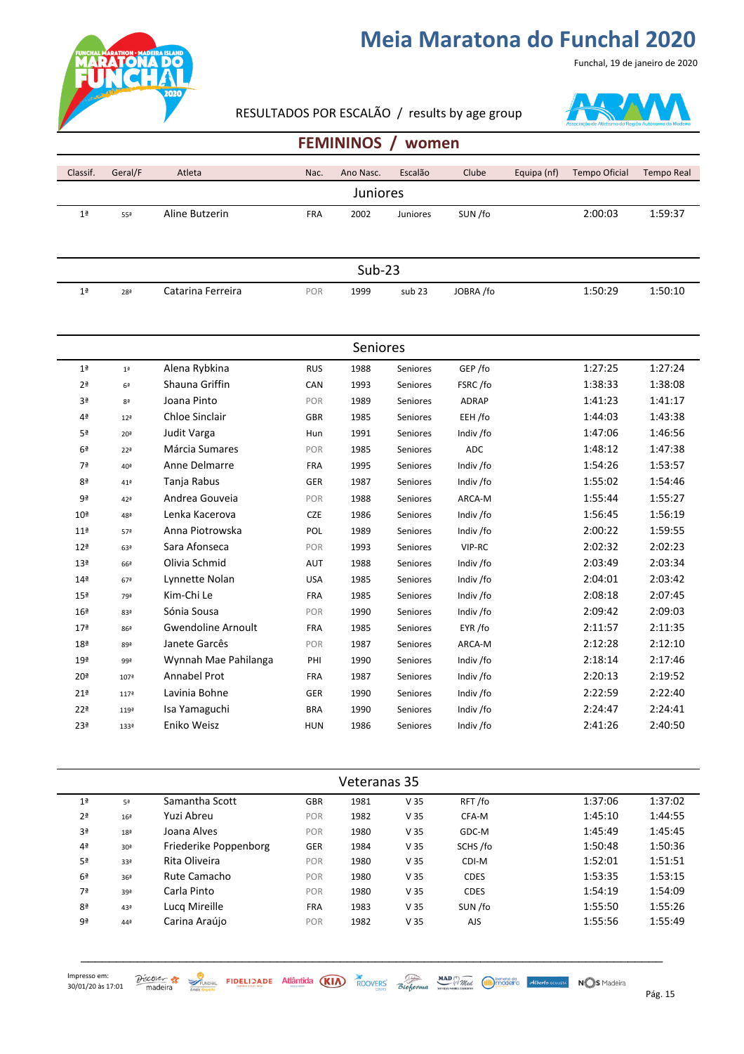# Meia Maratona do Funchal 2020

Funchal, 19 de janeiro de 2020

RESULTADOS POR ESCALÃO / results by age group

## FEMININOS / women

| Classif. | Geral/F | Atleta | Nac. | Ano Nasc. | Escalão | Clube | Equipa (nf) | Tempo Oficial | Tempo Real |
|---|---|---|---|---|---|---|---|---|---|
| **Juniores** | | | | | | | | | |
| 1ª | 55ª | Aline Butzerin | FRA | 2002 | Juniores | SUN /fo | | 2:00:03 | 1:59:37 |
| **Sub-23** | | | | | | | | | |
| 1ª | 28ª | Catarina Ferreira | POR | 1999 | sub 23 | JOBRA /fo | | 1:50:29 | 1:50:10 |
| **Seniores** | | | | | | | | | |
| 1ª | 1ª | Alena Rybkina | RUS | 1988 | Seniores | GEP /fo | | 1:27:25 | 1:27:24 |
| 2ª | 6ª | Shauna Griffin | CAN | 1993 | Seniores | FSRC /fo | | 1:38:33 | 1:38:08 |
| 3ª | 8ª | Joana Pinto | POR | 1989 | Seniores | ADRAP | | 1:41:23 | 1:41:17 |
| 4ª | 12ª | Chloe Sinclair | GBR | 1985 | Seniores | EEH /fo | | 1:44:03 | 1:43:38 |
| 5ª | 20ª | Judit Varga | Hun | 1991 | Seniores | Indiv /fo | | 1:47:06 | 1:46:56 |
| 6ª | 22ª | Márcia Sumares | POR | 1985 | Seniores | ADC | | 1:48:12 | 1:47:38 |
| 7ª | 40ª | Anne Delmarre | FRA | 1995 | Seniores | Indiv /fo | | 1:54:26 | 1:53:57 |
| 8ª | 41ª | Tanja Rabus | GER | 1987 | Seniores | Indiv /fo | | 1:55:02 | 1:54:46 |
| 9ª | 42ª | Andrea Gouveia | POR | 1988 | Seniores | ARCA-M | | 1:55:44 | 1:55:27 |
| 10ª | 48ª | Lenka Kacerova | CZE | 1986 | Seniores | Indiv /fo | | 1:56:45 | 1:56:19 |
| 11ª | 57ª | Anna Piotrowska | POL | 1989 | Seniores | Indiv /fo | | 2:00:22 | 1:59:55 |
| 12ª | 63ª | Sara Afonseca | POR | 1993 | Seniores | VIP-RC | | 2:02:32 | 2:02:23 |
| 13ª | 66ª | Olivia Schmid | AUT | 1988 | Seniores | Indiv /fo | | 2:03:49 | 2:03:34 |
| 14ª | 67ª | Lynnette Nolan | USA | 1985 | Seniores | Indiv /fo | | 2:04:01 | 2:03:42 |
| 15ª | 79ª | Kim-Chi Le | FRA | 1985 | Seniores | Indiv /fo | | 2:08:18 | 2:07:45 |
| 16ª | 83ª | Sónia Sousa | POR | 1990 | Seniores | Indiv /fo | | 2:09:42 | 2:09:03 |
| 17ª | 86ª | Gwendoline Arnoult | FRA | 1985 | Seniores | EYR /fo | | 2:11:57 | 2:11:35 |
| 18ª | 89ª | Janete Garcês | POR | 1987 | Seniores | ARCA-M | | 2:12:28 | 2:12:10 |
| 19ª | 99ª | Wynnah Mae Pahilanga | PHI | 1990 | Seniores | Indiv /fo | | 2:18:14 | 2:17:46 |
| 20ª | 107ª | Annabel Prot | FRA | 1987 | Seniores | Indiv /fo | | 2:20:13 | 2:19:52 |
| 21ª | 117ª | Lavinia Bohne | GER | 1990 | Seniores | Indiv /fo | | 2:22:59 | 2:22:40 |
| 22ª | 119ª | Isa Yamaguchi | BRA | 1990 | Seniores | Indiv /fo | | 2:24:47 | 2:24:41 |
| 23ª | 133ª | Eniko Weisz | HUN | 1986 | Seniores | Indiv /fo | | 2:41:26 | 2:40:50 |
| **Veteranas 35** | | | | | | | | | |
| 1ª | 5ª | Samantha Scott | GBR | 1981 | V 35 | RFT /fo | | 1:37:06 | 1:37:02 |
| 2ª | 16ª | Yuzi Abreu | POR | 1982 | V 35 | CFA-M | | 1:45:10 | 1:44:55 |
| 3ª | 18ª | Joana Alves | POR | 1980 | V 35 | GDC-M | | 1:45:49 | 1:45:45 |
| 4ª | 30ª | Friederike Poppenborg | GER | 1984 | V 35 | SCHS /fo | | 1:50:48 | 1:50:36 |
| 5ª | 33ª | Rita Oliveira | POR | 1980 | V 35 | CDI-M | | 1:52:01 | 1:51:51 |
| 6ª | 36ª | Rute Camacho | POR | 1980 | V 35 | CDES | | 1:53:35 | 1:53:15 |
| 7ª | 39ª | Carla Pinto | POR | 1980 | V 35 | CDES | | 1:54:19 | 1:54:09 |
| 8ª | 43ª | Lucq Mireille | FRA | 1983 | V 35 | SUN /fo | | 1:55:50 | 1:55:26 |
| 9ª | 44ª | Carina Araújo | POR | 1982 | V 35 | AJS | | 1:55:56 | 1:55:49 |

Impresso em: 30/01/20 às 17:01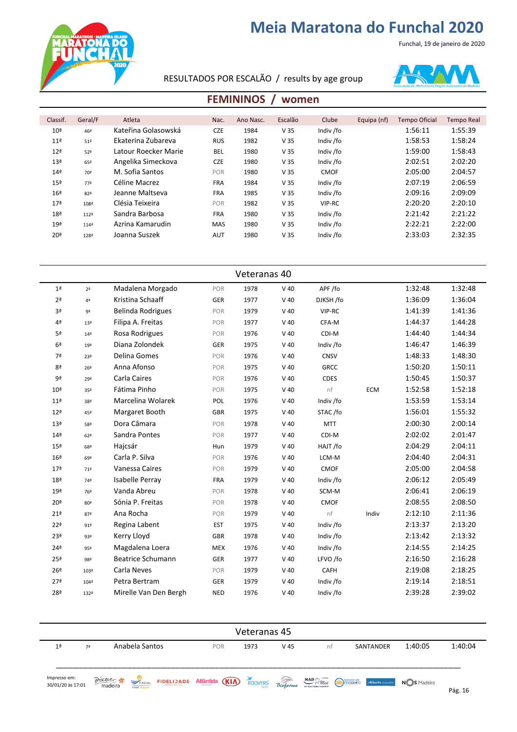# Meia Maratona do Funchal 2020

Funchal, 19 de janeiro de 2020

RESULTADOS POR ESCALÃO / results by age group

## FEMININOS / women

| Classif. | Geral/F | Atleta | Nac. | Ano Nasc. | Escalão | Clube | Equipa (nf) | Tempo Oficial | Tempo Real |
|---|---|---|---|---|---|---|---|---|---|
| 10ª | 46ª | Kateřina Golasowská | CZE | 1984 | V 35 | Indiv /fo | | 1:56:11 | 1:55:39 |
| 11ª | 51ª | Ekaterina Zubareva | RUS | 1982 | V 35 | Indiv /fo | | 1:58:53 | 1:58:24 |
| 12ª | 52ª | Latour Roecker Marie | BEL | 1980 | V 35 | Indiv /fo | | 1:59:00 | 1:58:43 |
| 13ª | 65ª | Angelika Simeckova | CZE | 1980 | V 35 | Indiv /fo | | 2:02:51 | 2:02:20 |
| 14ª | 70ª | M. Sofia Santos | POR | 1980 | V 35 | CMOF | | 2:05:00 | 2:04:57 |
| 15ª | 77ª | Céline Macrez | FRA | 1984 | V 35 | Indiv /fo | | 2:07:19 | 2:06:59 |
| 16ª | 82ª | Jeanne Maltseva | FRA | 1985 | V 35 | Indiv /fo | | 2:09:16 | 2:09:09 |
| 17ª | 108ª | Clésia Teixeira | POR | 1982 | V 35 | VIP-RC | | 2:20:20 | 2:20:10 |
| 18ª | 112ª | Sandra Barbosa | FRA | 1980 | V 35 | Indiv /fo | | 2:21:42 | 2:21:22 |
| 19ª | 114ª | Azrina Kamarudin | MAS | 1980 | V 35 | Indiv /fo | | 2:22:21 | 2:22:00 |
| 20ª | 128ª | Joanna Suszek | AUT | 1980 | V 35 | Indiv /fo | | 2:33:03 | 2:32:35 |

### Veteranas 40

| Classif. | Geral/F | Atleta | Nac. | Ano Nasc. | Escalão | Clube | Equipa (nf) | Tempo Oficial | Tempo Real |
|---|---|---|---|---|---|---|---|---|---|
| 1ª | 2ª | Madalena Morgado | POR | 1978 | V 40 | APF /fo | | 1:32:48 | 1:32:48 |
| 2ª | 4ª | Kristina Schaaff | GER | 1977 | V 40 | DJKSH /fo | | 1:36:09 | 1:36:04 |
| 3ª | 9ª | Belinda Rodrigues | POR | 1979 | V 40 | VIP-RC | | 1:41:39 | 1:41:36 |
| 4ª | 13ª | Filipa A. Freitas | POR | 1977 | V 40 | CFA-M | | 1:44:37 | 1:44:28 |
| 5ª | 14ª | Rosa Rodrigues | POR | 1976 | V 40 | CDI-M | | 1:44:40 | 1:44:34 |
| 6ª | 19ª | Diana Zolondek | GER | 1975 | V 40 | Indiv /fo | | 1:46:47 | 1:46:39 |
| 7ª | 23ª | Delina Gomes | POR | 1976 | V 40 | CNSV | | 1:48:33 | 1:48:30 |
| 8ª | 26ª | Anna Afonso | POR | 1975 | V 40 | GRCC | | 1:50:20 | 1:50:11 |
| 9ª | 29ª | Carla Caires | POR | 1976 | V 40 | CDES | | 1:50:45 | 1:50:37 |
| 10ª | 35ª | Fátima Pinho | POR | 1975 | V 40 | nf | ECM | 1:52:58 | 1:52:18 |
| 11ª | 38ª | Marcelina Wolarek | POL | 1976 | V 40 | Indiv /fo | | 1:53:59 | 1:53:14 |
| 12ª | 45ª | Margaret Booth | GBR | 1975 | V 40 | STAC /fo | | 1:56:01 | 1:55:32 |
| 13ª | 58ª | Dora Câmara | POR | 1978 | V 40 | MTT | | 2:00:30 | 2:00:14 |
| 14ª | 62ª | Sandra Pontes | POR | 1977 | V 40 | CDI-M | | 2:02:02 | 2:01:47 |
| 15ª | 68ª | Hajcsár | Hun | 1979 | V 40 | HAJT /fo | | 2:04:29 | 2:04:11 |
| 16ª | 69ª | Carla P. Silva | POR | 1976 | V 40 | LCM-M | | 2:04:40 | 2:04:31 |
| 17ª | 71ª | Vanessa Caires | POR | 1979 | V 40 | CMOF | | 2:05:00 | 2:04:58 |
| 18ª | 74ª | Isabelle Perray | FRA | 1979 | V 40 | Indiv /fo | | 2:06:12 | 2:05:49 |
| 19ª | 76ª | Vanda Abreu | POR | 1978 | V 40 | SCM-M | | 2:06:41 | 2:06:19 |
| 20ª | 80ª | Sónia P. Freitas | POR | 1978 | V 40 | CMOF | | 2:08:55 | 2:08:50 |
| 21ª | 87ª | Ana Rocha | POR | 1979 | V 40 | nf | Indiv | 2:12:10 | 2:11:36 |
| 22ª | 91ª | Regina Labent | EST | 1975 | V 40 | Indiv /fo | | 2:13:37 | 2:13:20 |
| 23ª | 93ª | Kerry Lloyd | GBR | 1978 | V 40 | Indiv /fo | | 2:13:42 | 2:13:32 |
| 24ª | 95ª | Magdalena Loera | MEX | 1976 | V 40 | Indiv /fo | | 2:14:55 | 2:14:25 |
| 25ª | 98ª | Beatrice Schumann | GER | 1977 | V 40 | LFVO /fo | | 2:16:50 | 2:16:28 |
| 26ª | 103ª | Carla Neves | POR | 1979 | V 40 | CAFH | | 2:19:08 | 2:18:25 |
| 27ª | 104ª | Petra Bertram | GER | 1979 | V 40 | Indiv /fo | | 2:19:14 | 2:18:51 |
| 28ª | 132ª | Mirelle Van Den Bergh | NED | 1976 | V 40 | Indiv /fo | | 2:39:28 | 2:39:02 |

### Veteranas 45

| Classif. | Geral/F | Atleta | Nac. | Ano Nasc. | Escalão | Clube | Equipa (nf) | Tempo Oficial | Tempo Real |
|---|---|---|---|---|---|---|---|---|---|
| 1ª | 7ª | Anabela Santos | POR | 1973 | V 45 | nf | SANTANDER | 1:40:05 | 1:40:04 |

Impresso em: 30/01/20 às 17:01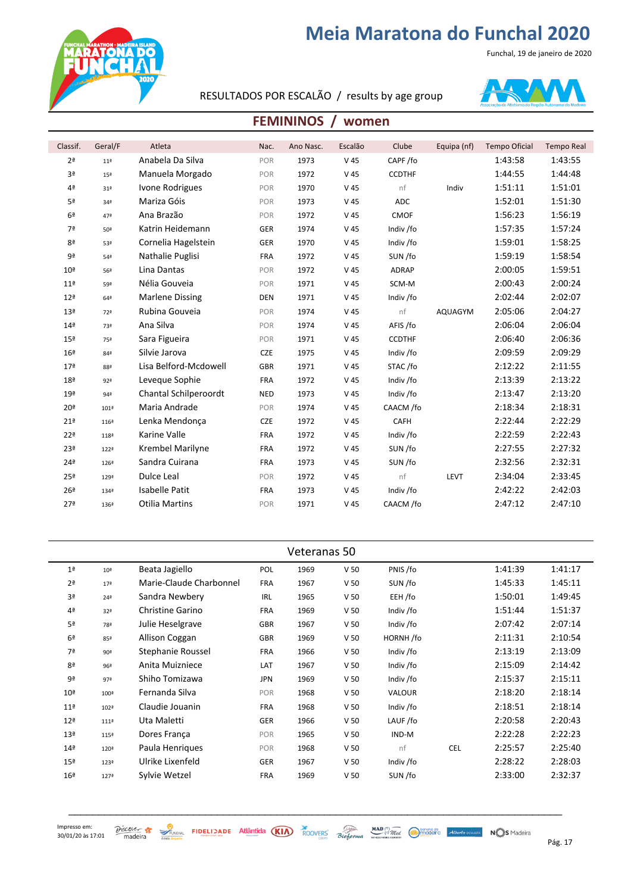# Meia Maratona do Funchal 2020

Funchal, 19 de janeiro de 2020

RESULTADOS POR ESCALÃO / results by age group

## FEMININOS / women

| Classif. | Geral/F | Atleta | Nac. | Ano Nasc. | Escalão | Clube | Equipa (nf) | Tempo Oficial | Tempo Real |
|---|---|---|---|---|---|---|---|---|---|
| 2ª | 11ª | Anabela Da Silva | POR | 1973 | V 45 | CAPF /fo | | 1:43:58 | 1:43:55 |
| 3ª | 15ª | Manuela Morgado | POR | 1972 | V 45 | CCDTHF | | 1:44:55 | 1:44:48 |
| 4ª | 31ª | Ivone Rodrigues | POR | 1970 | V 45 | nf | Indiv | 1:51:11 | 1:51:01 |
| 5ª | 34ª | Mariza Góis | POR | 1973 | V 45 | ADC | | 1:52:01 | 1:51:30 |
| 6ª | 47ª | Ana Brazão | POR | 1972 | V 45 | CMOF | | 1:56:23 | 1:56:19 |
| 7ª | 50ª | Katrin Heidemann | GER | 1974 | V 45 | Indiv /fo | | 1:57:35 | 1:57:24 |
| 8ª | 53ª | Cornelia Hagelstein | GER | 1970 | V 45 | Indiv /fo | | 1:59:01 | 1:58:25 |
| 9ª | 54ª | Nathalie Puglisi | FRA | 1972 | V 45 | SUN /fo | | 1:59:19 | 1:58:54 |
| 10ª | 56ª | Lina Dantas | POR | 1972 | V 45 | ADRAP | | 2:00:05 | 1:59:51 |
| 11ª | 59ª | Nélia Gouveia | POR | 1971 | V 45 | SCM-M | | 2:00:43 | 2:00:24 |
| 12ª | 64ª | Marlene Dissing | DEN | 1971 | V 45 | Indiv /fo | | 2:02:44 | 2:02:07 |
| 13ª | 72ª | Rubina Gouveia | POR | 1974 | V 45 | nf | AQUAGYM | 2:05:06 | 2:04:27 |
| 14ª | 73ª | Ana Silva | POR | 1974 | V 45 | AFIS /fo | | 2:06:04 | 2:06:04 |
| 15ª | 75ª | Sara Figueira | POR | 1971 | V 45 | CCDTHF | | 2:06:40 | 2:06:36 |
| 16ª | 84ª | Silvie Jarova | CZE | 1975 | V 45 | Indiv /fo | | 2:09:59 | 2:09:29 |
| 17ª | 88ª | Lisa Belford-Mcdowell | GBR | 1971 | V 45 | STAC /fo | | 2:12:22 | 2:11:55 |
| 18ª | 92ª | Leveque Sophie | FRA | 1972 | V 45 | Indiv /fo | | 2:13:39 | 2:13:22 |
| 19ª | 94ª | Chantal Schilperoordt | NED | 1973 | V 45 | Indiv /fo | | 2:13:47 | 2:13:20 |
| 20ª | 101ª | Maria Andrade | POR | 1974 | V 45 | CAACM /fo | | 2:18:34 | 2:18:31 |
| 21ª | 116ª | Lenka Mendonça | CZE | 1972 | V 45 | CAFH | | 2:22:44 | 2:22:29 |
| 22ª | 118ª | Karine Valle | FRA | 1972 | V 45 | Indiv /fo | | 2:22:59 | 2:22:43 |
| 23ª | 122ª | Krembel Marilyne | FRA | 1972 | V 45 | SUN /fo | | 2:27:55 | 2:27:32 |
| 24ª | 126ª | Sandra Cuirana | FRA | 1973 | V 45 | SUN /fo | | 2:32:56 | 2:32:31 |
| 25ª | 129ª | Dulce Leal | POR | 1972 | V 45 | nf | LEVT | 2:34:04 | 2:33:45 |
| 26ª | 134ª | Isabelle Patit | FRA | 1973 | V 45 | Indiv /fo | | 2:42:22 | 2:42:03 |
| 27ª | 136ª | Otilia Martins | POR | 1971 | V 45 | CAACM /fo | | 2:47:12 | 2:47:10 |

### Veteranas 50

| Classif. | Geral/F | Atleta | Nac. | Ano Nasc. | Escalão | Clube | Equipa (nf) | Tempo Oficial | Tempo Real |
|---|---|---|---|---|---|---|---|---|---|
| 1ª | 10ª | Beata Jagiello | POL | 1969 | V 50 | PNIS /fo | | 1:41:39 | 1:41:17 |
| 2ª | 17ª | Marie-Claude Charbonnel | FRA | 1967 | V 50 | SUN /fo | | 1:45:33 | 1:45:11 |
| 3ª | 24ª | Sandra Newbery | IRL | 1965 | V 50 | EEH /fo | | 1:50:01 | 1:49:45 |
| 4ª | 32ª | Christine Garino | FRA | 1969 | V 50 | Indiv /fo | | 1:51:44 | 1:51:37 |
| 5ª | 78ª | Julie Heselgrave | GBR | 1967 | V 50 | Indiv /fo | | 2:07:42 | 2:07:14 |
| 6ª | 85ª | Allison Coggan | GBR | 1969 | V 50 | HORNH /fo | | 2:11:31 | 2:10:54 |
| 7ª | 90ª | Stephanie Roussel | FRA | 1966 | V 50 | Indiv /fo | | 2:13:19 | 2:13:09 |
| 8ª | 96ª | Anita Muizniece | LAT | 1967 | V 50 | Indiv /fo | | 2:15:09 | 2:14:42 |
| 9ª | 97ª | Shiho Tomizawa | JPN | 1969 | V 50 | Indiv /fo | | 2:15:37 | 2:15:11 |
| 10ª | 100ª | Fernanda Silva | POR | 1968 | V 50 | VALOUR | | 2:18:20 | 2:18:14 |
| 11ª | 102ª | Claudie Jouanin | FRA | 1968 | V 50 | Indiv /fo | | 2:18:51 | 2:18:14 |
| 12ª | 111ª | Uta Maletti | GER | 1966 | V 50 | LAUF /fo | | 2:20:58 | 2:20:43 |
| 13ª | 115ª | Dores França | POR | 1965 | V 50 | IND-M | | 2:22:28 | 2:22:23 |
| 14ª | 120ª | Paula Henriques | POR | 1968 | V 50 | nf | CEL | 2:25:57 | 2:25:40 |
| 15ª | 123ª | Ulrike Lixenfeld | GER | 1967 | V 50 | Indiv /fo | | 2:28:22 | 2:28:03 |
| 16ª | 127ª | Sylvie Wetzel | FRA | 1969 | V 50 | SUN /fo | | 2:33:00 | 2:32:37 |

Impresso em: 30/01/20 às 17:01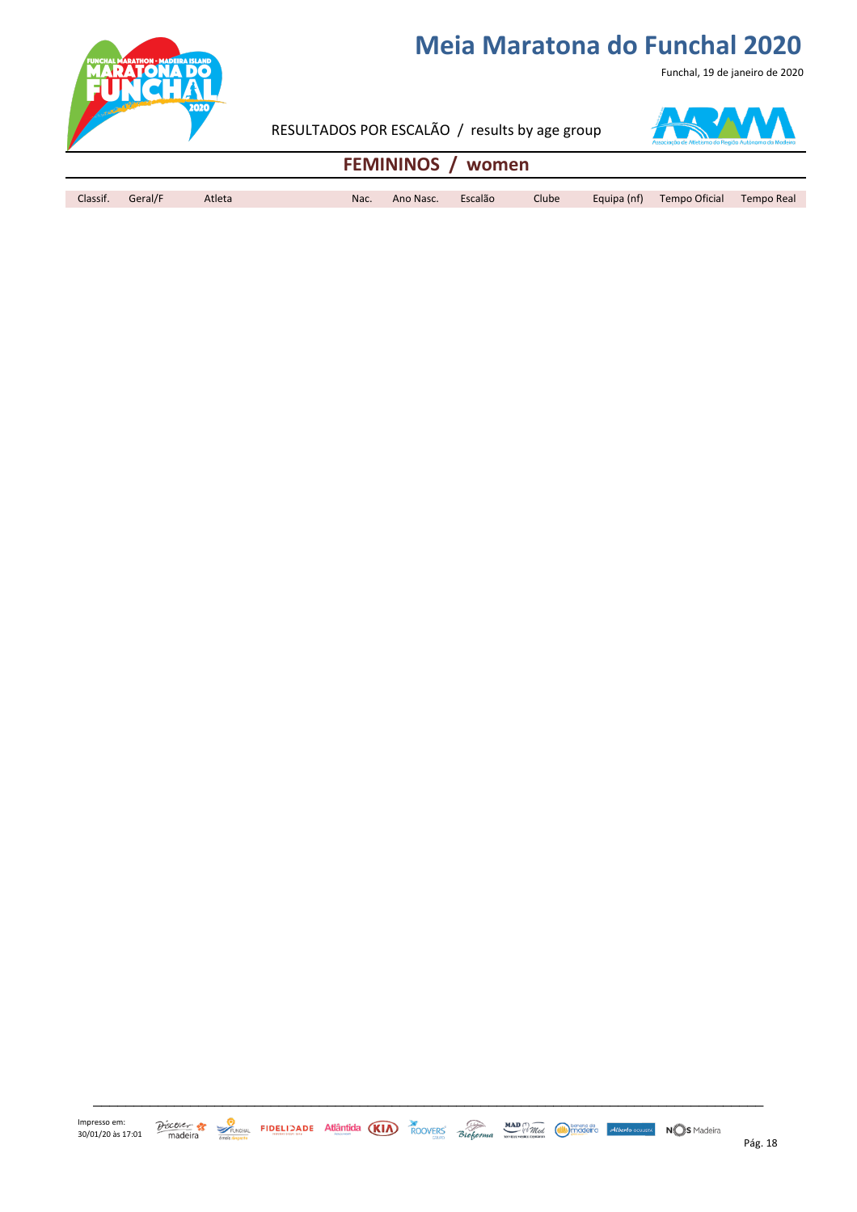# Meia Maratona do Funchal 2020

Funchal, 19 de janeiro de 2020

RESULTADOS POR ESCALÃO / results by age group

## FEMININOS / women

| Classif. | Geral/F | Atleta | Nac. | Ano Nasc. | Escalão | Clube | Equipa (nf) | Tempo Oficial | Tempo Real |
|---|---|---|---|---|---|---|---|---|---|

Impresso em:
30/01/20 às 17:01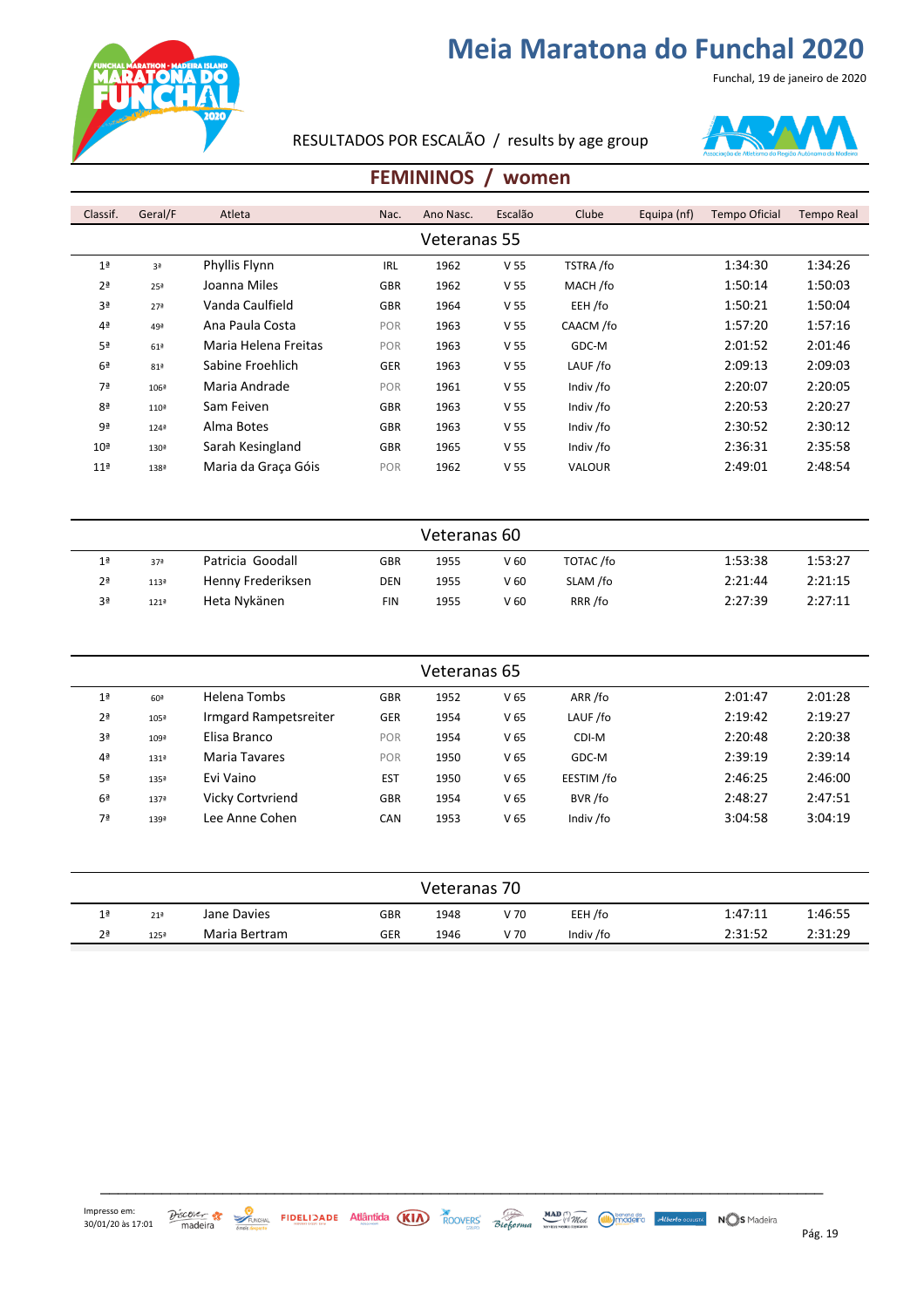# Meia Maratona do Funchal 2020

Funchal, 19 de janeiro de 2020

RESULTADOS POR ESCALÃO / results by age group

## FEMININOS / women

| Classif. | Geral/F | Atleta | Nac. | Ano Nasc. | Escalão | Clube | Equipa (nf) | Tempo Oficial | Tempo Real |
|---|---|---|---|---|---|---|---|---|---|
| | | **Veteranas 55** | | | | | | | |
| 1ª | 3ª | Phyllis Flynn | IRL | 1962 | V 55 | TSTRA /fo | | 1:34:30 | 1:34:26 |
| 2ª | 25ª | Joanna Miles | GBR | 1962 | V 55 | MACH /fo | | 1:50:14 | 1:50:03 |
| 3ª | 27ª | Vanda Caulfield | GBR | 1964 | V 55 | EEH /fo | | 1:50:21 | 1:50:04 |
| 4ª | 49ª | Ana Paula Costa | POR | 1963 | V 55 | CAACM /fo | | 1:57:20 | 1:57:16 |
| 5ª | 61ª | Maria Helena Freitas | POR | 1963 | V 55 | GDC-M | | 2:01:52 | 2:01:46 |
| 6ª | 81ª | Sabine Froehlich | GER | 1963 | V 55 | LAUF /fo | | 2:09:13 | 2:09:03 |
| 7ª | 106ª | Maria Andrade | POR | 1961 | V 55 | Indiv /fo | | 2:20:07 | 2:20:05 |
| 8ª | 110ª | Sam Feiven | GBR | 1963 | V 55 | Indiv /fo | | 2:20:53 | 2:20:27 |
| 9ª | 124ª | Alma Botes | GBR | 1963 | V 55 | Indiv /fo | | 2:30:52 | 2:30:12 |
| 10ª | 130ª | Sarah Kesingland | GBR | 1965 | V 55 | Indiv /fo | | 2:36:31 | 2:35:58 |
| 11ª | 138ª | Maria da Graça Góis | POR | 1962 | V 55 | VALOUR | | 2:49:01 | 2:48:54 |
| | | **Veteranas 60** | | | | | | | |
| 1ª | 37ª | Patricia Goodall | GBR | 1955 | V 60 | TOTAC /fo | | 1:53:38 | 1:53:27 |
| 2ª | 113ª | Henny Frederiksen | DEN | 1955 | V 60 | SLAM /fo | | 2:21:44 | 2:21:15 |
| 3ª | 121ª | Heta Nykänen | FIN | 1955 | V 60 | RRR /fo | | 2:27:39 | 2:27:11 |
| | | **Veteranas 65** | | | | | | | |
| 1ª | 60ª | Helena Tombs | GBR | 1952 | V 65 | ARR /fo | | 2:01:47 | 2:01:28 |
| 2ª | 105ª | Irmgard Rampetsreiter | GER | 1954 | V 65 | LAUF /fo | | 2:19:42 | 2:19:27 |
| 3ª | 109ª | Elisa Branco | POR | 1954 | V 65 | CDI-M | | 2:20:48 | 2:20:38 |
| 4ª | 131ª | Maria Tavares | POR | 1950 | V 65 | GDC-M | | 2:39:19 | 2:39:14 |
| 5ª | 135ª | Evi Vaino | EST | 1950 | V 65 | EESTIM /fo | | 2:46:25 | 2:46:00 |
| 6ª | 137ª | Vicky Cortvriend | GBR | 1954 | V 65 | BVR /fo | | 2:48:27 | 2:47:51 |
| 7ª | 139ª | Lee Anne Cohen | CAN | 1953 | V 65 | Indiv /fo | | 3:04:58 | 3:04:19 |
| | | **Veteranas 70** | | | | | | | |
| 1ª | 21ª | Jane Davies | GBR | 1948 | V 70 | EEH /fo | | 1:47:11 | 1:46:55 |
| 2ª | 125ª | Maria Bertram | GER | 1946 | V 70 | Indiv /fo | | 2:31:52 | 2:31:29 |

Impresso em: 30/01/20 às 17:01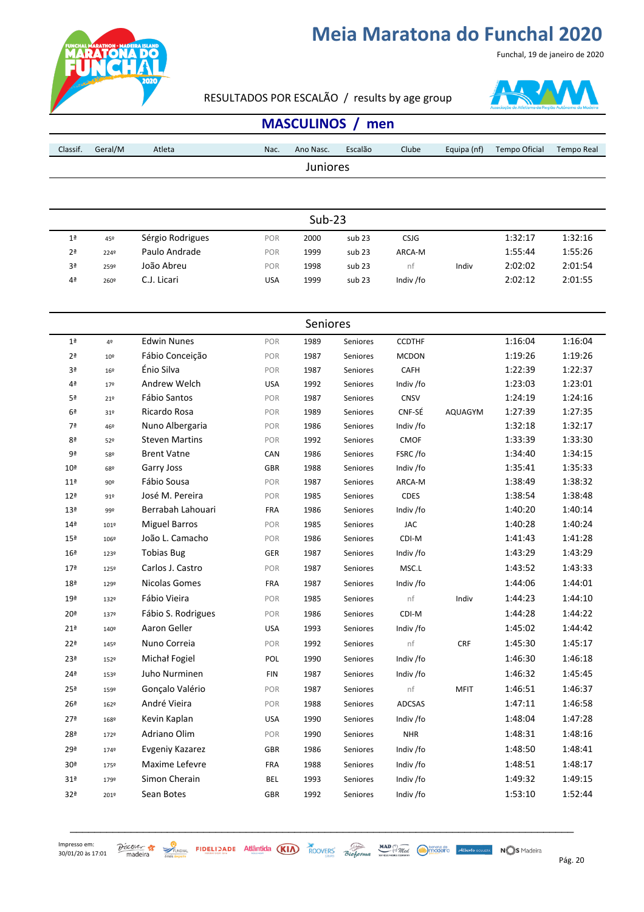# Meia Maratona do Funchal 2020

Funchal, 19 de janeiro de 2020

RESULTADOS POR ESCALÃO / results by age group

## MASCULINOS / men

| Classif. | Geral/M | Atleta | Nac. | Ano Nasc. | Escalão | Clube | Equipa (nf) | Tempo Oficial | Tempo Real |
|---|---|---|---|---|---|---|---|---|---|
| | | | | **Juniores** | | | | | |
| | | | | **Sub-23** | | | | | |
| 1ª | 45º | Sérgio Rodrigues | POR | 2000 | sub 23 | CSJG | | 1:32:17 | 1:32:16 |
| 2ª | 224º | Paulo Andrade | POR | 1999 | sub 23 | ARCA-M | | 1:55:44 | 1:55:26 |
| 3ª | 259º | João Abreu | POR | 1998 | sub 23 | nf | Indiv | 2:02:02 | 2:01:54 |
| 4ª | 260º | C.J. Licari | USA | 1999 | sub 23 | Indiv /fo | | 2:02:12 | 2:01:55 |
| | | | | **Seniores** | | | | | |
| 1ª | 4º | Edwin Nunes | POR | 1989 | Seniores | CCDTHF | | 1:16:04 | 1:16:04 |
| 2ª | 10º | Fábio Conceição | POR | 1987 | Seniores | MCDON | | 1:19:26 | 1:19:26 |
| 3ª | 16º | Énio Silva | POR | 1987 | Seniores | CAFH | | 1:22:39 | 1:22:37 |
| 4ª | 17º | Andrew Welch | USA | 1992 | Seniores | Indiv /fo | | 1:23:03 | 1:23:01 |
| 5ª | 21º | Fábio Santos | POR | 1987 | Seniores | CNSV | | 1:24:19 | 1:24:16 |
| 6ª | 31º | Ricardo Rosa | POR | 1989 | Seniores | CNF-SÉ | AQUAGYM | 1:27:39 | 1:27:35 |
| 7ª | 46º | Nuno Albergaria | POR | 1986 | Seniores | Indiv /fo | | 1:32:18 | 1:32:17 |
| 8ª | 52º | Steven Martins | POR | 1992 | Seniores | CMOF | | 1:33:39 | 1:33:30 |
| 9ª | 58º | Brent Vatne | CAN | 1986 | Seniores | FSRC /fo | | 1:34:40 | 1:34:15 |
| 10ª | 68º | Garry Joss | GBR | 1988 | Seniores | Indiv /fo | | 1:35:41 | 1:35:33 |
| 11ª | 90º | Fábio Sousa | POR | 1987 | Seniores | ARCA-M | | 1:38:49 | 1:38:32 |
| 12ª | 91º | José M. Pereira | POR | 1985 | Seniores | CDES | | 1:38:54 | 1:38:48 |
| 13ª | 99º | Berrabah Lahouari | FRA | 1986 | Seniores | Indiv /fo | | 1:40:20 | 1:40:14 |
| 14ª | 101º | Miguel Barros | POR | 1985 | Seniores | JAC | | 1:40:28 | 1:40:24 |
| 15ª | 106º | João L. Camacho | POR | 1986 | Seniores | CDI-M | | 1:41:43 | 1:41:28 |
| 16ª | 123º | Tobias Bug | GER | 1987 | Seniores | Indiv /fo | | 1:43:29 | 1:43:29 |
| 17ª | 125º | Carlos J. Castro | POR | 1987 | Seniores | MSC.L | | 1:43:52 | 1:43:33 |
| 18ª | 129º | Nicolas Gomes | FRA | 1987 | Seniores | Indiv /fo | | 1:44:06 | 1:44:01 |
| 19ª | 132º | Fábio Vieira | POR | 1985 | Seniores | nf | Indiv | 1:44:23 | 1:44:10 |
| 20ª | 137º | Fábio S. Rodrigues | POR | 1986 | Seniores | CDI-M | | 1:44:28 | 1:44:22 |
| 21ª | 140º | Aaron Geller | USA | 1993 | Seniores | Indiv /fo | | 1:45:02 | 1:44:42 |
| 22ª | 145º | Nuno Correia | POR | 1992 | Seniores | nf | CRF | 1:45:30 | 1:45:17 |
| 23ª | 152º | Michał Fogiel | POL | 1990 | Seniores | Indiv /fo | | 1:46:30 | 1:46:18 |
| 24ª | 153º | Juho Nurminen | FIN | 1987 | Seniores | Indiv /fo | | 1:46:32 | 1:45:45 |
| 25ª | 159º | Gonçalo Valério | POR | 1987 | Seniores | nf | MFIT | 1:46:51 | 1:46:37 |
| 26ª | 162º | André Vieira | POR | 1988 | Seniores | ADCSAS | | 1:47:11 | 1:46:58 |
| 27ª | 168º | Kevin Kaplan | USA | 1990 | Seniores | Indiv /fo | | 1:48:04 | 1:47:28 |
| 28ª | 172º | Adriano Olim | POR | 1990 | Seniores | NHR | | 1:48:31 | 1:48:16 |
| 29ª | 174º | Evgeniy Kazarez | GBR | 1986 | Seniores | Indiv /fo | | 1:48:50 | 1:48:41 |
| 30ª | 175º | Maxime Lefevre | FRA | 1988 | Seniores | Indiv /fo | | 1:48:51 | 1:48:17 |
| 31ª | 179º | Simon Cherain | BEL | 1993 | Seniores | Indiv /fo | | 1:49:32 | 1:49:15 |
| 32ª | 201º | Sean Botes | GBR | 1992 | Seniores | Indiv /fo | | 1:53:10 | 1:52:44 |

Impresso em: 30/01/20 às 17:01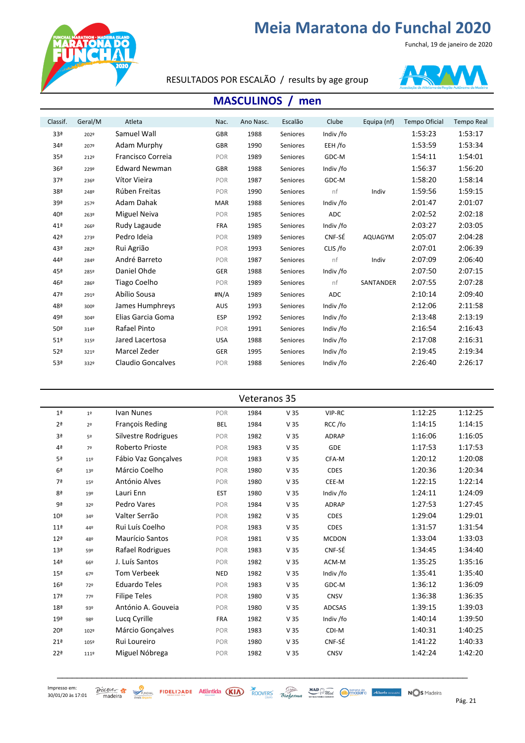# Meia Maratona do Funchal 2020

Funchal, 19 de janeiro de 2020

RESULTADOS POR ESCALÃO / results by age group

## MASCULINOS / men

| Classif. | Geral/M | Atleta | Nac. | Ano Nasc. | Escalão | Clube | Equipa (nf) | Tempo Oficial | Tempo Real |
|---|---|---|---|---|---|---|---|---|---|
| 33ª | 202º | Samuel Wall | GBR | 1988 | Seniores | Indiv /fo | | 1:53:23 | 1:53:17 |
| 34ª | 207º | Adam Murphy | GBR | 1990 | Seniores | EEH /fo | | 1:53:59 | 1:53:34 |
| 35ª | 212º | Francisco Correia | POR | 1989 | Seniores | GDC-M | | 1:54:11 | 1:54:01 |
| 36ª | 229º | Edward Newman | GBR | 1988 | Seniores | Indiv /fo | | 1:56:37 | 1:56:20 |
| 37ª | 236º | Vítor Vieira | POR | 1987 | Seniores | GDC-M | | 1:58:20 | 1:58:14 |
| 38ª | 248º | Rúben Freitas | POR | 1990 | Seniores | nf | Indiv | 1:59:56 | 1:59:15 |
| 39ª | 257º | Adam Dahak | MAR | 1988 | Seniores | Indiv /fo | | 2:01:47 | 2:01:07 |
| 40ª | 263º | Miguel Neiva | POR | 1985 | Seniores | ADC | | 2:02:52 | 2:02:18 |
| 41ª | 266º | Rudy Lagaude | FRA | 1985 | Seniores | Indiv /fo | | 2:03:27 | 2:03:05 |
| 42ª | 273º | Pedro Ideia | POR | 1989 | Seniores | CNF-SÉ | AQUAGYM | 2:05:07 | 2:04:28 |
| 43ª | 282º | Rui Agrião | POR | 1993 | Seniores | CLIS /fo | | 2:07:01 | 2:06:39 |
| 44ª | 284º | André Barreto | POR | 1987 | Seniores | nf | Indiv | 2:07:09 | 2:06:40 |
| 45ª | 285º | Daniel Ohde | GER | 1988 | Seniores | Indiv /fo | | 2:07:50 | 2:07:15 |
| 46ª | 286º | Tiago Coelho | POR | 1989 | Seniores | nf | SANTANDER | 2:07:55 | 2:07:28 |
| 47ª | 291º | Abílio Sousa | #N/A | 1989 | Seniores | ADC | | 2:10:14 | 2:09:40 |
| 48ª | 300º | James Humphreys | AUS | 1993 | Seniores | Indiv /fo | | 2:12:06 | 2:11:58 |
| 49ª | 304º | Elias Garcia Goma | ESP | 1992 | Seniores | Indiv /fo | | 2:13:48 | 2:13:19 |
| 50ª | 314º | Rafael Pinto | POR | 1991 | Seniores | Indiv /fo | | 2:16:54 | 2:16:43 |
| 51ª | 315º | Jared Lacertosa | USA | 1988 | Seniores | Indiv /fo | | 2:17:08 | 2:16:31 |
| 52ª | 321º | Marcel Zeder | GER | 1995 | Seniores | Indiv /fo | | 2:19:45 | 2:19:34 |
| 53ª | 332º | Claudio Goncalves | POR | 1988 | Seniores | Indiv /fo | | 2:26:40 | 2:26:17 |

### Veteranos 35

| Classif. | Geral/M | Atleta | Nac. | Ano Nasc. | Escalão | Clube | Equipa (nf) | Tempo Oficial | Tempo Real |
|---|---|---|---|---|---|---|---|---|---|
| 1ª | 1º | Ivan Nunes | POR | 1984 | V 35 | VIP-RC | | 1:12:25 | 1:12:25 |
| 2ª | 2º | François Reding | BEL | 1984 | V 35 | RCC /fo | | 1:14:15 | 1:14:15 |
| 3ª | 5º | Silvestre Rodrigues | POR | 1982 | V 35 | ADRAP | | 1:16:06 | 1:16:05 |
| 4ª | 7º | Roberto Prioste | POR | 1983 | V 35 | GDE | | 1:17:53 | 1:17:53 |
| 5ª | 11º | Fábio Vaz Gonçalves | POR | 1983 | V 35 | CFA-M | | 1:20:12 | 1:20:08 |
| 6ª | 13º | Márcio Coelho | POR | 1980 | V 35 | CDES | | 1:20:36 | 1:20:34 |
| 7ª | 15º | António Alves | POR | 1980 | V 35 | CEE-M | | 1:22:15 | 1:22:14 |
| 8ª | 19º | Lauri Enn | EST | 1980 | V 35 | Indiv /fo | | 1:24:11 | 1:24:09 |
| 9ª | 32º | Pedro Vares | POR | 1984 | V 35 | ADRAP | | 1:27:53 | 1:27:45 |
| 10ª | 34º | Valter Serrão | POR | 1982 | V 35 | CDES | | 1:29:04 | 1:29:01 |
| 11ª | 44º | Rui Luís Coelho | POR | 1983 | V 35 | CDES | | 1:31:57 | 1:31:54 |
| 12ª | 48º | Maurício Santos | POR | 1981 | V 35 | MCDON | | 1:33:04 | 1:33:03 |
| 13ª | 59º | Rafael Rodrigues | POR | 1983 | V 35 | CNF-SÉ | | 1:34:45 | 1:34:40 |
| 14ª | 66º | J. Luís Santos | POR | 1982 | V 35 | ACM-M | | 1:35:25 | 1:35:16 |
| 15ª | 67º | Tom Verbeek | NED | 1982 | V 35 | Indiv /fo | | 1:35:41 | 1:35:40 |
| 16ª | 72º | Eduardo Teles | POR | 1983 | V 35 | GDC-M | | 1:36:12 | 1:36:09 |
| 17ª | 77º | Filipe Teles | POR | 1980 | V 35 | CNSV | | 1:36:38 | 1:36:35 |
| 18ª | 93º | António A. Gouveia | POR | 1980 | V 35 | ADCSAS | | 1:39:15 | 1:39:03 |
| 19ª | 98º | Lucq Cyrille | FRA | 1982 | V 35 | Indiv /fo | | 1:40:14 | 1:39:50 |
| 20ª | 102º | Márcio Gonçalves | POR | 1983 | V 35 | CDI-M | | 1:40:31 | 1:40:25 |
| 21ª | 105º | Rui Loureiro | POR | 1980 | V 35 | CNF-SÉ | | 1:41:22 | 1:40:33 |
| 22ª | 111º | Miguel Nóbrega | POR | 1982 | V 35 | CNSV | | 1:42:24 | 1:42:20 |

Impresso em: 30/01/20 às 17:01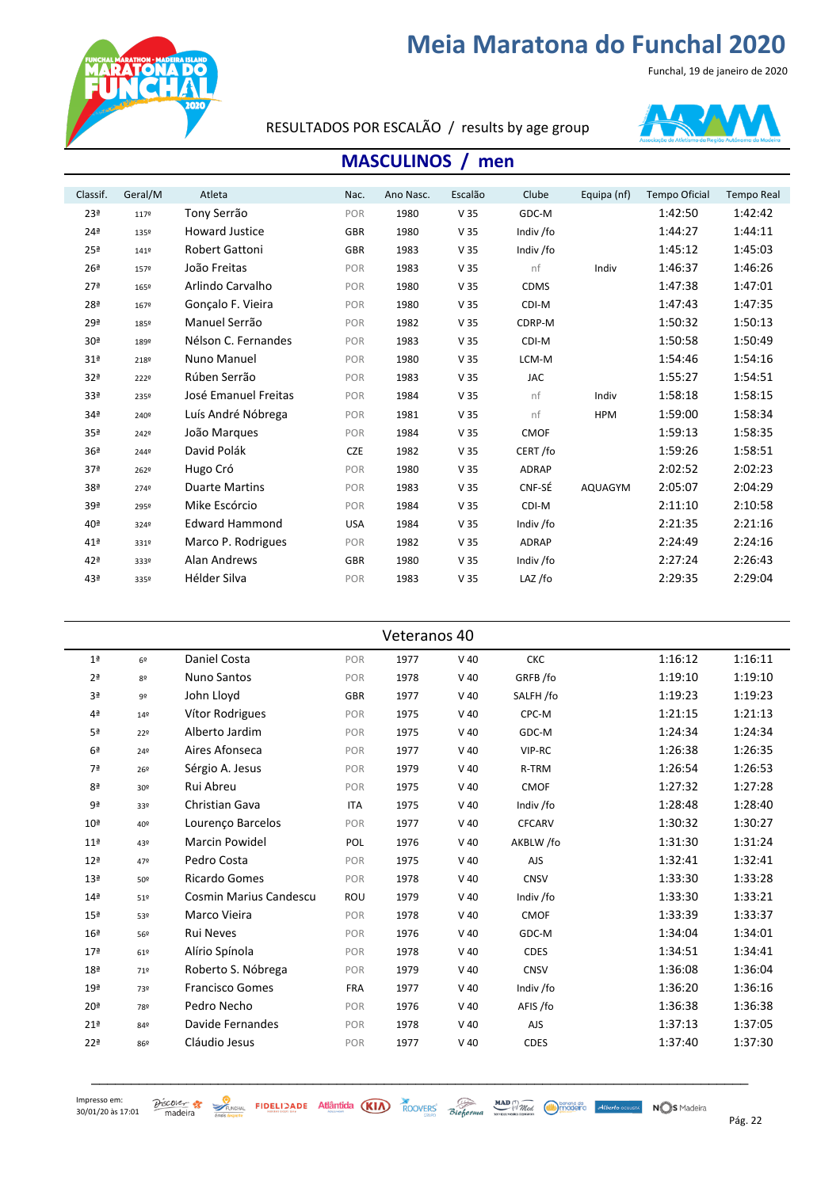# Meia Maratona do Funchal 2020

Funchal, 19 de janeiro de 2020

RESULTADOS POR ESCALÃO / results by age group

## MASCULINOS / men

| Classif. | Geral/M | Atleta | Nac. | Ano Nasc. | Escalão | Clube | Equipa (nf) | Tempo Oficial | Tempo Real |
|---|---|---|---|---|---|---|---|---|---|
| 23ª | 117º | Tony Serrão | POR | 1980 | V 35 | GDC-M | | 1:42:50 | 1:42:42 |
| 24ª | 135º | Howard Justice | GBR | 1980 | V 35 | Indiv /fo | | 1:44:27 | 1:44:11 |
| 25ª | 141º | Robert Gattoni | GBR | 1983 | V 35 | Indiv /fo | | 1:45:12 | 1:45:03 |
| 26ª | 157º | João Freitas | POR | 1983 | V 35 | nf | Indiv | 1:46:37 | 1:46:26 |
| 27ª | 165º | Arlindo Carvalho | POR | 1980 | V 35 | CDMS | | 1:47:38 | 1:47:01 |
| 28ª | 167º | Gonçalo F. Vieira | POR | 1980 | V 35 | CDI-M | | 1:47:43 | 1:47:35 |
| 29ª | 185º | Manuel Serrão | POR | 1982 | V 35 | CDRP-M | | 1:50:32 | 1:50:13 |
| 30ª | 189º | Nélson C. Fernandes | POR | 1983 | V 35 | CDI-M | | 1:50:58 | 1:50:49 |
| 31ª | 218º | Nuno Manuel | POR | 1980 | V 35 | LCM-M | | 1:54:46 | 1:54:16 |
| 32ª | 222º | Rúben Serrão | POR | 1983 | V 35 | JAC | | 1:55:27 | 1:54:51 |
| 33ª | 235º | José Emanuel Freitas | POR | 1984 | V 35 | nf | Indiv | 1:58:18 | 1:58:15 |
| 34ª | 240º | Luís André Nóbrega | POR | 1981 | V 35 | nf | HPM | 1:59:00 | 1:58:34 |
| 35ª | 242º | João Marques | POR | 1984 | V 35 | CMOF | | 1:59:13 | 1:58:35 |
| 36ª | 244º | David Polák | CZE | 1982 | V 35 | CERT /fo | | 1:59:26 | 1:58:51 |
| 37ª | 262º | Hugo Cró | POR | 1980 | V 35 | ADRAP | | 2:02:52 | 2:02:23 |
| 38ª | 274º | Duarte Martins | POR | 1983 | V 35 | CNF-SÉ | AQUAGYM | 2:05:07 | 2:04:29 |
| 39ª | 295º | Mike Escórcio | POR | 1984 | V 35 | CDI-M | | 2:11:10 | 2:10:58 |
| 40ª | 324º | Edward Hammond | USA | 1984 | V 35 | Indiv /fo | | 2:21:35 | 2:21:16 |
| 41ª | 331º | Marco P. Rodrigues | POR | 1982 | V 35 | ADRAP | | 2:24:49 | 2:24:16 |
| 42ª | 333º | Alan Andrews | GBR | 1980 | V 35 | Indiv /fo | | 2:27:24 | 2:26:43 |
| 43ª | 335º | Hélder Silva | POR | 1983 | V 35 | LAZ /fo | | 2:29:35 | 2:29:04 |

### Veteranos 40

| Classif. | Geral/M | Atleta | Nac. | Ano Nasc. | Escalão | Clube | Equipa (nf) | Tempo Oficial | Tempo Real |
|---|---|---|---|---|---|---|---|---|---|
| 1ª | 6º | Daniel Costa | POR | 1977 | V 40 | CKC | | 1:16:12 | 1:16:11 |
| 2ª | 8º | Nuno Santos | POR | 1978 | V 40 | GRFB /fo | | 1:19:10 | 1:19:10 |
| 3ª | 9º | John Lloyd | GBR | 1977 | V 40 | SALFH /fo | | 1:19:23 | 1:19:23 |
| 4ª | 14º | Vítor Rodrigues | POR | 1975 | V 40 | CPC-M | | 1:21:15 | 1:21:13 |
| 5ª | 22º | Alberto Jardim | POR | 1975 | V 40 | GDC-M | | 1:24:34 | 1:24:34 |
| 6ª | 24º | Aires Afonseca | POR | 1977 | V 40 | VIP-RC | | 1:26:38 | 1:26:35 |
| 7ª | 26º | Sérgio A. Jesus | POR | 1979 | V 40 | R-TRM | | 1:26:54 | 1:26:53 |
| 8ª | 30º | Rui Abreu | POR | 1975 | V 40 | CMOF | | 1:27:32 | 1:27:28 |
| 9ª | 33º | Christian Gava | ITA | 1975 | V 40 | Indiv /fo | | 1:28:48 | 1:28:40 |
| 10ª | 40º | Lourenço Barcelos | POR | 1977 | V 40 | CFCARV | | 1:30:32 | 1:30:27 |
| 11ª | 43º | Marcin Powidel | POL | 1976 | V 40 | AKBLW /fo | | 1:31:30 | 1:31:24 |
| 12ª | 47º | Pedro Costa | POR | 1975 | V 40 | AJS | | 1:32:41 | 1:32:41 |
| 13ª | 50º | Ricardo Gomes | POR | 1978 | V 40 | CNSV | | 1:33:30 | 1:33:28 |
| 14ª | 51º | Cosmin Marius Candescu | ROU | 1979 | V 40 | Indiv /fo | | 1:33:30 | 1:33:21 |
| 15ª | 53º | Marco Vieira | POR | 1978 | V 40 | CMOF | | 1:33:39 | 1:33:37 |
| 16ª | 56º | Rui Neves | POR | 1976 | V 40 | GDC-M | | 1:34:04 | 1:34:01 |
| 17ª | 61º | Alírio Spínola | POR | 1978 | V 40 | CDES | | 1:34:51 | 1:34:41 |
| 18ª | 71º | Roberto S. Nóbrega | POR | 1979 | V 40 | CNSV | | 1:36:08 | 1:36:04 |
| 19ª | 73º | Francisco Gomes | FRA | 1977 | V 40 | Indiv /fo | | 1:36:20 | 1:36:16 |
| 20ª | 78º | Pedro Necho | POR | 1976 | V 40 | AFIS /fo | | 1:36:38 | 1:36:38 |
| 21ª | 84º | Davide Fernandes | POR | 1978 | V 40 | AJS | | 1:37:13 | 1:37:05 |
| 22ª | 86º | Cláudio Jesus | POR | 1977 | V 40 | CDES | | 1:37:40 | 1:37:30 |

Impresso em: 30/01/20 às 17:01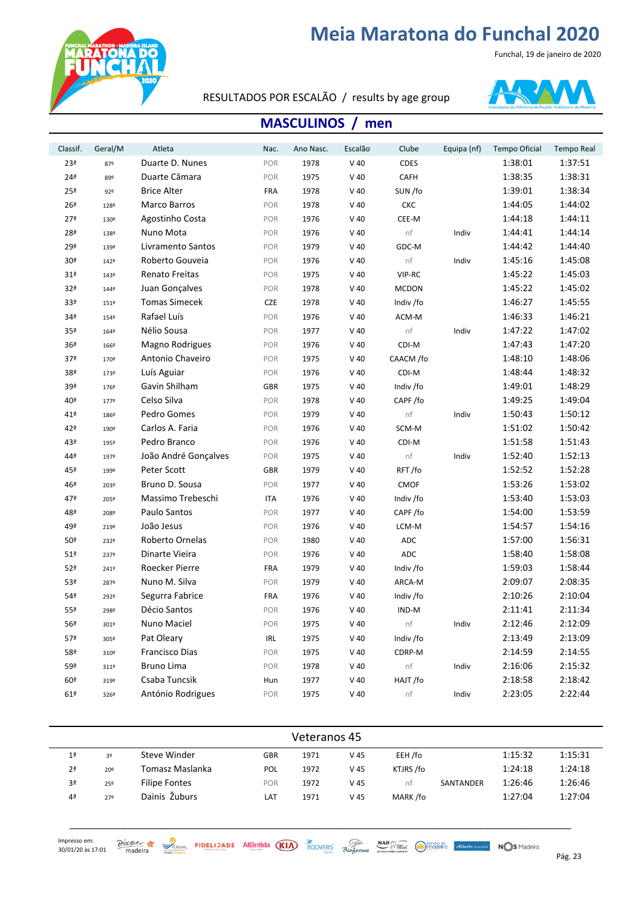# Meia Maratona do Funchal 2020

Funchal, 19 de janeiro de 2020

RESULTADOS POR ESCALÃO / results by age group

## MASCULINOS / men

| Classif. | Geral/M | Atleta | Nac. | Ano Nasc. | Escalão | Clube | Equipa (nf) | Tempo Oficial | Tempo Real |
|---|---|---|---|---|---|---|---|---|---|
| 23ª | 87º | Duarte D. Nunes | POR | 1978 | V 40 | CDES | | 1:38:01 | 1:37:51 |
| 24ª | 89º | Duarte Câmara | POR | 1975 | V 40 | CAFH | | 1:38:35 | 1:38:31 |
| 25ª | 92º | Brice Alter | FRA | 1978 | V 40 | SUN /fo | | 1:39:01 | 1:38:34 |
| 26ª | 128º | Marco Barros | POR | 1978 | V 40 | CKC | | 1:44:05 | 1:44:02 |
| 27ª | 130º | Agostinho Costa | POR | 1976 | V 40 | CEE-M | | 1:44:18 | 1:44:11 |
| 28ª | 138º | Nuno Mota | POR | 1976 | V 40 | nf | Indiv | 1:44:41 | 1:44:14 |
| 29ª | 139º | Livramento Santos | POR | 1979 | V 40 | GDC-M | | 1:44:42 | 1:44:40 |
| 30ª | 142º | Roberto Gouveia | POR | 1976 | V 40 | nf | Indiv | 1:45:16 | 1:45:08 |
| 31ª | 143º | Renato Freitas | POR | 1975 | V 40 | VIP-RC | | 1:45:22 | 1:45:03 |
| 32ª | 144º | Juan Gonçalves | POR | 1978 | V 40 | MCDON | | 1:45:22 | 1:45:02 |
| 33ª | 151º | Tomas Simecek | CZE | 1978 | V 40 | Indiv /fo | | 1:46:27 | 1:45:55 |
| 34ª | 154º | Rafael Luís | POR | 1976 | V 40 | ACM-M | | 1:46:33 | 1:46:21 |
| 35ª | 164º | Nélio Sousa | POR | 1977 | V 40 | nf | Indiv | 1:47:22 | 1:47:02 |
| 36ª | 166º | Magno Rodrigues | POR | 1976 | V 40 | CDI-M | | 1:47:43 | 1:47:20 |
| 37ª | 170º | Antonio Chaveiro | POR | 1975 | V 40 | CAACM /fo | | 1:48:10 | 1:48:06 |
| 38ª | 173º | Luís Aguiar | POR | 1976 | V 40 | CDI-M | | 1:48:44 | 1:48:32 |
| 39ª | 176º | Gavin Shilham | GBR | 1975 | V 40 | Indiv /fo | | 1:49:01 | 1:48:29 |
| 40ª | 177º | Celso Silva | POR | 1978 | V 40 | CAPF /fo | | 1:49:25 | 1:49:04 |
| 41ª | 186º | Pedro Gomes | POR | 1979 | V 40 | nf | Indiv | 1:50:43 | 1:50:12 |
| 42ª | 190º | Carlos A. Faria | POR | 1976 | V 40 | SCM-M | | 1:51:02 | 1:50:42 |
| 43ª | 195º | Pedro Branco | POR | 1976 | V 40 | CDI-M | | 1:51:58 | 1:51:43 |
| 44ª | 197º | João André Gonçalves | POR | 1975 | V 40 | nf | Indiv | 1:52:40 | 1:52:13 |
| 45ª | 199º | Peter Scott | GBR | 1979 | V 40 | RFT /fo | | 1:52:52 | 1:52:28 |
| 46ª | 203º | Bruno D. Sousa | POR | 1977 | V 40 | CMOF | | 1:53:26 | 1:53:02 |
| 47ª | 205º | Massimo Trebeschi | ITA | 1976 | V 40 | Indiv /fo | | 1:53:40 | 1:53:03 |
| 48ª | 208º | Paulo Santos | POR | 1977 | V 40 | CAPF /fo | | 1:54:00 | 1:53:59 |
| 49ª | 219º | João Jesus | POR | 1976 | V 40 | LCM-M | | 1:54:57 | 1:54:16 |
| 50ª | 232º | Roberto Ornelas | POR | 1980 | V 40 | ADC | | 1:57:00 | 1:56:31 |
| 51ª | 237º | Dinarte Vieira | POR | 1976 | V 40 | ADC | | 1:58:40 | 1:58:08 |
| 52ª | 241º | Roecker Pierre | FRA | 1979 | V 40 | Indiv /fo | | 1:59:03 | 1:58:44 |
| 53ª | 287º | Nuno M. Silva | POR | 1979 | V 40 | ARCA-M | | 2:09:07 | 2:08:35 |
| 54ª | 292º | Segurra Fabrice | FRA | 1976 | V 40 | Indiv /fo | | 2:10:26 | 2:10:04 |
| 55ª | 298º | Décio Santos | POR | 1976 | V 40 | IND-M | | 2:11:41 | 2:11:34 |
| 56ª | 301º | Nuno Maciel | POR | 1975 | V 40 | nf | Indiv | 2:12:46 | 2:12:09 |
| 57ª | 305º | Pat Oleary | IRL | 1975 | V 40 | Indiv /fo | | 2:13:49 | 2:13:09 |
| 58ª | 310º | Francisco Dias | POR | 1975 | V 40 | CDRP-M | | 2:14:59 | 2:14:55 |
| 59ª | 311º | Bruno Lima | POR | 1978 | V 40 | nf | Indiv | 2:16:06 | 2:15:32 |
| 60ª | 319º | Csaba Tuncsik | Hun | 1977 | V 40 | HAJT /fo | | 2:18:58 | 2:18:42 |
| 61ª | 326º | António Rodrigues | POR | 1975 | V 40 | nf | Indiv | 2:23:05 | 2:22:44 |

### Veteranos 45

| Classif. | Geral/M | Atleta | Nac. | Ano Nasc. | Escalão | Clube | Equipa (nf) | Tempo Oficial | Tempo Real |
|---|---|---|---|---|---|---|---|---|---|
| 1ª | 3º | Steve Winder | GBR | 1971 | V 45 | EEH /fo | | 1:15:32 | 1:15:31 |
| 2ª | 20º | Tomasz Maslanka | POL | 1972 | V 45 | KTJRS /fo | | 1:24:18 | 1:24:18 |
| 3ª | 25º | Filipe Fontes | POR | 1972 | V 45 | nf | SANTANDER | 1:26:46 | 1:26:46 |
| 4ª | 27º | Dainis Žuburs | LAT | 1971 | V 45 | MARK /fo | | 1:27:04 | 1:27:04 |

Impresso em: 30/01/20 às 17:01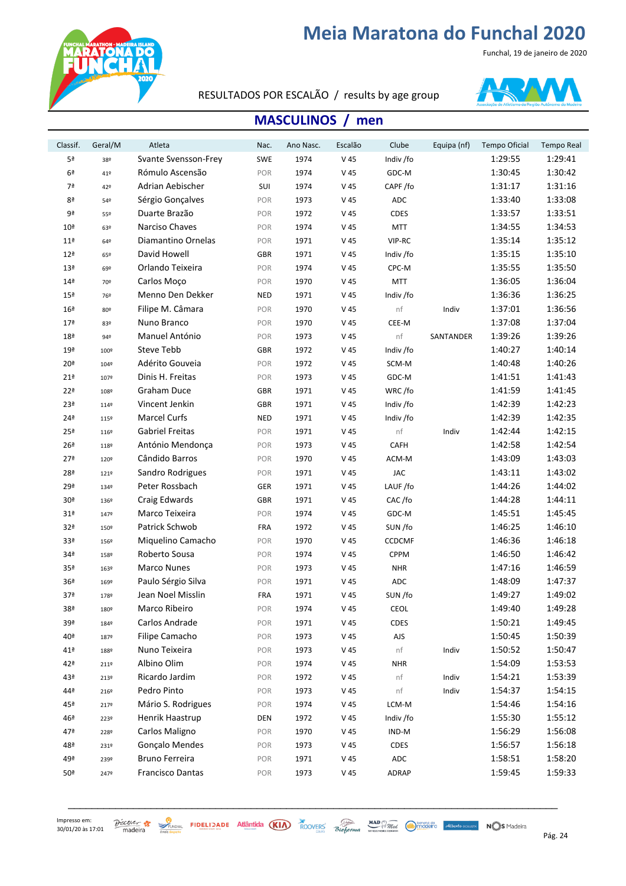# Meia Maratona do Funchal 2020

Funchal, 19 de janeiro de 2020

RESULTADOS POR ESCALÃO / results by age group

## MASCULINOS / men

| Classif. | Geral/M | Atleta | Nac. | Ano Nasc. | Escalão | Clube | Equipa (nf) | Tempo Oficial | Tempo Real |
|---|---|---|---|---|---|---|---|---|---|
| 5ª | 38º | Svante Svensson-Frey | SWE | 1974 | V 45 | Indiv /fo | | 1:29:55 | 1:29:41 |
| 6ª | 41º | Rómulo Ascensão | POR | 1974 | V 45 | GDC-M | | 1:30:45 | 1:30:42 |
| 7ª | 42º | Adrian Aebischer | SUI | 1974 | V 45 | CAPF /fo | | 1:31:17 | 1:31:16 |
| 8ª | 54º | Sérgio Gonçalves | POR | 1973 | V 45 | ADC | | 1:33:40 | 1:33:08 |
| 9ª | 55º | Duarte Brazão | POR | 1972 | V 45 | CDES | | 1:33:57 | 1:33:51 |
| 10ª | 63º | Narciso Chaves | POR | 1974 | V 45 | MTT | | 1:34:55 | 1:34:53 |
| 11ª | 64º | Diamantino Ornelas | POR | 1971 | V 45 | VIP-RC | | 1:35:14 | 1:35:12 |
| 12ª | 65º | David Howell | GBR | 1971 | V 45 | Indiv /fo | | 1:35:15 | 1:35:10 |
| 13ª | 69º | Orlando Teixeira | POR | 1974 | V 45 | CPC-M | | 1:35:55 | 1:35:50 |
| 14ª | 70º | Carlos Moço | POR | 1970 | V 45 | MTT | | 1:36:05 | 1:36:04 |
| 15ª | 76º | Menno Den Dekker | NED | 1971 | V 45 | Indiv /fo | | 1:36:36 | 1:36:25 |
| 16ª | 80º | Filipe M. Câmara | POR | 1970 | V 45 | nf | Indiv | 1:37:01 | 1:36:56 |
| 17ª | 83º | Nuno Branco | POR | 1970 | V 45 | CEE-M | | 1:37:08 | 1:37:04 |
| 18ª | 94º | Manuel António | POR | 1973 | V 45 | nf | SANTANDER | 1:39:26 | 1:39:26 |
| 19ª | 100º | Steve Tebb | GBR | 1972 | V 45 | Indiv /fo | | 1:40:27 | 1:40:14 |
| 20ª | 104º | Adérito Gouveia | POR | 1972 | V 45 | SCM-M | | 1:40:48 | 1:40:26 |
| 21ª | 107º | Dinis H. Freitas | POR | 1973 | V 45 | GDC-M | | 1:41:51 | 1:41:43 |
| 22ª | 108º | Graham Duce | GBR | 1971 | V 45 | WRC /fo | | 1:41:59 | 1:41:45 |
| 23ª | 114º | Vincent Jenkin | GBR | 1971 | V 45 | Indiv /fo | | 1:42:39 | 1:42:23 |
| 24ª | 115º | Marcel Curfs | NED | 1971 | V 45 | Indiv /fo | | 1:42:39 | 1:42:35 |
| 25ª | 116º | Gabriel Freitas | POR | 1971 | V 45 | nf | Indiv | 1:42:44 | 1:42:15 |
| 26ª | 118º | António Mendonça | POR | 1973 | V 45 | CAFH | | 1:42:58 | 1:42:54 |
| 27ª | 120º | Cândido Barros | POR | 1970 | V 45 | ACM-M | | 1:43:09 | 1:43:03 |
| 28ª | 121º | Sandro Rodrigues | POR | 1971 | V 45 | JAC | | 1:43:11 | 1:43:02 |
| 29ª | 134º | Peter Rossbach | GER | 1971 | V 45 | LAUF /fo | | 1:44:26 | 1:44:02 |
| 30ª | 136º | Craig Edwards | GBR | 1971 | V 45 | CAC /fo | | 1:44:28 | 1:44:11 |
| 31ª | 147º | Marco Teixeira | POR | 1974 | V 45 | GDC-M | | 1:45:51 | 1:45:45 |
| 32ª | 150º | Patrick Schwob | FRA | 1972 | V 45 | SUN /fo | | 1:46:25 | 1:46:10 |
| 33ª | 156º | Miquelino Camacho | POR | 1970 | V 45 | CCDCMF | | 1:46:36 | 1:46:18 |
| 34ª | 158º | Roberto Sousa | POR | 1974 | V 45 | CPPM | | 1:46:50 | 1:46:42 |
| 35ª | 163º | Marco Nunes | POR | 1973 | V 45 | NHR | | 1:47:16 | 1:46:59 |
| 36ª | 169º | Paulo Sérgio Silva | POR | 1971 | V 45 | ADC | | 1:48:09 | 1:47:37 |
| 37ª | 178º | Jean Noel Misslin | FRA | 1971 | V 45 | SUN /fo | | 1:49:27 | 1:49:02 |
| 38ª | 180º | Marco Ribeiro | POR | 1974 | V 45 | CEOL | | 1:49:40 | 1:49:28 |
| 39ª | 184º | Carlos Andrade | POR | 1971 | V 45 | CDES | | 1:50:21 | 1:49:45 |
| 40ª | 187º | Filipe Camacho | POR | 1973 | V 45 | AJS | | 1:50:45 | 1:50:39 |
| 41ª | 188º | Nuno Teixeira | POR | 1973 | V 45 | nf | Indiv | 1:50:52 | 1:50:47 |
| 42ª | 211º | Albino Olim | POR | 1974 | V 45 | NHR | | 1:54:09 | 1:53:53 |
| 43ª | 213º | Ricardo Jardim | POR | 1972 | V 45 | nf | Indiv | 1:54:21 | 1:53:39 |
| 44ª | 216º | Pedro Pinto | POR | 1973 | V 45 | nf | Indiv | 1:54:37 | 1:54:15 |
| 45ª | 217º | Mário S. Rodrigues | POR | 1974 | V 45 | LCM-M | | 1:54:46 | 1:54:16 |
| 46ª | 223º | Henrik Haastrup | DEN | 1972 | V 45 | Indiv /fo | | 1:55:30 | 1:55:12 |
| 47ª | 228º | Carlos Maligno | POR | 1970 | V 45 | IND-M | | 1:56:29 | 1:56:08 |
| 48ª | 231º | Gonçalo Mendes | POR | 1973 | V 45 | CDES | | 1:56:57 | 1:56:18 |
| 49ª | 239º | Bruno Ferreira | POR | 1971 | V 45 | ADC | | 1:58:51 | 1:58:20 |
| 50ª | 247º | Francisco Dantas | POR | 1973 | V 45 | ADRAP | | 1:59:45 | 1:59:33 |

Impresso em: 30/01/20 às 17:01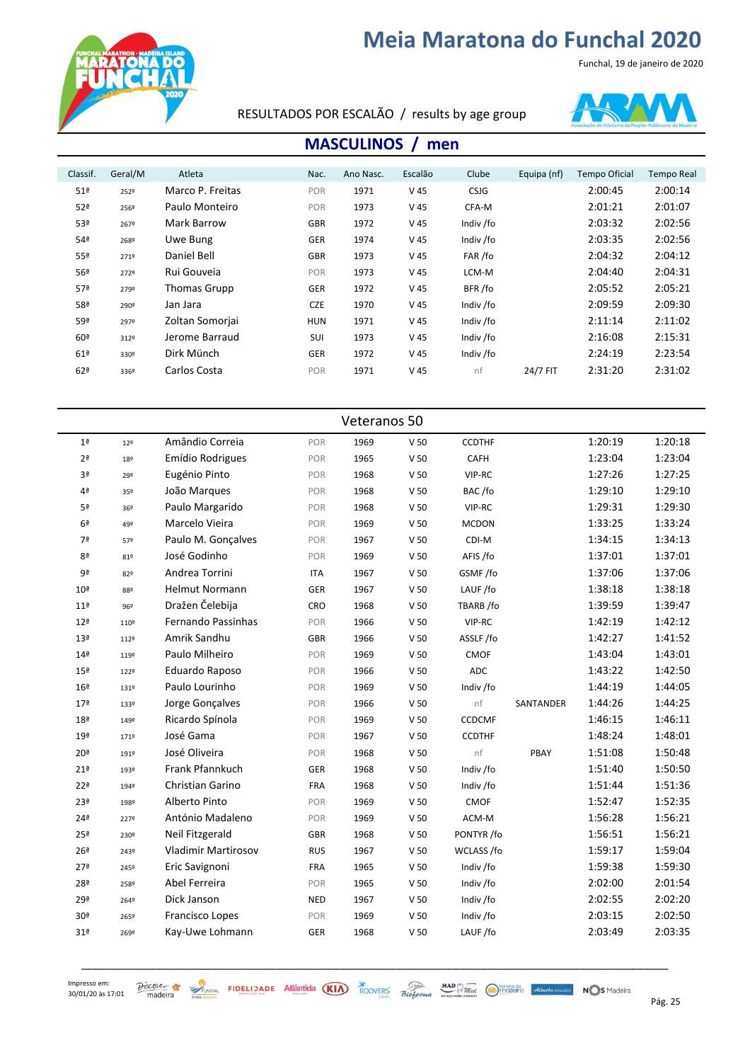# Meia Maratona do Funchal 2020

Funchal, 19 de janeiro de 2020

RESULTADOS POR ESCALÃO / results by age group

## MASCULINOS / men

| Classif. | Geral/M | Atleta | Nac. | Ano Nasc. | Escalão | Clube | Equipa (nf) | Tempo Oficial | Tempo Real |
|---|---|---|---|---|---|---|---|---|---|
| 51ª | 252º | Marco P. Freitas | POR | 1971 | V 45 | CSJG | | 2:00:45 | 2:00:14 |
| 52ª | 256º | Paulo Monteiro | POR | 1973 | V 45 | CFA-M | | 2:01:21 | 2:01:07 |
| 53ª | 267º | Mark Barrow | GBR | 1972 | V 45 | Indiv /fo | | 2:03:32 | 2:02:56 |
| 54ª | 268º | Uwe Bung | GER | 1974 | V 45 | Indiv /fo | | 2:03:35 | 2:02:56 |
| 55ª | 271º | Daniel Bell | GBR | 1973 | V 45 | FAR /fo | | 2:04:32 | 2:04:12 |
| 56ª | 272º | Rui Gouveia | POR | 1973 | V 45 | LCM-M | | 2:04:40 | 2:04:31 |
| 57ª | 279º | Thomas Grupp | GER | 1972 | V 45 | BFR /fo | | 2:05:52 | 2:05:21 |
| 58ª | 290º | Jan Jara | CZE | 1970 | V 45 | Indiv /fo | | 2:09:59 | 2:09:30 |
| 59ª | 297º | Zoltan Somorjai | HUN | 1971 | V 45 | Indiv /fo | | 2:11:14 | 2:11:02 |
| 60ª | 312º | Jerome Barraud | SUI | 1973 | V 45 | Indiv /fo | | 2:16:08 | 2:15:31 |
| 61ª | 330º | Dirk Münch | GER | 1972 | V 45 | Indiv /fo | | 2:24:19 | 2:23:54 |
| 62ª | 336º | Carlos Costa | POR | 1971 | V 45 | nf | 24/7 FIT | 2:31:20 | 2:31:02 |

### Veteranos 50

| Classif. | Geral/M | Atleta | Nac. | Ano Nasc. | Escalão | Clube | Equipa (nf) | Tempo Oficial | Tempo Real |
|---|---|---|---|---|---|---|---|---|---|
| 1ª | 12º | Amândio Correia | POR | 1969 | V 50 | CCDTHF | | 1:20:19 | 1:20:18 |
| 2ª | 18º | Emídio Rodrigues | POR | 1965 | V 50 | CAFH | | 1:23:04 | 1:23:04 |
| 3ª | 29º | Eugénio Pinto | POR | 1968 | V 50 | VIP-RC | | 1:27:26 | 1:27:25 |
| 4ª | 35º | João Marques | POR | 1968 | V 50 | BAC /fo | | 1:29:10 | 1:29:10 |
| 5ª | 36º | Paulo Margarido | POR | 1968 | V 50 | VIP-RC | | 1:29:31 | 1:29:30 |
| 6ª | 49º | Marcelo Vieira | POR | 1969 | V 50 | MCDON | | 1:33:25 | 1:33:24 |
| 7ª | 57º | Paulo M. Gonçalves | POR | 1967 | V 50 | CDI-M | | 1:34:15 | 1:34:13 |
| 8ª | 81º | José Godinho | POR | 1969 | V 50 | AFIS /fo | | 1:37:01 | 1:37:01 |
| 9ª | 82º | Andrea Torrini | ITA | 1967 | V 50 | GSMF /fo | | 1:37:06 | 1:37:06 |
| 10ª | 88º | Helmut Normann | GER | 1967 | V 50 | LAUF /fo | | 1:38:18 | 1:38:18 |
| 11ª | 96º | Dražen Čelebija | CRO | 1968 | V 50 | TBARB /fo | | 1:39:59 | 1:39:47 |
| 12ª | 110º | Fernando Passinhas | POR | 1966 | V 50 | VIP-RC | | 1:42:19 | 1:42:12 |
| 13ª | 112º | Amrik Sandhu | GBR | 1966 | V 50 | ASSLF /fo | | 1:42:27 | 1:41:52 |
| 14ª | 119º | Paulo Milheiro | POR | 1969 | V 50 | CMOF | | 1:43:04 | 1:43:01 |
| 15ª | 122º | Eduardo Raposo | POR | 1966 | V 50 | ADC | | 1:43:22 | 1:42:50 |
| 16ª | 131º | Paulo Lourinho | POR | 1969 | V 50 | Indiv /fo | | 1:44:19 | 1:44:05 |
| 17ª | 133º | Jorge Gonçalves | POR | 1966 | V 50 | nf | SANTANDER | 1:44:26 | 1:44:25 |
| 18ª | 149º | Ricardo Spínola | POR | 1969 | V 50 | CCDCMF | | 1:46:15 | 1:46:11 |
| 19ª | 171º | José Gama | POR | 1967 | V 50 | CCDTHF | | 1:48:24 | 1:48:01 |
| 20ª | 191º | José Oliveira | POR | 1968 | V 50 | nf | PBAY | 1:51:08 | 1:50:48 |
| 21ª | 193º | Frank Pfannkuch | GER | 1968 | V 50 | Indiv /fo | | 1:51:40 | 1:50:50 |
| 22ª | 194º | Christian Garino | FRA | 1968 | V 50 | Indiv /fo | | 1:51:44 | 1:51:36 |
| 23ª | 198º | Alberto Pinto | POR | 1969 | V 50 | CMOF | | 1:52:47 | 1:52:35 |
| 24ª | 227º | António Madaleno | POR | 1969 | V 50 | ACM-M | | 1:56:28 | 1:56:21 |
| 25ª | 230º | Neil Fitzgerald | GBR | 1968 | V 50 | PONTYR /fo | | 1:56:51 | 1:56:21 |
| 26ª | 243º | Vladimir Martirosov | RUS | 1967 | V 50 | WCLASS /fo | | 1:59:17 | 1:59:04 |
| 27ª | 245º | Eric Savignoni | FRA | 1965 | V 50 | Indiv /fo | | 1:59:38 | 1:59:30 |
| 28ª | 258º | Abel Ferreira | POR | 1965 | V 50 | Indiv /fo | | 2:02:00 | 2:01:54 |
| 29ª | 264º | Dick Janson | NED | 1967 | V 50 | Indiv /fo | | 2:02:55 | 2:02:20 |
| 30ª | 265º | Francisco Lopes | POR | 1969 | V 50 | Indiv /fo | | 2:03:15 | 2:02:50 |
| 31ª | 269º | Kay-Uwe Lohmann | GER | 1968 | V 50 | LAUF /fo | | 2:03:49 | 2:03:35 |

Impresso em: 30/01/20 às 17:01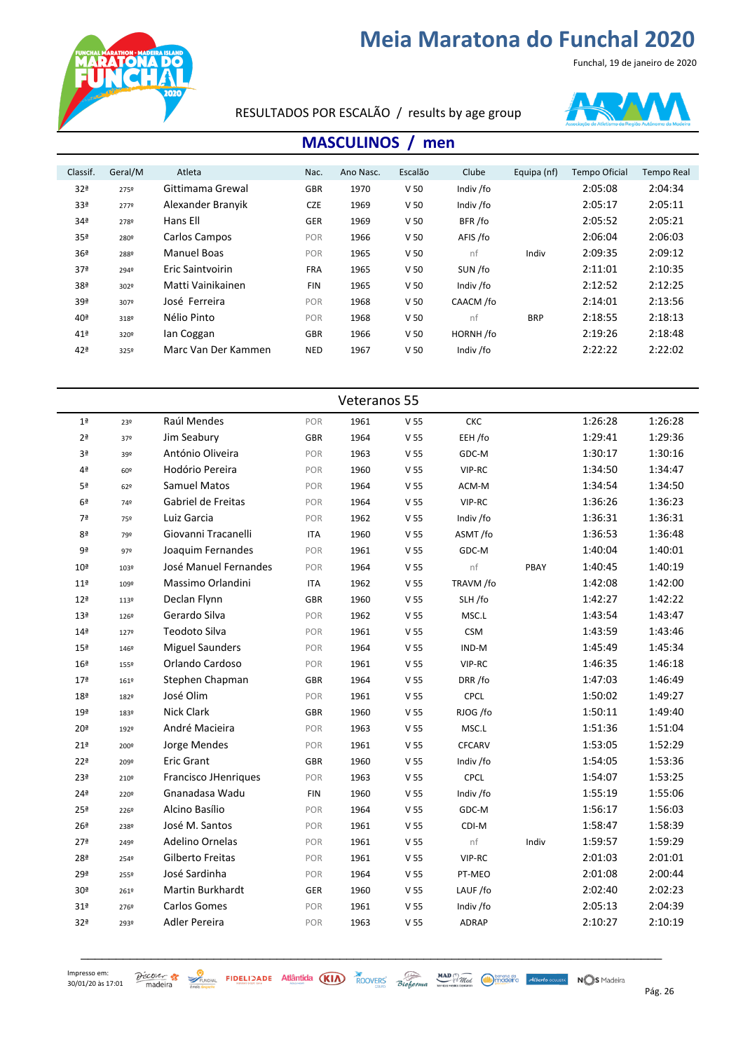# Meia Maratona do Funchal 2020

Funchal, 19 de janeiro de 2020

RESULTADOS POR ESCALÃO / results by age group

## MASCULINOS / men

| Classif. | Geral/M | Atleta | Nac. | Ano Nasc. | Escalão | Clube | Equipa (nf) | Tempo Oficial | Tempo Real |
|---|---|---|---|---|---|---|---|---|---|
| 32ª | 275º | Gittimama Grewal | GBR | 1970 | V 50 | Indiv /fo | | 2:05:08 | 2:04:34 |
| 33ª | 277º | Alexander Branyik | CZE | 1969 | V 50 | Indiv /fo | | 2:05:17 | 2:05:11 |
| 34ª | 278º | Hans Ell | GER | 1969 | V 50 | BFR /fo | | 2:05:52 | 2:05:21 |
| 35ª | 280º | Carlos Campos | POR | 1966 | V 50 | AFIS /fo | | 2:06:04 | 2:06:03 |
| 36ª | 288º | Manuel Boas | POR | 1965 | V 50 | nf | Indiv | 2:09:35 | 2:09:12 |
| 37ª | 294º | Eric Saintvoirin | FRA | 1965 | V 50 | SUN /fo | | 2:11:01 | 2:10:35 |
| 38ª | 302º | Matti Vainikainen | FIN | 1965 | V 50 | Indiv /fo | | 2:12:52 | 2:12:25 |
| 39ª | 307º | José Ferreira | POR | 1968 | V 50 | CAACM /fo | | 2:14:01 | 2:13:56 |
| 40ª | 318º | Nélio Pinto | POR | 1968 | V 50 | nf | BRP | 2:18:55 | 2:18:13 |
| 41ª | 320º | Ian Coggan | GBR | 1966 | V 50 | HORNH /fo | | 2:19:26 | 2:18:48 |
| 42ª | 325º | Marc Van Der Kammen | NED | 1967 | V 50 | Indiv /fo | | 2:22:22 | 2:22:02 |

### Veteranos 55

| Classif. | Geral/M | Atleta | Nac. | Ano Nasc. | Escalão | Clube | Equipa (nf) | Tempo Oficial | Tempo Real |
|---|---|---|---|---|---|---|---|---|---|
| 1ª | 23º | Raúl Mendes | POR | 1961 | V 55 | CKC | | 1:26:28 | 1:26:28 |
| 2ª | 37º | Jim Seabury | GBR | 1964 | V 55 | EEH /fo | | 1:29:41 | 1:29:36 |
| 3ª | 39º | António Oliveira | POR | 1963 | V 55 | GDC-M | | 1:30:17 | 1:30:16 |
| 4ª | 60º | Hodório Pereira | POR | 1960 | V 55 | VIP-RC | | 1:34:50 | 1:34:47 |
| 5ª | 62º | Samuel Matos | POR | 1964 | V 55 | ACM-M | | 1:34:54 | 1:34:50 |
| 6ª | 74º | Gabriel de Freitas | POR | 1964 | V 55 | VIP-RC | | 1:36:26 | 1:36:23 |
| 7ª | 75º | Luiz Garcia | POR | 1962 | V 55 | Indiv /fo | | 1:36:31 | 1:36:31 |
| 8ª | 79º | Giovanni Tracanelli | ITA | 1960 | V 55 | ASMT /fo | | 1:36:53 | 1:36:48 |
| 9ª | 97º | Joaquim Fernandes | POR | 1961 | V 55 | GDC-M | | 1:40:04 | 1:40:01 |
| 10ª | 103º | José Manuel Fernandes | POR | 1964 | V 55 | nf | PBAY | 1:40:45 | 1:40:19 |
| 11ª | 109º | Massimo Orlandini | ITA | 1962 | V 55 | TRAVM /fo | | 1:42:08 | 1:42:00 |
| 12ª | 113º | Declan Flynn | GBR | 1960 | V 55 | SLH /fo | | 1:42:27 | 1:42:22 |
| 13ª | 126º | Gerardo Silva | POR | 1962 | V 55 | MSC.L | | 1:43:54 | 1:43:47 |
| 14ª | 127º | Teodoto Silva | POR | 1961 | V 55 | CSM | | 1:43:59 | 1:43:46 |
| 15ª | 146º | Miguel Saunders | POR | 1964 | V 55 | IND-M | | 1:45:49 | 1:45:34 |
| 16ª | 155º | Orlando Cardoso | POR | 1961 | V 55 | VIP-RC | | 1:46:35 | 1:46:18 |
| 17ª | 161º | Stephen Chapman | GBR | 1964 | V 55 | DRR /fo | | 1:47:03 | 1:46:49 |
| 18ª | 182º | José Olim | POR | 1961 | V 55 | CPCL | | 1:50:02 | 1:49:27 |
| 19ª | 183º | Nick Clark | GBR | 1960 | V 55 | RJOG /fo | | 1:50:11 | 1:49:40 |
| 20ª | 192º | André Macieira | POR | 1963 | V 55 | MSC.L | | 1:51:36 | 1:51:04 |
| 21ª | 200º | Jorge Mendes | POR | 1961 | V 55 | CFCARV | | 1:53:05 | 1:52:29 |
| 22ª | 209º | Eric Grant | GBR | 1960 | V 55 | Indiv /fo | | 1:54:05 | 1:53:36 |
| 23ª | 210º | Francisco JHenriques | POR | 1963 | V 55 | CPCL | | 1:54:07 | 1:53:25 |
| 24ª | 220º | Gnanadasa Wadu | FIN | 1960 | V 55 | Indiv /fo | | 1:55:19 | 1:55:06 |
| 25ª | 226º | Alcino Basílio | POR | 1964 | V 55 | GDC-M | | 1:56:17 | 1:56:03 |
| 26ª | 238º | José M. Santos | POR | 1961 | V 55 | CDI-M | | 1:58:47 | 1:58:39 |
| 27ª | 249º | Adelino Ornelas | POR | 1961 | V 55 | nf | Indiv | 1:59:57 | 1:59:29 |
| 28ª | 254º | Gilberto Freitas | POR | 1961 | V 55 | VIP-RC | | 2:01:03 | 2:01:01 |
| 29ª | 255º | José Sardinha | POR | 1964 | V 55 | PT-MEO | | 2:01:08 | 2:00:44 |
| 30ª | 261º | Martin Burkhardt | GER | 1960 | V 55 | LAUF /fo | | 2:02:40 | 2:02:23 |
| 31ª | 276º | Carlos Gomes | POR | 1961 | V 55 | Indiv /fo | | 2:05:13 | 2:04:39 |
| 32ª | 293º | Adler Pereira | POR | 1963 | V 55 | ADRAP | | 2:10:27 | 2:10:19 |

Impresso em: 30/01/20 às 17:01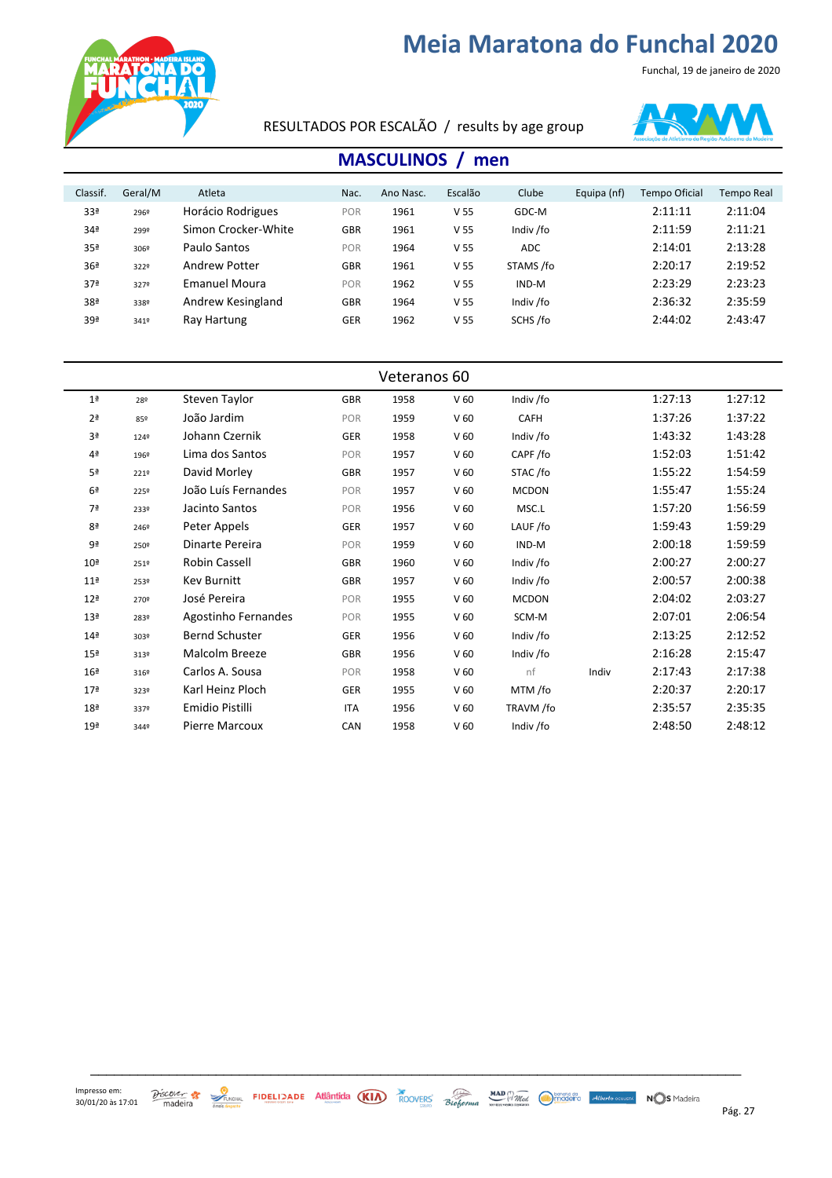# Meia Maratona do Funchal 2020

Funchal, 19 de janeiro de 2020

RESULTADOS POR ESCALÃO / results by age group

## MASCULINOS / men

| Classif. | Geral/M | Atleta | Nac. | Ano Nasc. | Escalão | Clube | Equipa (nf) | Tempo Oficial | Tempo Real |
|---|---|---|---|---|---|---|---|---|---|
| 33ª | 296º | Horácio Rodrigues | POR | 1961 | V 55 | GDC-M | | 2:11:11 | 2:11:04 |
| 34ª | 299º | Simon Crocker-White | GBR | 1961 | V 55 | Indiv /fo | | 2:11:59 | 2:11:21 |
| 35ª | 306º | Paulo Santos | POR | 1964 | V 55 | ADC | | 2:14:01 | 2:13:28 |
| 36ª | 322º | Andrew Potter | GBR | 1961 | V 55 | STAMS /fo | | 2:20:17 | 2:19:52 |
| 37ª | 327º | Emanuel Moura | POR | 1962 | V 55 | IND-M | | 2:23:29 | 2:23:23 |
| 38ª | 338º | Andrew Kesingland | GBR | 1964 | V 55 | Indiv /fo | | 2:36:32 | 2:35:59 |
| 39ª | 341º | Ray Hartung | GER | 1962 | V 55 | SCHS /fo | | 2:44:02 | 2:43:47 |

### Veteranos 60

| Classif. | Geral/M | Atleta | Nac. | Ano Nasc. | Escalão | Clube | Equipa (nf) | Tempo Oficial | Tempo Real |
|---|---|---|---|---|---|---|---|---|---|
| 1ª | 28º | Steven Taylor | GBR | 1958 | V 60 | Indiv /fo | | 1:27:13 | 1:27:12 |
| 2ª | 85º | João Jardim | POR | 1959 | V 60 | CAFH | | 1:37:26 | 1:37:22 |
| 3ª | 124º | Johann Czernik | GER | 1958 | V 60 | Indiv /fo | | 1:43:32 | 1:43:28 |
| 4ª | 196º | Lima dos Santos | POR | 1957 | V 60 | CAPF /fo | | 1:52:03 | 1:51:42 |
| 5ª | 221º | David Morley | GBR | 1957 | V 60 | STAC /fo | | 1:55:22 | 1:54:59 |
| 6ª | 225º | João Luís Fernandes | POR | 1957 | V 60 | MCDON | | 1:55:47 | 1:55:24 |
| 7ª | 233º | Jacinto Santos | POR | 1956 | V 60 | MSC.L | | 1:57:20 | 1:56:59 |
| 8ª | 246º | Peter Appels | GER | 1957 | V 60 | LAUF /fo | | 1:59:43 | 1:59:29 |
| 9ª | 250º | Dinarte Pereira | POR | 1959 | V 60 | IND-M | | 2:00:18 | 1:59:59 |
| 10ª | 251º | Robin Cassell | GBR | 1960 | V 60 | Indiv /fo | | 2:00:27 | 2:00:27 |
| 11ª | 253º | Kev Burnitt | GBR | 1957 | V 60 | Indiv /fo | | 2:00:57 | 2:00:38 |
| 12ª | 270º | José Pereira | POR | 1955 | V 60 | MCDON | | 2:04:02 | 2:03:27 |
| 13ª | 283º | Agostinho Fernandes | POR | 1955 | V 60 | SCM-M | | 2:07:01 | 2:06:54 |
| 14ª | 303º | Bernd Schuster | GER | 1956 | V 60 | Indiv /fo | | 2:13:25 | 2:12:52 |
| 15ª | 313º | Malcolm Breeze | GBR | 1956 | V 60 | Indiv /fo | | 2:16:28 | 2:15:47 |
| 16ª | 316º | Carlos A. Sousa | POR | 1958 | V 60 | nf | Indiv | 2:17:43 | 2:17:38 |
| 17ª | 323º | Karl Heinz Ploch | GER | 1955 | V 60 | MTM /fo | | 2:20:37 | 2:20:17 |
| 18ª | 337º | Emidio Pistilli | ITA | 1956 | V 60 | TRAVM /fo | | 2:35:57 | 2:35:35 |
| 19ª | 344º | Pierre Marcoux | CAN | 1958 | V 60 | Indiv /fo | | 2:48:50 | 2:48:12 |

Impresso em: 30/01/20 às 17:01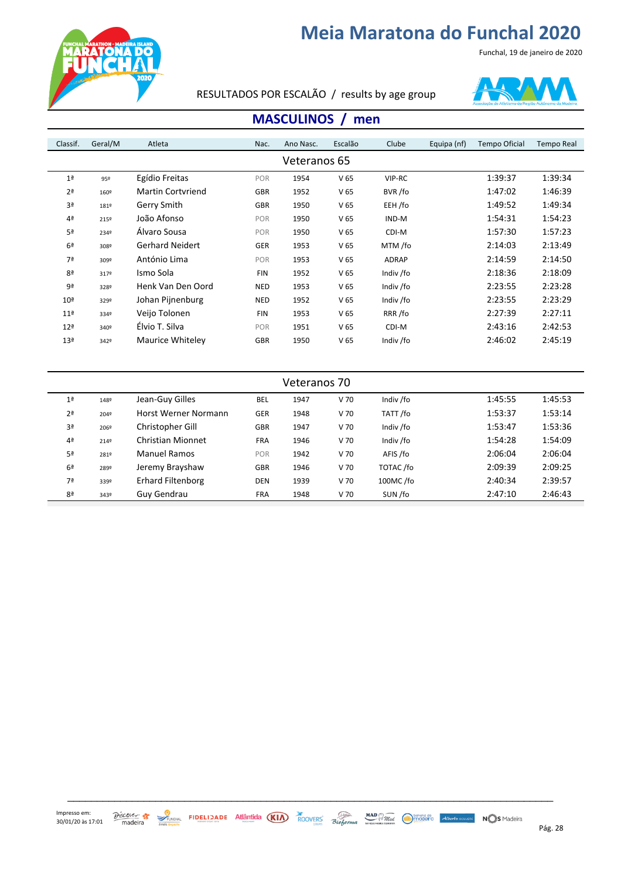# Meia Maratona do Funchal 2020

Funchal, 19 de janeiro de 2020

RESULTADOS POR ESCALÃO / results by age group

## MASCULINOS / men

| Classif. | Geral/M | Atleta | Nac. | Ano Nasc. | Escalão | Clube | Equipa (nf) | Tempo Oficial | Tempo Real |
|---|---|---|---|---|---|---|---|---|---|
| | | **Veteranos 65** | | | | | | | |
| 1ª | 95º | Egídio Freitas | POR | 1954 | V 65 | VIP-RC | | 1:39:37 | 1:39:34 |
| 2ª | 160º | Martin Cortvriend | GBR | 1952 | V 65 | BVR /fo | | 1:47:02 | 1:46:39 |
| 3ª | 181º | Gerry Smith | GBR | 1950 | V 65 | EEH /fo | | 1:49:52 | 1:49:34 |
| 4ª | 215º | João Afonso | POR | 1950 | V 65 | IND-M | | 1:54:31 | 1:54:23 |
| 5ª | 234º | Álvaro Sousa | POR | 1950 | V 65 | CDI-M | | 1:57:30 | 1:57:23 |
| 6ª | 308º | Gerhard Neidert | GER | 1953 | V 65 | MTM /fo | | 2:14:03 | 2:13:49 |
| 7ª | 309º | António Lima | POR | 1953 | V 65 | ADRAP | | 2:14:59 | 2:14:50 |
| 8ª | 317º | Ismo Sola | FIN | 1952 | V 65 | Indiv /fo | | 2:18:36 | 2:18:09 |
| 9ª | 328º | Henk Van Den Oord | NED | 1953 | V 65 | Indiv /fo | | 2:23:55 | 2:23:28 |
| 10ª | 329º | Johan Pijnenburg | NED | 1952 | V 65 | Indiv /fo | | 2:23:55 | 2:23:29 |
| 11ª | 334º | Veijo Tolonen | FIN | 1953 | V 65 | RRR /fo | | 2:27:39 | 2:27:11 |
| 12ª | 340º | Élvio T. Silva | POR | 1951 | V 65 | CDI-M | | 2:43:16 | 2:42:53 |
| 13ª | 342º | Maurice Whiteley | GBR | 1950 | V 65 | Indiv /fo | | 2:46:02 | 2:45:19 |
| | | **Veteranos 70** | | | | | | | |
| 1ª | 148º | Jean-Guy Gilles | BEL | 1947 | V 70 | Indiv /fo | | 1:45:55 | 1:45:53 |
| 2ª | 204º | Horst Werner Normann | GER | 1948 | V 70 | TATT /fo | | 1:53:37 | 1:53:14 |
| 3ª | 206º | Christopher Gill | GBR | 1947 | V 70 | Indiv /fo | | 1:53:47 | 1:53:36 |
| 4ª | 214º | Christian Mionnet | FRA | 1946 | V 70 | Indiv /fo | | 1:54:28 | 1:54:09 |
| 5ª | 281º | Manuel Ramos | POR | 1942 | V 70 | AFIS /fo | | 2:06:04 | 2:06:04 |
| 6ª | 289º | Jeremy Brayshaw | GBR | 1946 | V 70 | TOTAC /fo | | 2:09:39 | 2:09:25 |
| 7ª | 339º | Erhard Filtenborg | DEN | 1939 | V 70 | 100MC /fo | | 2:40:34 | 2:39:57 |
| 8ª | 343º | Guy Gendrau | FRA | 1948 | V 70 | SUN /fo | | 2:47:10 | 2:46:43 |

Impresso em: 30/01/20 às 17:01